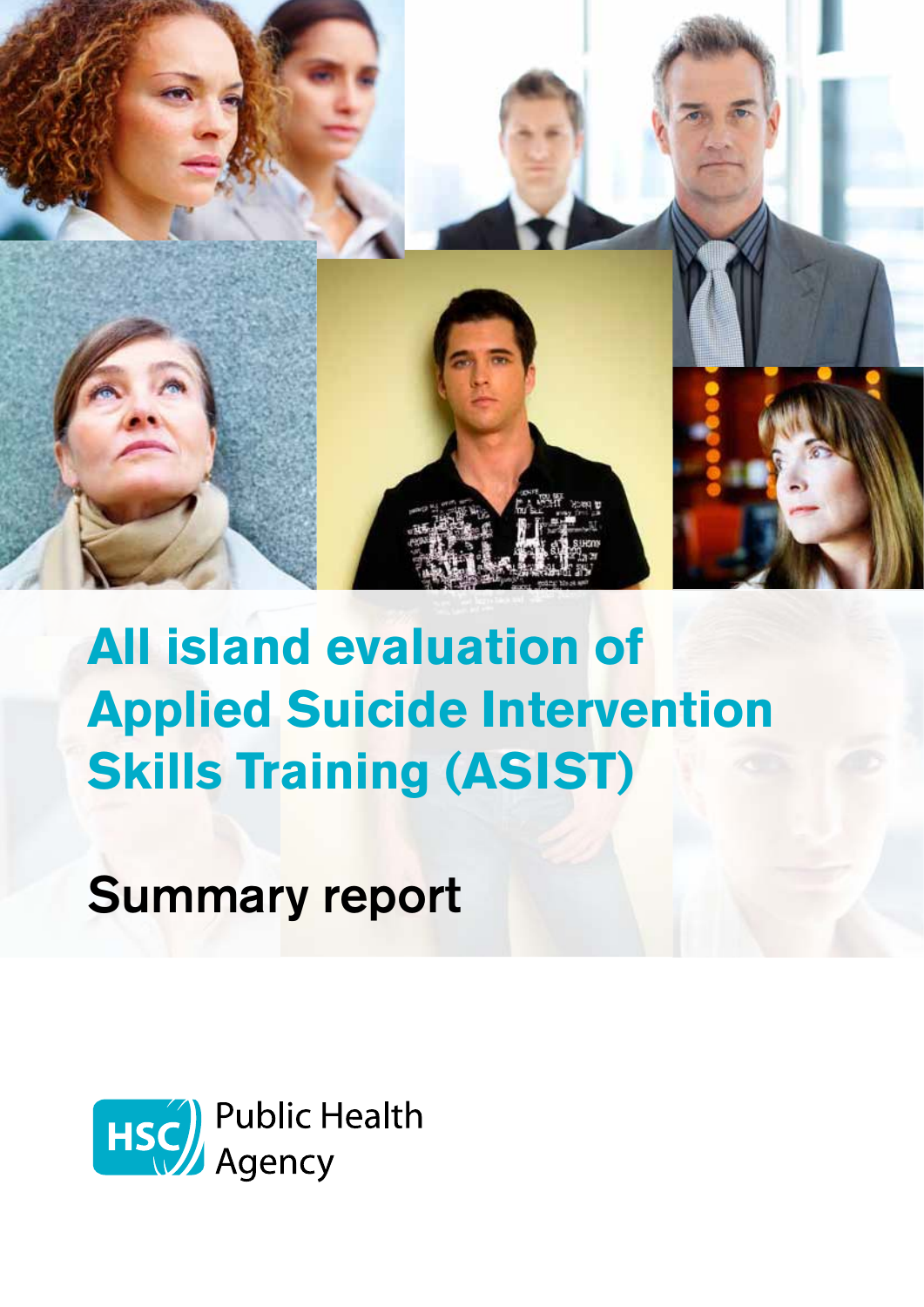# All island evaluation of Applied Suicide Intervention Skills Training (ASIST)

## Summary report

HSC Public Health Agency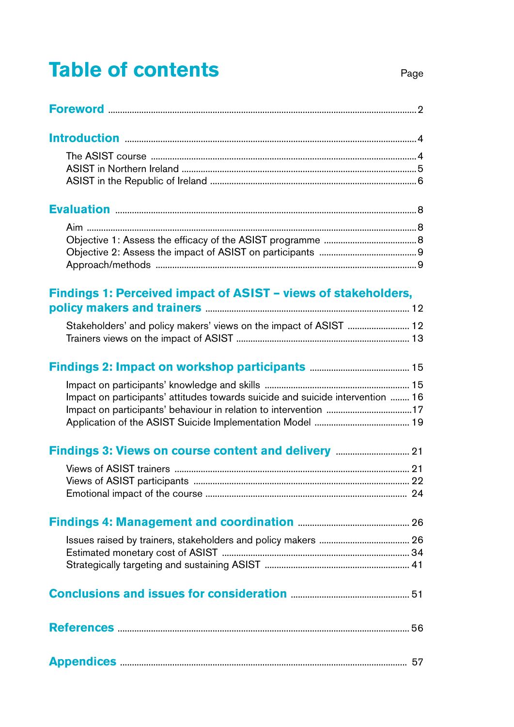# Table of contents

| | Page |
|---|---|
| **Foreword** | 2 |
| **Introduction** | 4 |
| The ASIST course | 4 |
| ASIST in Northern Ireland | 5 |
| ASIST in the Republic of Ireland | 6 |
| **Evaluation** | 8 |
| Aim | 8 |
| Objective 1: Assess the efficacy of the ASIST programme | 8 |
| Objective 2: Assess the impact of ASIST on participants | 9 |
| Approach/methods | 9 |
| **Findings 1: Perceived impact of ASIST – views of stakeholders, policy makers and trainers** | 12 |
| Stakeholders' and policy makers' views on the impact of ASIST | 12 |
| Trainers views on the impact of ASIST | 13 |
| **Findings 2: Impact on workshop participants** | 15 |
| Impact on participants' knowledge and skills | 15 |
| Impact on participants' attitudes towards suicide and suicide intervention | 16 |
| Impact on participants' behaviour in relation to intervention | 17 |
| Application of the ASIST Suicide Implementation Model | 19 |
| **Findings 3: Views on course content and delivery** | 21 |
| Views of ASIST trainers | 21 |
| Views of ASIST participants | 22 |
| Emotional impact of the course | 24 |
| **Findings 4: Management and coordination** | 26 |
| Issues raised by trainers, stakeholders and policy makers | 26 |
| Estimated monetary cost of ASIST | 34 |
| Strategically targeting and sustaining ASIST | 41 |
| **Conclusions and issues for consideration** | 51 |
| **References** | 56 |
| **Appendices** | 57 |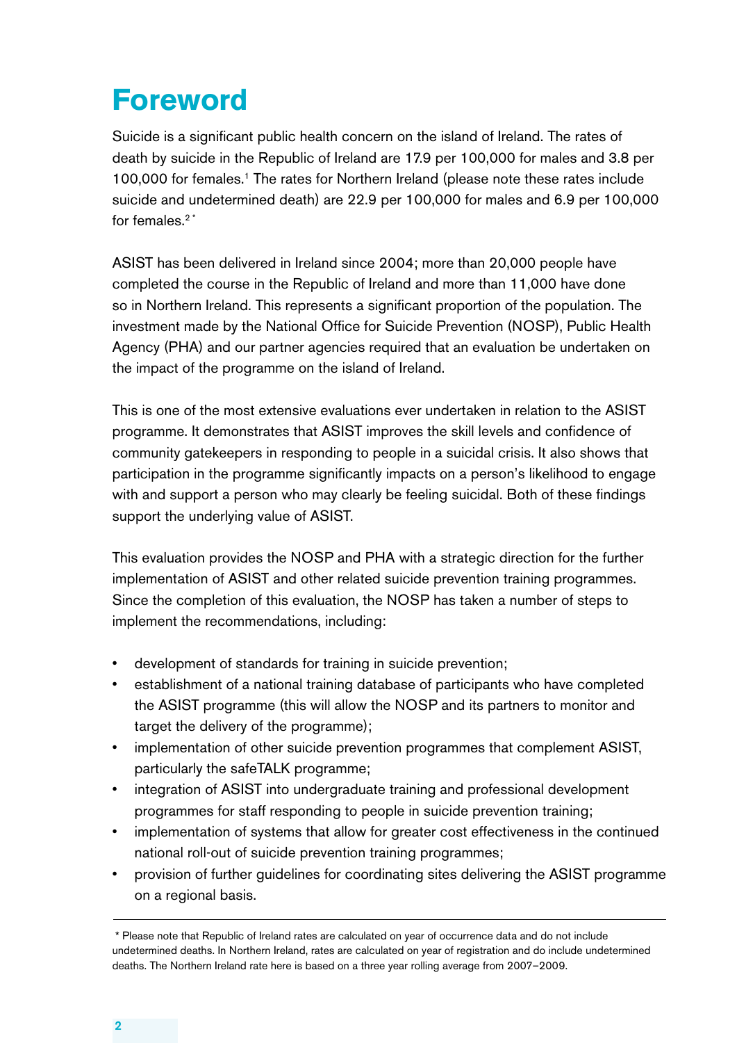# Foreword

Suicide is a significant public health concern on the island of Ireland. The rates of death by suicide in the Republic of Ireland are 17.9 per 100,000 for males and 3.8 per 100,000 for females.[1] The rates for Northern Ireland (please note these rates include suicide and undetermined death) are 22.9 per 100,000 for males and 6.9 per 100,000 for females.[2 *]

ASIST has been delivered in Ireland since 2004; more than 20,000 people have completed the course in the Republic of Ireland and more than 11,000 have done so in Northern Ireland. This represents a significant proportion of the population. The investment made by the National Office for Suicide Prevention (NOSP), Public Health Agency (PHA) and our partner agencies required that an evaluation be undertaken on the impact of the programme on the island of Ireland.

This is one of the most extensive evaluations ever undertaken in relation to the ASIST programme. It demonstrates that ASIST improves the skill levels and confidence of community gatekeepers in responding to people in a suicidal crisis. It also shows that participation in the programme significantly impacts on a person's likelihood to engage with and support a person who may clearly be feeling suicidal. Both of these findings support the underlying value of ASIST.

This evaluation provides the NOSP and PHA with a strategic direction for the further implementation of ASIST and other related suicide prevention training programmes. Since the completion of this evaluation, the NOSP has taken a number of steps to implement the recommendations, including:

- development of standards for training in suicide prevention;
- establishment of a national training database of participants who have completed the ASIST programme (this will allow the NOSP and its partners to monitor and target the delivery of the programme);
- implementation of other suicide prevention programmes that complement ASIST, particularly the safeTALK programme;
- integration of ASIST into undergraduate training and professional development programmes for staff responding to people in suicide prevention training;
- implementation of systems that allow for greater cost effectiveness in the continued national roll-out of suicide prevention training programmes;
- provision of further guidelines for coordinating sites delivering the ASIST programme on a regional basis.

---

* Please note that Republic of Ireland rates are calculated on year of occurrence data and do not include undetermined deaths. In Northern Ireland, rates are calculated on year of registration and do include undetermined deaths. The Northern Ireland rate here is based on a three year rolling average from 2007–2009.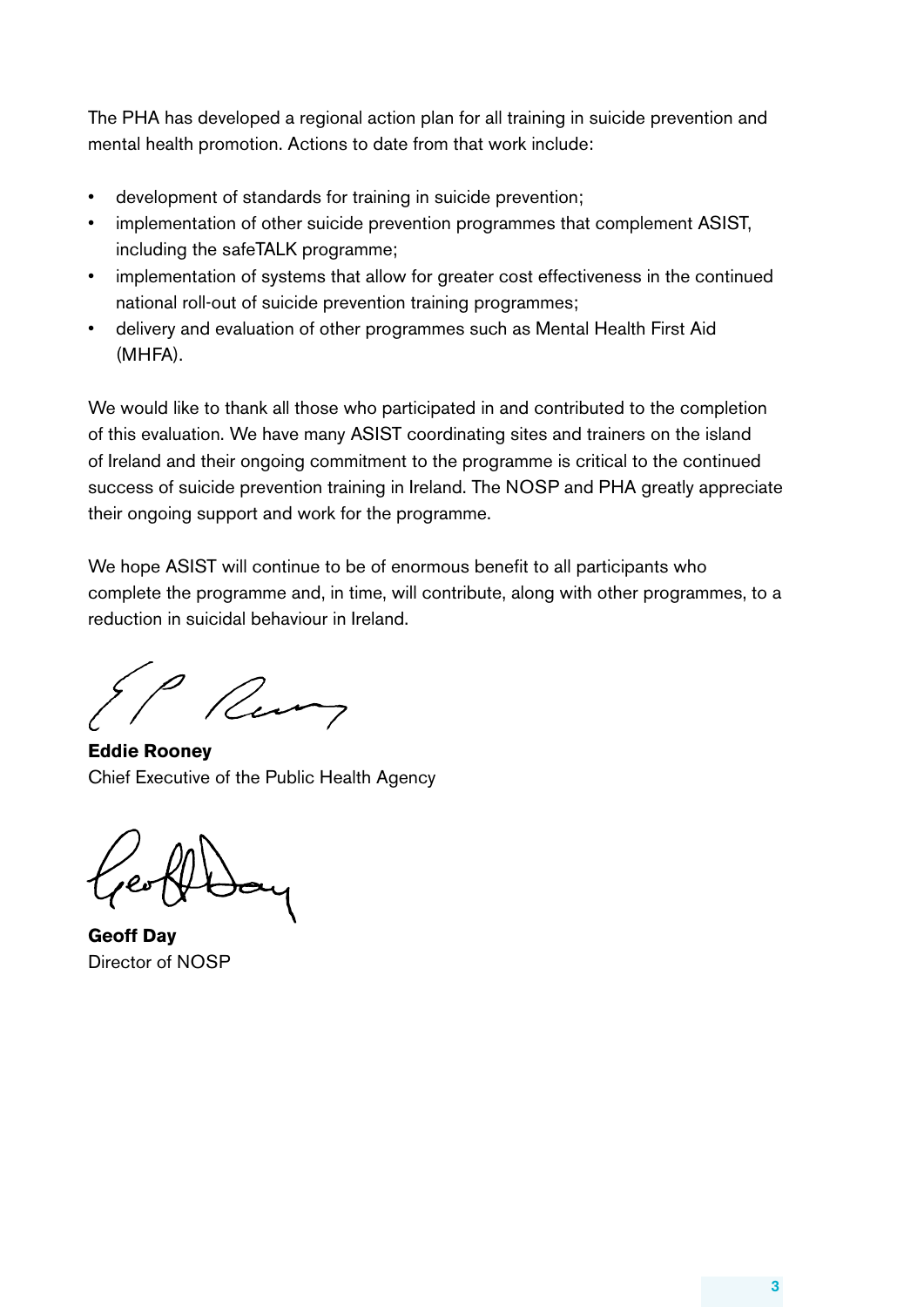The PHA has developed a regional action plan for all training in suicide prevention and mental health promotion. Actions to date from that work include:

- development of standards for training in suicide prevention;
- implementation of other suicide prevention programmes that complement ASIST, including the safeTALK programme;
- implementation of systems that allow for greater cost effectiveness in the continued national roll-out of suicide prevention training programmes;
- delivery and evaluation of other programmes such as Mental Health First Aid (MHFA).

We would like to thank all those who participated in and contributed to the completion of this evaluation. We have many ASIST coordinating sites and trainers on the island of Ireland and their ongoing commitment to the programme is critical to the continued success of suicide prevention training in Ireland. The NOSP and PHA greatly appreciate their ongoing support and work for the programme.

We hope ASIST will continue to be of enormous benefit to all participants who complete the programme and, in time, will contribute, along with other programmes, to a reduction in suicidal behaviour in Ireland.

**Eddie Rooney**
Chief Executive of the Public Health Agency

**Geoff Day**
Director of NOSP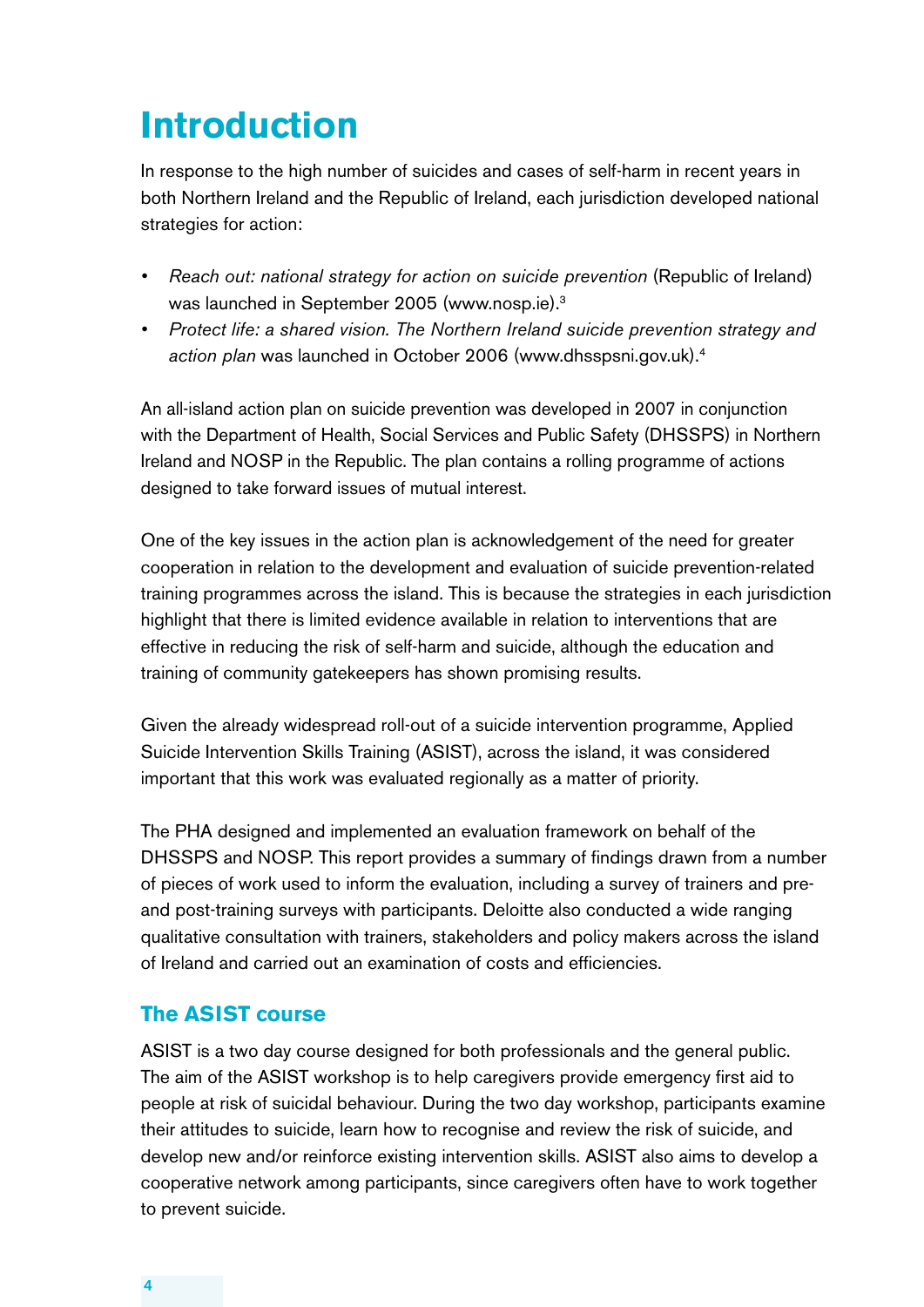# Introduction

In response to the high number of suicides and cases of self-harm in recent years in both Northern Ireland and the Republic of Ireland, each jurisdiction developed national strategies for action:

- *Reach out: national strategy for action on suicide prevention* (Republic of Ireland) was launched in September 2005 (www.nosp.ie).[3]
- *Protect life: a shared vision. The Northern Ireland suicide prevention strategy and action plan* was launched in October 2006 (www.dhsspsni.gov.uk).[4]

An all-island action plan on suicide prevention was developed in 2007 in conjunction with the Department of Health, Social Services and Public Safety (DHSSPS) in Northern Ireland and NOSP in the Republic. The plan contains a rolling programme of actions designed to take forward issues of mutual interest.

One of the key issues in the action plan is acknowledgement of the need for greater cooperation in relation to the development and evaluation of suicide prevention-related training programmes across the island. This is because the strategies in each jurisdiction highlight that there is limited evidence available in relation to interventions that are effective in reducing the risk of self-harm and suicide, although the education and training of community gatekeepers has shown promising results.

Given the already widespread roll-out of a suicide intervention programme, Applied Suicide Intervention Skills Training (ASIST), across the island, it was considered important that this work was evaluated regionally as a matter of priority.

The PHA designed and implemented an evaluation framework on behalf of the DHSSPS and NOSP. This report provides a summary of findings drawn from a number of pieces of work used to inform the evaluation, including a survey of trainers and pre- and post-training surveys with participants. Deloitte also conducted a wide ranging qualitative consultation with trainers, stakeholders and policy makers across the island of Ireland and carried out an examination of costs and efficiencies.

## The ASIST course

ASIST is a two day course designed for both professionals and the general public. The aim of the ASIST workshop is to help caregivers provide emergency first aid to people at risk of suicidal behaviour. During the two day workshop, participants examine their attitudes to suicide, learn how to recognise and review the risk of suicide, and develop new and/or reinforce existing intervention skills. ASIST also aims to develop a cooperative network among participants, since caregivers often have to work together to prevent suicide.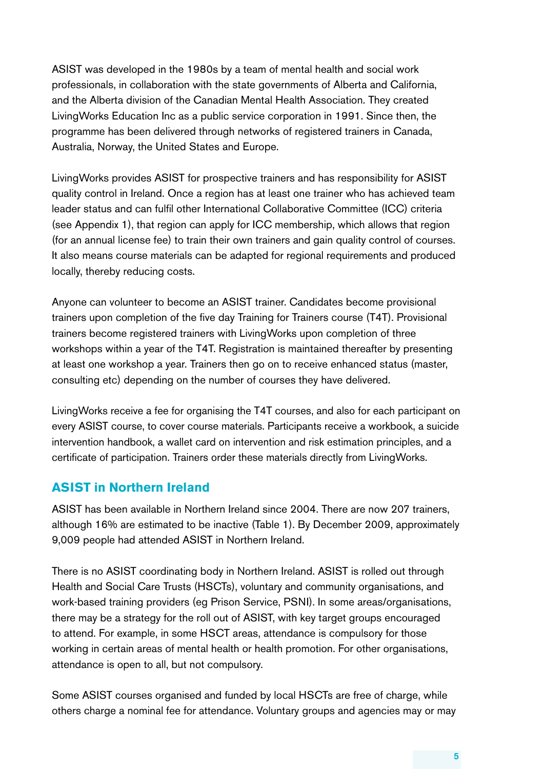ASIST was developed in the 1980s by a team of mental health and social work professionals, in collaboration with the state governments of Alberta and California, and the Alberta division of the Canadian Mental Health Association. They created LivingWorks Education Inc as a public service corporation in 1991. Since then, the programme has been delivered through networks of registered trainers in Canada, Australia, Norway, the United States and Europe.

LivingWorks provides ASIST for prospective trainers and has responsibility for ASIST quality control in Ireland. Once a region has at least one trainer who has achieved team leader status and can fulfil other International Collaborative Committee (ICC) criteria (see Appendix 1), that region can apply for ICC membership, which allows that region (for an annual license fee) to train their own trainers and gain quality control of courses. It also means course materials can be adapted for regional requirements and produced locally, thereby reducing costs.

Anyone can volunteer to become an ASIST trainer. Candidates become provisional trainers upon completion of the five day Training for Trainers course (T4T). Provisional trainers become registered trainers with LivingWorks upon completion of three workshops within a year of the T4T. Registration is maintained thereafter by presenting at least one workshop a year. Trainers then go on to receive enhanced status (master, consulting etc) depending on the number of courses they have delivered.

LivingWorks receive a fee for organising the T4T courses, and also for each participant on every ASIST course, to cover course materials. Participants receive a workbook, a suicide intervention handbook, a wallet card on intervention and risk estimation principles, and a certificate of participation. Trainers order these materials directly from LivingWorks.

## ASIST in Northern Ireland

ASIST has been available in Northern Ireland since 2004. There are now 207 trainers, although 16% are estimated to be inactive (Table 1). By December 2009, approximately 9,009 people had attended ASIST in Northern Ireland.

There is no ASIST coordinating body in Northern Ireland. ASIST is rolled out through Health and Social Care Trusts (HSCTs), voluntary and community organisations, and work-based training providers (eg Prison Service, PSNI). In some areas/organisations, there may be a strategy for the roll out of ASIST, with key target groups encouraged to attend. For example, in some HSCT areas, attendance is compulsory for those working in certain areas of mental health or health promotion. For other organisations, attendance is open to all, but not compulsory.

Some ASIST courses organised and funded by local HSCTs are free of charge, while others charge a nominal fee for attendance. Voluntary groups and agencies may or may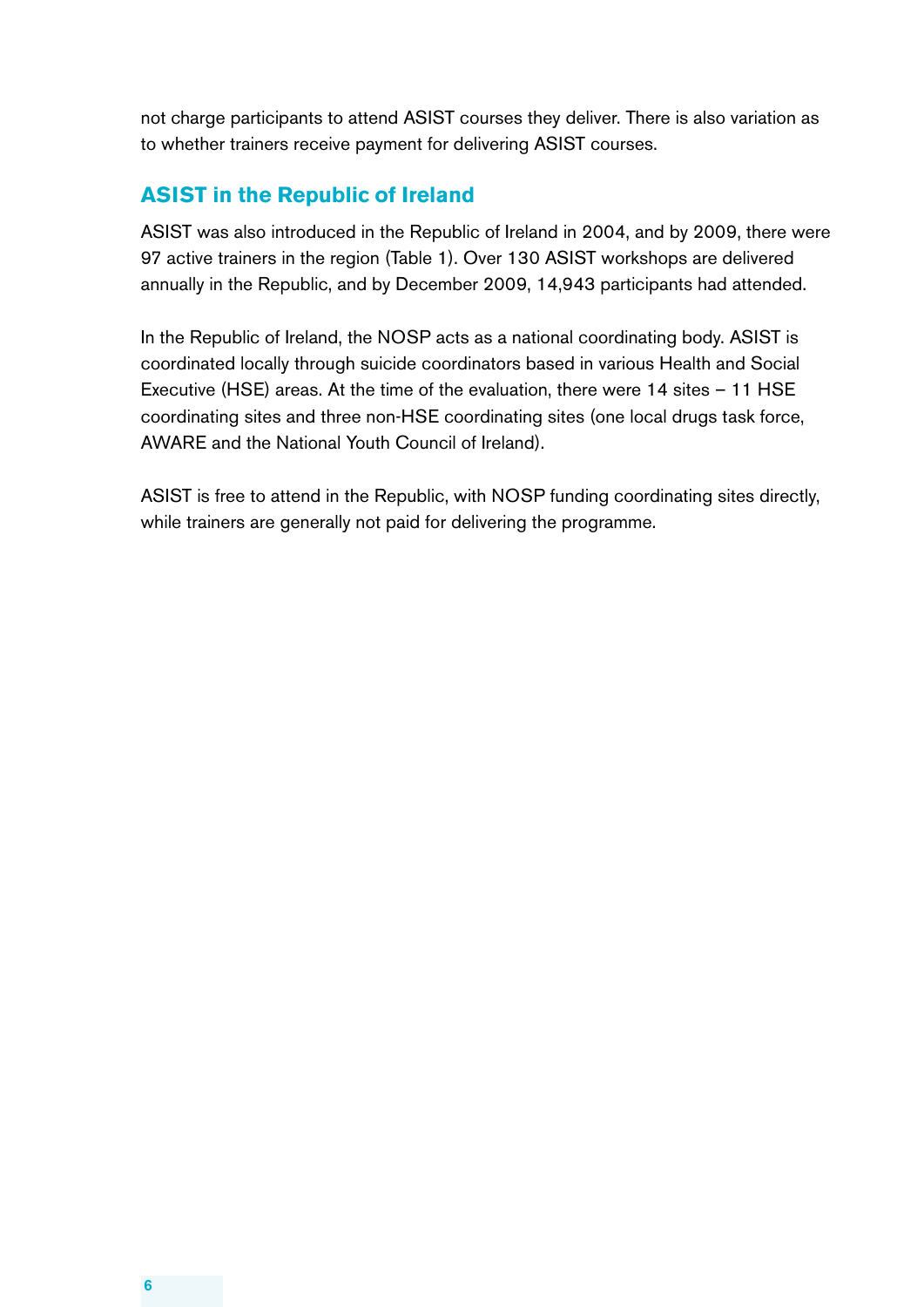not charge participants to attend ASIST courses they deliver. There is also variation as to whether trainers receive payment for delivering ASIST courses.

## ASIST in the Republic of Ireland

ASIST was also introduced in the Republic of Ireland in 2004, and by 2009, there were 97 active trainers in the region (Table 1). Over 130 ASIST workshops are delivered annually in the Republic, and by December 2009, 14,943 participants had attended.

In the Republic of Ireland, the NOSP acts as a national coordinating body. ASIST is coordinated locally through suicide coordinators based in various Health and Social Executive (HSE) areas. At the time of the evaluation, there were 14 sites – 11 HSE coordinating sites and three non-HSE coordinating sites (one local drugs task force, AWARE and the National Youth Council of Ireland).

ASIST is free to attend in the Republic, with NOSP funding coordinating sites directly, while trainers are generally not paid for delivering the programme.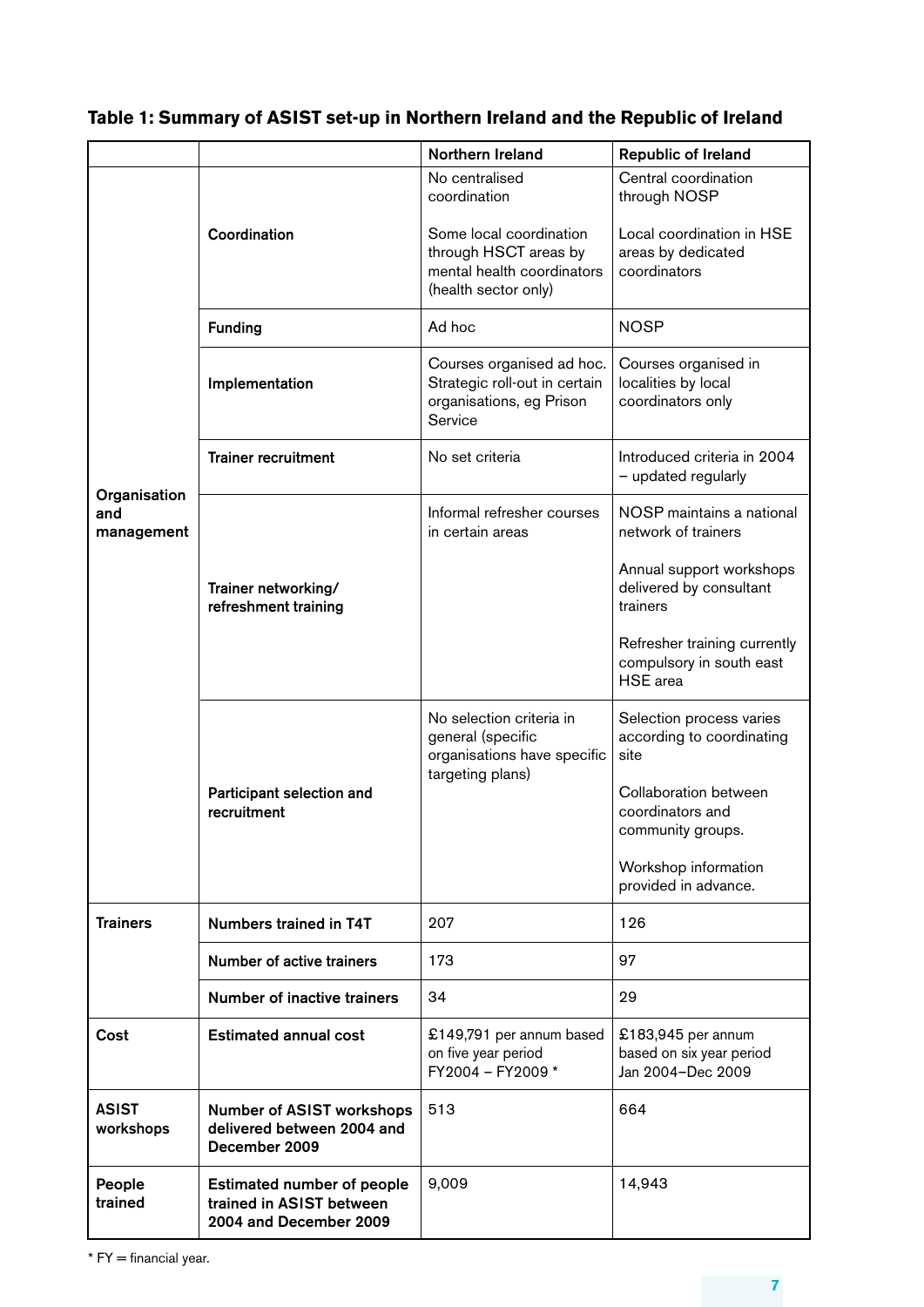**Table 1: Summary of ASIST set-up in Northern Ireland and the Republic of Ireland**

| | | Northern Ireland | Republic of Ireland |
|---|---|---|---|
| Organisation and management | Coordination | No centralised coordination<br><br>Some local coordination through HSCT areas by mental health coordinators (health sector only) | Central coordination through NOSP<br><br>Local coordination in HSE areas by dedicated coordinators |
| | Funding | Ad hoc | NOSP |
| | Implementation | Courses organised ad hoc. Strategic roll-out in certain organisations, eg Prison Service | Courses organised in localities by local coordinators only |
| | Trainer recruitment | No set criteria | Introduced criteria in 2004 – updated regularly |
| | Trainer networking/ refreshment training | Informal refresher courses in certain areas | NOSP maintains a national network of trainers<br><br>Annual support workshops delivered by consultant trainers<br><br>Refresher training currently compulsory in south east HSE area |
| | Participant selection and recruitment | No selection criteria in general (specific organisations have specific targeting plans) | Selection process varies according to coordinating site<br><br>Collaboration between coordinators and community groups.<br><br>Workshop information provided in advance. |
| Trainers | Numbers trained in T4T | 207 | 126 |
| | Number of active trainers | 173 | 97 |
| | Number of inactive trainers | 34 | 29 |
| Cost | Estimated annual cost | £149,791 per annum based on five year period FY2004 – FY2009 * | £183,945 per annum based on six year period Jan 2004–Dec 2009 |
| ASIST workshops | Number of ASIST workshops delivered between 2004 and December 2009 | 513 | 664 |
| People trained | Estimated number of people trained in ASIST between 2004 and December 2009 | 9,009 | 14,943 |

* FY = financial year.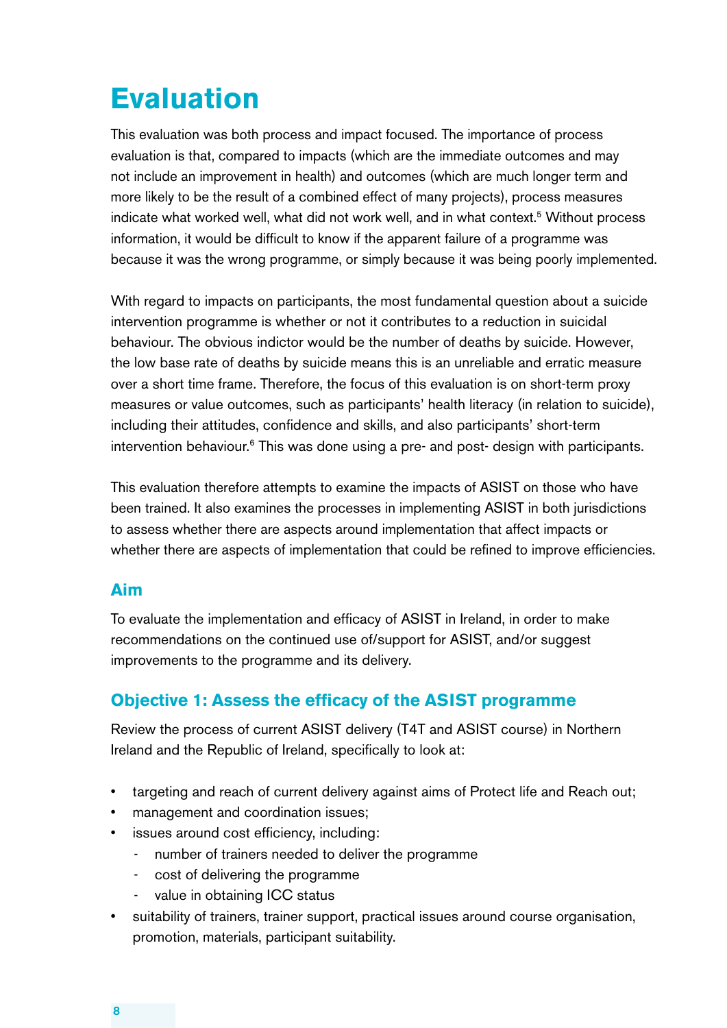# Evaluation

This evaluation was both process and impact focused. The importance of process evaluation is that, compared to impacts (which are the immediate outcomes and may not include an improvement in health) and outcomes (which are much longer term and more likely to be the result of a combined effect of many projects), process measures indicate what worked well, what did not work well, and in what context.[5] Without process information, it would be difficult to know if the apparent failure of a programme was because it was the wrong programme, or simply because it was being poorly implemented.

With regard to impacts on participants, the most fundamental question about a suicide intervention programme is whether or not it contributes to a reduction in suicidal behaviour. The obvious indictor would be the number of deaths by suicide. However, the low base rate of deaths by suicide means this is an unreliable and erratic measure over a short time frame. Therefore, the focus of this evaluation is on short-term proxy measures or value outcomes, such as participants' health literacy (in relation to suicide), including their attitudes, confidence and skills, and also participants' short-term intervention behaviour.[6] This was done using a pre- and post- design with participants.

This evaluation therefore attempts to examine the impacts of ASIST on those who have been trained. It also examines the processes in implementing ASIST in both jurisdictions to assess whether there are aspects around implementation that affect impacts or whether there are aspects of implementation that could be refined to improve efficiencies.

## Aim

To evaluate the implementation and efficacy of ASIST in Ireland, in order to make recommendations on the continued use of/support for ASIST, and/or suggest improvements to the programme and its delivery.

## Objective 1: Assess the efficacy of the ASIST programme

Review the process of current ASIST delivery (T4T and ASIST course) in Northern Ireland and the Republic of Ireland, specifically to look at:

- targeting and reach of current delivery against aims of Protect life and Reach out;
- management and coordination issues;
- issues around cost efficiency, including:
  - number of trainers needed to deliver the programme
  - cost of delivering the programme
  - value in obtaining ICC status
- suitability of trainers, trainer support, practical issues around course organisation, promotion, materials, participant suitability.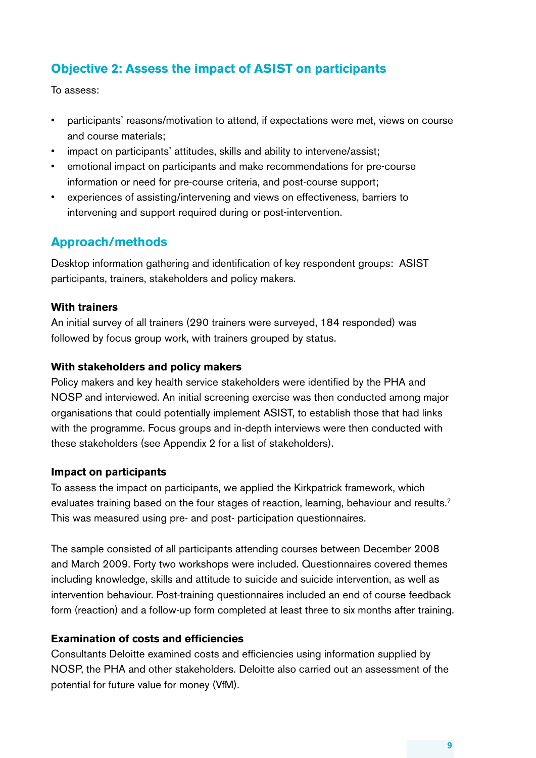## Objective 2: Assess the impact of ASIST on participants

To assess:

- participants' reasons/motivation to attend, if expectations were met, views on course and course materials;
- impact on participants' attitudes, skills and ability to intervene/assist;
- emotional impact on participants and make recommendations for pre-course information or need for pre-course criteria, and post-course support;
- experiences of assisting/intervening and views on effectiveness, barriers to intervening and support required during or post-intervention.

## Approach/methods

Desktop information gathering and identification of key respondent groups: ASIST participants, trainers, stakeholders and policy makers.

**With trainers**
An initial survey of all trainers (290 trainers were surveyed, 184 responded) was followed by focus group work, with trainers grouped by status.

**With stakeholders and policy makers**
Policy makers and key health service stakeholders were identified by the PHA and NOSP and interviewed. An initial screening exercise was then conducted among major organisations that could potentially implement ASIST, to establish those that had links with the programme. Focus groups and in-depth interviews were then conducted with these stakeholders (see Appendix 2 for a list of stakeholders).

**Impact on participants**
To assess the impact on participants, we applied the Kirkpatrick framework, which evaluates training based on the four stages of reaction, learning, behaviour and results.[7] This was measured using pre- and post- participation questionnaires.

The sample consisted of all participants attending courses between December 2008 and March 2009. Forty two workshops were included. Questionnaires covered themes including knowledge, skills and attitude to suicide and suicide intervention, as well as intervention behaviour. Post-training questionnaires included an end of course feedback form (reaction) and a follow-up form completed at least three to six months after training.

**Examination of costs and efficiencies**
Consultants Deloitte examined costs and efficiencies using information supplied by NOSP, the PHA and other stakeholders. Deloitte also carried out an assessment of the potential for future value for money (VfM).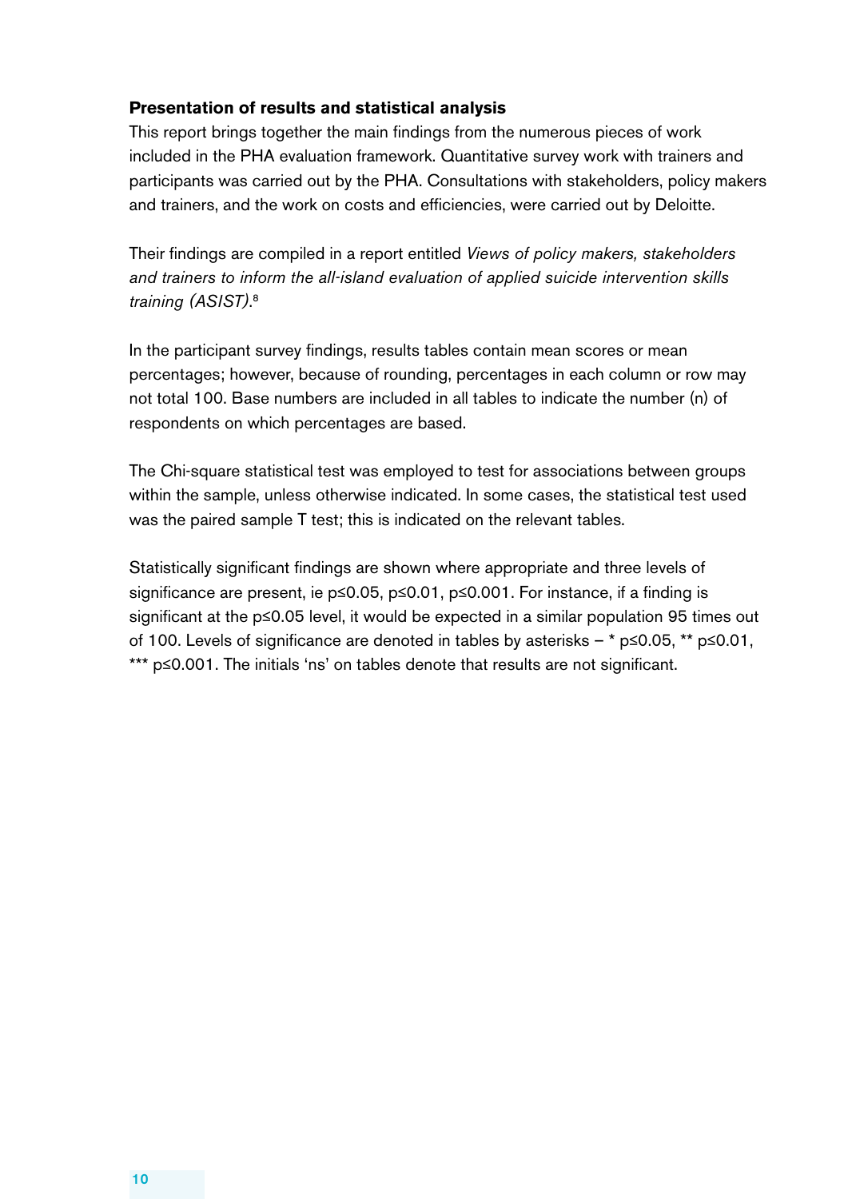### Presentation of results and statistical analysis

This report brings together the main findings from the numerous pieces of work included in the PHA evaluation framework. Quantitative survey work with trainers and participants was carried out by the PHA. Consultations with stakeholders, policy makers and trainers, and the work on costs and efficiencies, were carried out by Deloitte.

Their findings are compiled in a report entitled *Views of policy makers, stakeholders and trainers to inform the all-island evaluation of applied suicide intervention skills training (ASIST)*.[8]

In the participant survey findings, results tables contain mean scores or mean percentages; however, because of rounding, percentages in each column or row may not total 100. Base numbers are included in all tables to indicate the number (n) of respondents on which percentages are based.

The Chi-square statistical test was employed to test for associations between groups within the sample, unless otherwise indicated. In some cases, the statistical test used was the paired sample T test; this is indicated on the relevant tables.

Statistically significant findings are shown where appropriate and three levels of significance are present, ie $p \leq 0.05$, $p \leq 0.01$, $p \leq 0.001$. For instance, if a finding is significant at the $p \leq 0.05$ level, it would be expected in a similar population 95 times out of 100. Levels of significance are denoted in tables by asterisks – * $p \leq 0.05$, ** $p \leq 0.01$, *** $p \leq 0.001$. The initials 'ns' on tables denote that results are not significant.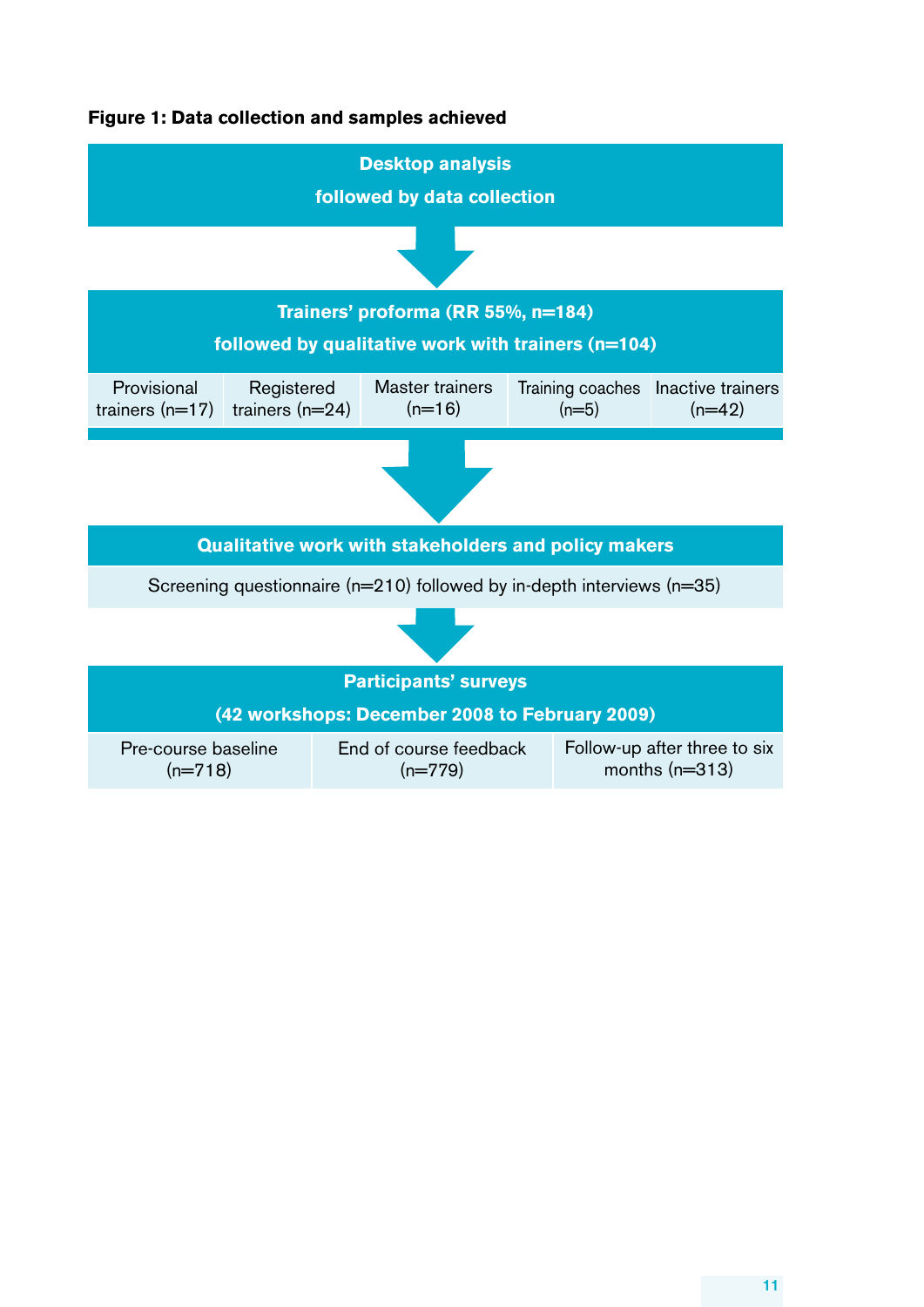**Figure 1: Data collection and samples achieved**

**Desktop analysis**
**followed by data collection**

↓

**Trainers' proforma (RR 55%, n=184)**
**followed by qualitative work with trainers (n=104)**

| Provisional trainers (n=17) | Registered trainers (n=24) | Master trainers (n=16) | Training coaches (n=5) | Inactive trainers (n=42) |
|---|---|---|---|---|

↓

**Qualitative work with stakeholders and policy makers**

Screening questionnaire (n=210) followed by in-depth interviews (n=35)

↓

**Participants' surveys**
**(42 workshops: December 2008 to February 2009)**

| Pre-course baseline (n=718) | End of course feedback (n=779) | Follow-up after three to six months (n=313) |
|---|---|---|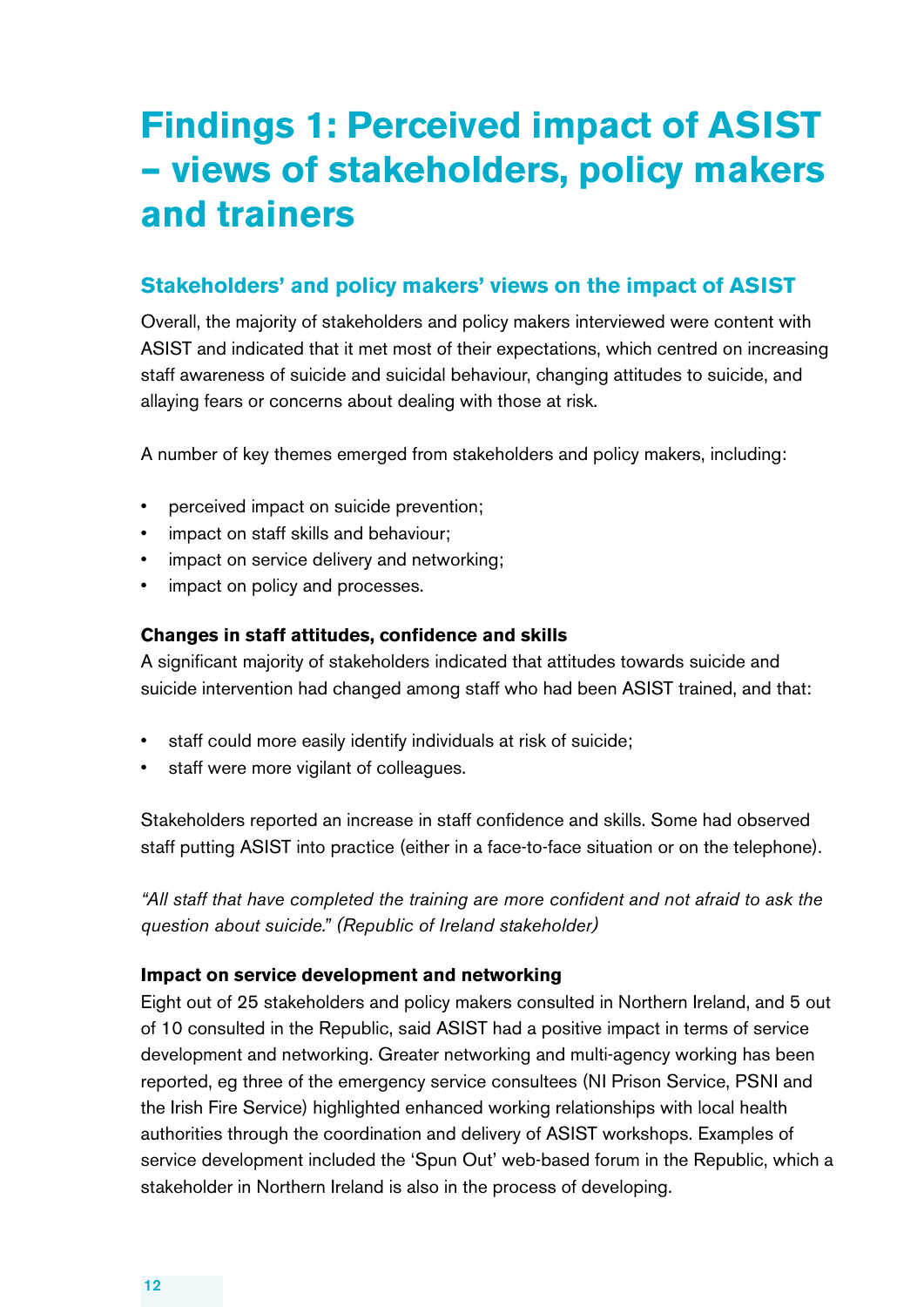# Findings 1: Perceived impact of ASIST – views of stakeholders, policy makers and trainers

## Stakeholders' and policy makers' views on the impact of ASIST

Overall, the majority of stakeholders and policy makers interviewed were content with ASIST and indicated that it met most of their expectations, which centred on increasing staff awareness of suicide and suicidal behaviour, changing attitudes to suicide, and allaying fears or concerns about dealing with those at risk.

A number of key themes emerged from stakeholders and policy makers, including:

- perceived impact on suicide prevention;
- impact on staff skills and behaviour;
- impact on service delivery and networking;
- impact on policy and processes.

### Changes in staff attitudes, confidence and skills

A significant majority of stakeholders indicated that attitudes towards suicide and suicide intervention had changed among staff who had been ASIST trained, and that:

- staff could more easily identify individuals at risk of suicide;
- staff were more vigilant of colleagues.

Stakeholders reported an increase in staff confidence and skills. Some had observed staff putting ASIST into practice (either in a face-to-face situation or on the telephone).

*"All staff that have completed the training are more confident and not afraid to ask the question about suicide." (Republic of Ireland stakeholder)*

### Impact on service development and networking

Eight out of 25 stakeholders and policy makers consulted in Northern Ireland, and 5 out of 10 consulted in the Republic, said ASIST had a positive impact in terms of service development and networking. Greater networking and multi-agency working has been reported, eg three of the emergency service consultees (NI Prison Service, PSNI and the Irish Fire Service) highlighted enhanced working relationships with local health authorities through the coordination and delivery of ASIST workshops. Examples of service development included the 'Spun Out' web-based forum in the Republic, which a stakeholder in Northern Ireland is also in the process of developing.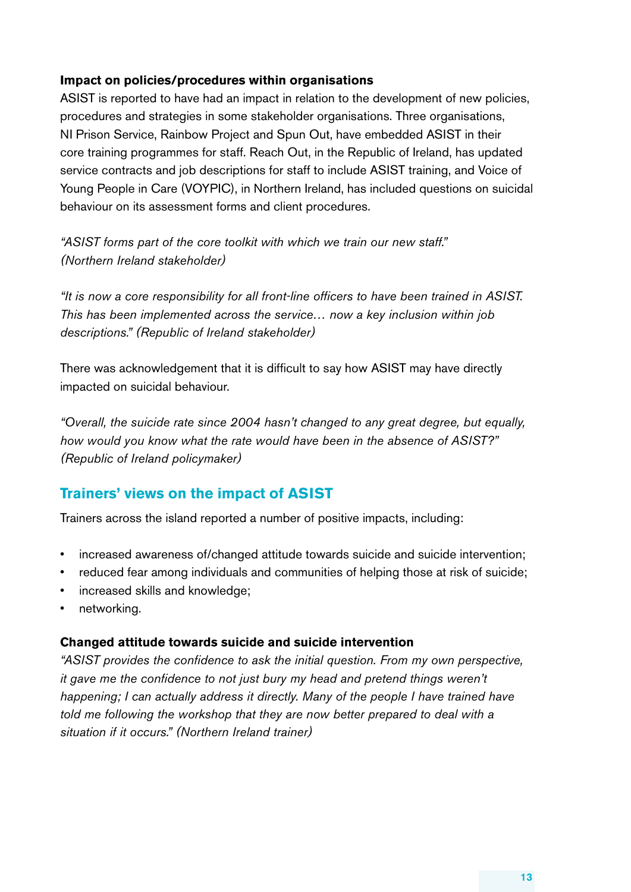**Impact on policies/procedures within organisations**

ASIST is reported to have had an impact in relation to the development of new policies, procedures and strategies in some stakeholder organisations. Three organisations, NI Prison Service, Rainbow Project and Spun Out, have embedded ASIST in their core training programmes for staff. Reach Out, in the Republic of Ireland, has updated service contracts and job descriptions for staff to include ASIST training, and Voice of Young People in Care (VOYPIC), in Northern Ireland, has included questions on suicidal behaviour on its assessment forms and client procedures.

*"ASIST forms part of the core toolkit with which we train our new staff." (Northern Ireland stakeholder)*

*"It is now a core responsibility for all front-line officers to have been trained in ASIST. This has been implemented across the service… now a key inclusion within job descriptions." (Republic of Ireland stakeholder)*

There was acknowledgement that it is difficult to say how ASIST may have directly impacted on suicidal behaviour.

*"Overall, the suicide rate since 2004 hasn't changed to any great degree, but equally, how would you know what the rate would have been in the absence of ASIST?" (Republic of Ireland policymaker)*

## Trainers' views on the impact of ASIST

Trainers across the island reported a number of positive impacts, including:

- increased awareness of/changed attitude towards suicide and suicide intervention;
- reduced fear among individuals and communities of helping those at risk of suicide;
- increased skills and knowledge;
- networking.

**Changed attitude towards suicide and suicide intervention**

*"ASIST provides the confidence to ask the initial question. From my own perspective, it gave me the confidence to not just bury my head and pretend things weren't happening; I can actually address it directly. Many of the people I have trained have told me following the workshop that they are now better prepared to deal with a situation if it occurs." (Northern Ireland trainer)*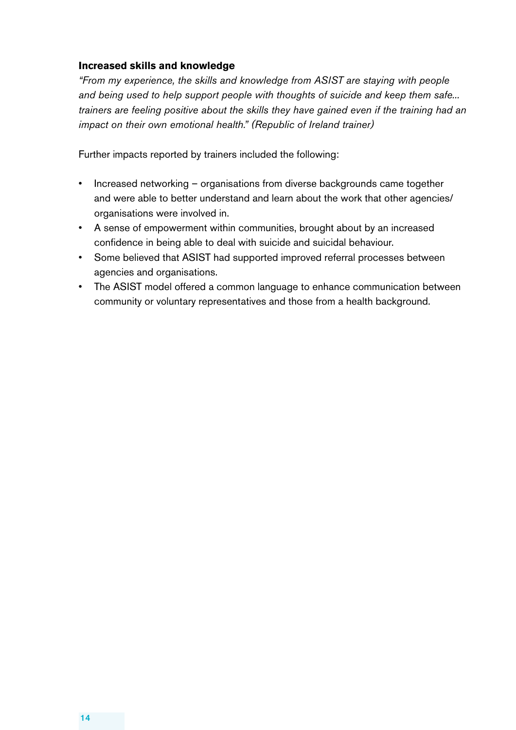**Increased skills and knowledge**

*"From my experience, the skills and knowledge from ASIST are staying with people and being used to help support people with thoughts of suicide and keep them safe... trainers are feeling positive about the skills they have gained even if the training had an impact on their own emotional health." (Republic of Ireland trainer)*

Further impacts reported by trainers included the following:

- Increased networking – organisations from diverse backgrounds came together and were able to better understand and learn about the work that other agencies/ organisations were involved in.
- A sense of empowerment within communities, brought about by an increased confidence in being able to deal with suicide and suicidal behaviour.
- Some believed that ASIST had supported improved referral processes between agencies and organisations.
- The ASIST model offered a common language to enhance communication between community or voluntary representatives and those from a health background.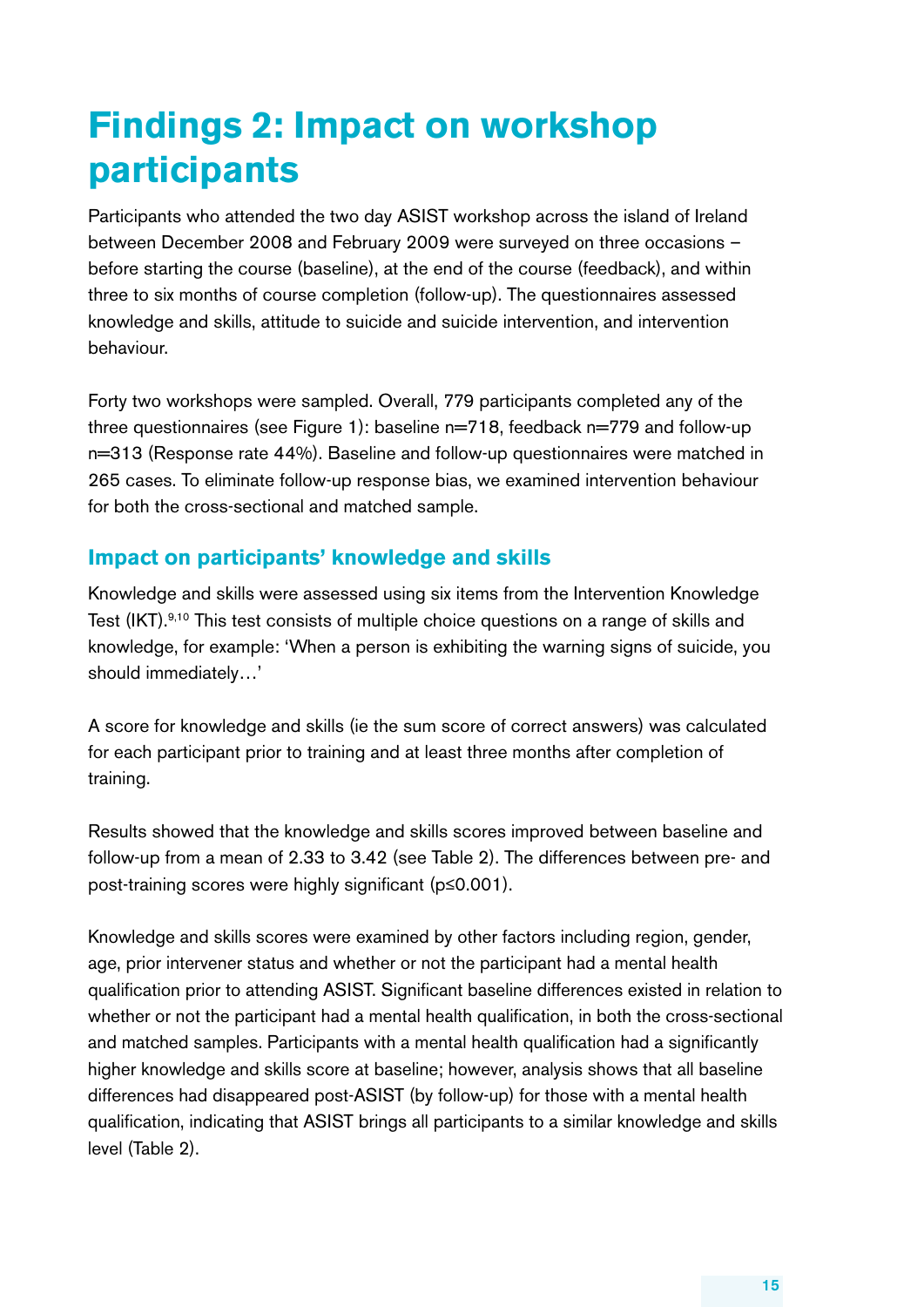# Findings 2: Impact on workshop participants

Participants who attended the two day ASIST workshop across the island of Ireland between December 2008 and February 2009 were surveyed on three occasions – before starting the course (baseline), at the end of the course (feedback), and within three to six months of course completion (follow-up). The questionnaires assessed knowledge and skills, attitude to suicide and suicide intervention, and intervention behaviour.

Forty two workshops were sampled. Overall, 779 participants completed any of the three questionnaires (see Figure 1): baseline n=718, feedback n=779 and follow-up n=313 (Response rate 44%). Baseline and follow-up questionnaires were matched in 265 cases. To eliminate follow-up response bias, we examined intervention behaviour for both the cross-sectional and matched sample.

## Impact on participants' knowledge and skills

Knowledge and skills were assessed using six items from the Intervention Knowledge Test (IKT).[9,10] This test consists of multiple choice questions on a range of skills and knowledge, for example: 'When a person is exhibiting the warning signs of suicide, you should immediately…'

A score for knowledge and skills (ie the sum score of correct answers) was calculated for each participant prior to training and at least three months after completion of training.

Results showed that the knowledge and skills scores improved between baseline and follow-up from a mean of 2.33 to 3.42 (see Table 2). The differences between pre- and post-training scores were highly significant ($p \leq 0.001$).

Knowledge and skills scores were examined by other factors including region, gender, age, prior intervener status and whether or not the participant had a mental health qualification prior to attending ASIST. Significant baseline differences existed in relation to whether or not the participant had a mental health qualification, in both the cross-sectional and matched samples. Participants with a mental health qualification had a significantly higher knowledge and skills score at baseline; however, analysis shows that all baseline differences had disappeared post-ASIST (by follow-up) for those with a mental health qualification, indicating that ASIST brings all participants to a similar knowledge and skills level (Table 2).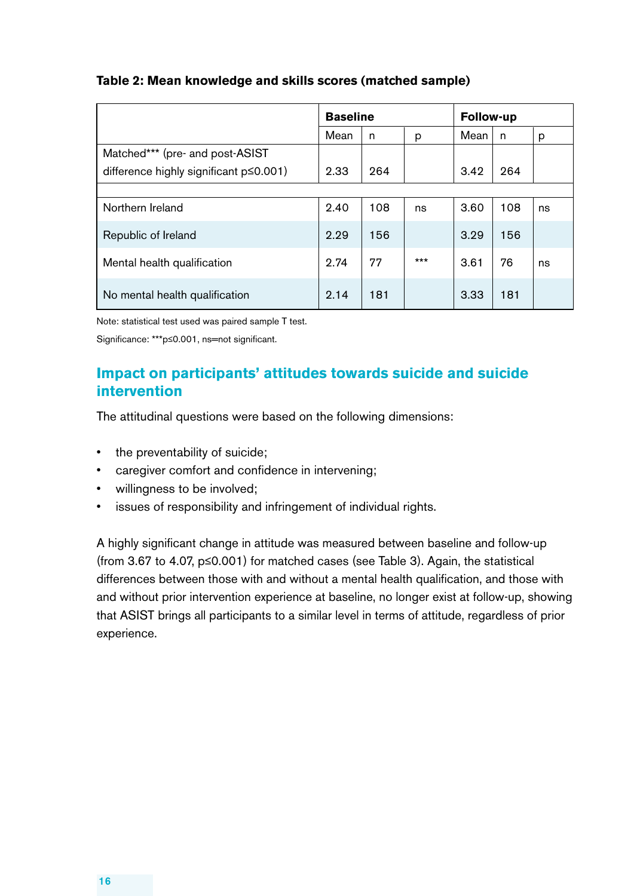**Table 2: Mean knowledge and skills scores (matched sample)**

| | Baseline | | | Follow-up | | |
|---|---|---|---|---|---|---|
| | Mean | n | p | Mean | n | p |
| Matched*** (pre- and post-ASIST difference highly significant p≤0.001) | 2.33 | 264 | | 3.42 | 264 | |
| | | | | | | |
| Northern Ireland | 2.40 | 108 | ns | 3.60 | 108 | ns |
| Republic of Ireland | 2.29 | 156 | | 3.29 | 156 | |
| Mental health qualification | 2.74 | 77 | *** | 3.61 | 76 | ns |
| No mental health qualification | 2.14 | 181 | | 3.33 | 181 | |

Note: statistical test used was paired sample T test.

Significance: ***p≤0.001, ns=not significant.

## Impact on participants' attitudes towards suicide and suicide intervention

The attitudinal questions were based on the following dimensions:

- the preventability of suicide;
- caregiver comfort and confidence in intervening;
- willingness to be involved;
- issues of responsibility and infringement of individual rights.

A highly significant change in attitude was measured between baseline and follow-up (from 3.67 to 4.07, p≤0.001) for matched cases (see Table 3). Again, the statistical differences between those with and without a mental health qualification, and those with and without prior intervention experience at baseline, no longer exist at follow-up, showing that ASIST brings all participants to a similar level in terms of attitude, regardless of prior experience.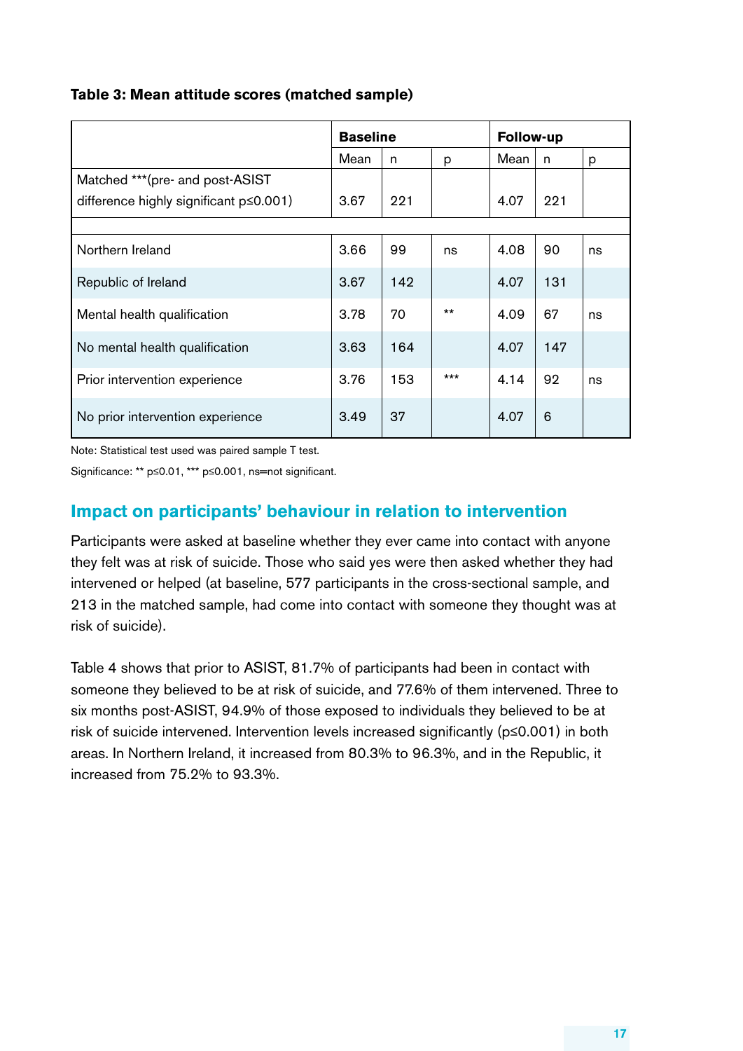**Table 3: Mean attitude scores (matched sample)**

| | Baseline | | | Follow-up | | |
|---|---|---|---|---|---|---|
| | Mean | n | p | Mean | n | p |
| Matched ***(pre- and post-ASIST difference highly significant p≤0.001) | 3.67 | 221 | | 4.07 | 221 | |
| | | | | | | |
| Northern Ireland | 3.66 | 99 | ns | 4.08 | 90 | ns |
| Republic of Ireland | 3.67 | 142 | | 4.07 | 131 | |
| Mental health qualification | 3.78 | 70 | ** | 4.09 | 67 | ns |
| No mental health qualification | 3.63 | 164 | | 4.07 | 147 | |
| Prior intervention experience | 3.76 | 153 | *** | 4.14 | 92 | ns |
| No prior intervention experience | 3.49 | 37 | | 4.07 | 6 | |

Note: Statistical test used was paired sample T test.

Significance: ** p≤0.01, *** p≤0.001, ns=not significant.

## Impact on participants' behaviour in relation to intervention

Participants were asked at baseline whether they ever came into contact with anyone they felt was at risk of suicide. Those who said yes were then asked whether they had intervened or helped (at baseline, 577 participants in the cross-sectional sample, and 213 in the matched sample, had come into contact with someone they thought was at risk of suicide).

Table 4 shows that prior to ASIST, 81.7% of participants had been in contact with someone they believed to be at risk of suicide, and 77.6% of them intervened. Three to six months post-ASIST, 94.9% of those exposed to individuals they believed to be at risk of suicide intervened. Intervention levels increased significantly (p≤0.001) in both areas. In Northern Ireland, it increased from 80.3% to 96.3%, and in the Republic, it increased from 75.2% to 93.3%.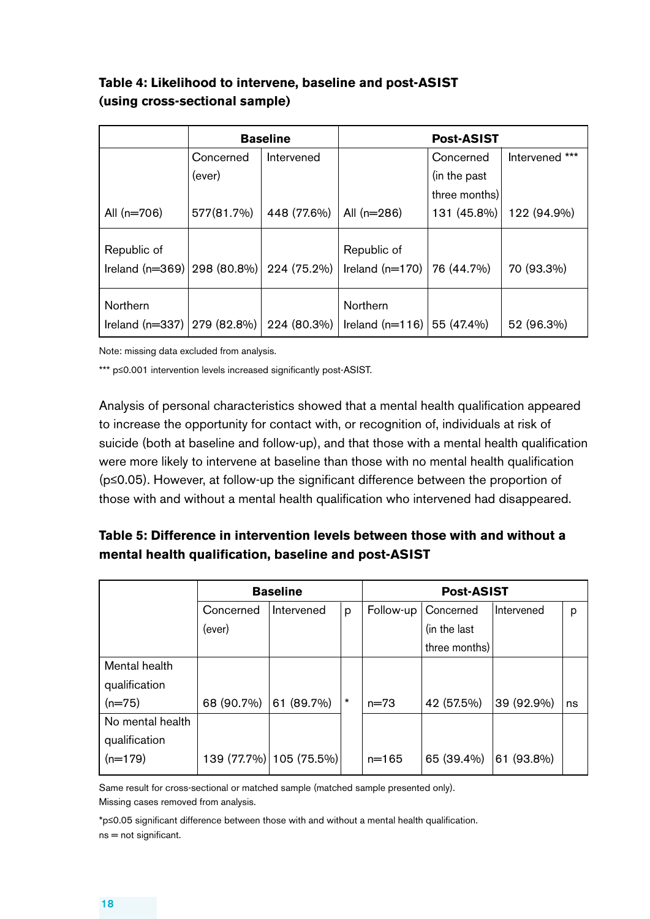**Table 4: Likelihood to intervene, baseline and post-ASIST (using cross-sectional sample)**

| | Baseline | | Post-ASIST | | |
|---|---|---|---|---|---|
| | Concerned (ever) | Intervened | | Concerned (in the past three months) | Intervened *** |
| All (n=706) | 577(81.7%) | 448 (77.6%) | All (n=286) | 131 (45.8%) | 122 (94.9%) |
| Republic of Ireland (n=369) | 298 (80.8%) | 224 (75.2%) | Republic of Ireland (n=170) | 76 (44.7%) | 70 (93.3%) |
| Northern Ireland (n=337) | 279 (82.8%) | 224 (80.3%) | Northern Ireland (n=116) | 55 (47.4%) | 52 (96.3%) |

Note: missing data excluded from analysis.

*** p≤0.001 intervention levels increased significantly post-ASIST.

Analysis of personal characteristics showed that a mental health qualification appeared to increase the opportunity for contact with, or recognition of, individuals at risk of suicide (both at baseline and follow-up), and that those with a mental health qualification were more likely to intervene at baseline than those with no mental health qualification (p≤0.05). However, at follow-up the significant difference between the proportion of those with and without a mental health qualification who intervened had disappeared.

**Table 5: Difference in intervention levels between those with and without a mental health qualification, baseline and post-ASIST**

| | Baseline | | | Post-ASIST | | | |
|---|---|---|---|---|---|---|---|
| | Concerned (ever) | Intervened | p | Follow-up | Concerned (in the last three months) | Intervened | p |
| Mental health qualification (n=75) | 68 (90.7%) | 61 (89.7%) | * | n=73 | 42 (57.5%) | 39 (92.9%) | ns |
| No mental health qualification (n=179) | 139 (77.7%) | 105 (75.5%) | | n=165 | 65 (39.4%) | 61 (93.8%) | |

Same result for cross-sectional or matched sample (matched sample presented only).
Missing cases removed from analysis.

*p≤0.05 significant difference between those with and without a mental health qualification.
ns = not significant.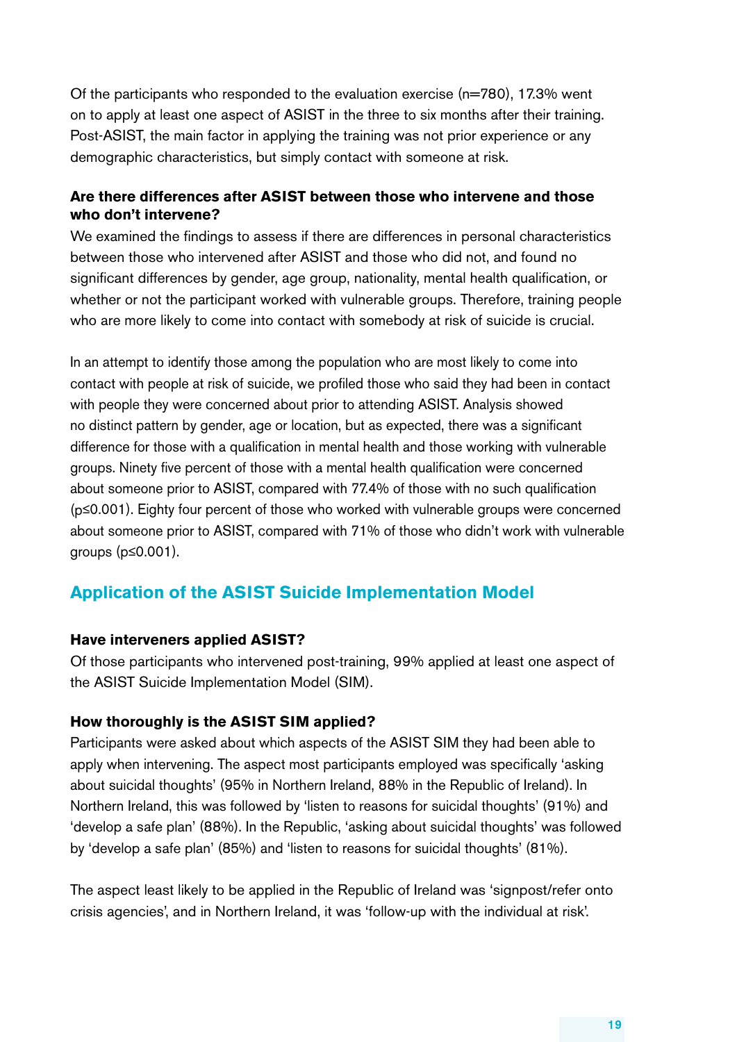Of the participants who responded to the evaluation exercise (n=780), 17.3% went on to apply at least one aspect of ASIST in the three to six months after their training. Post-ASIST, the main factor in applying the training was not prior experience or any demographic characteristics, but simply contact with someone at risk.

**Are there differences after ASIST between those who intervene and those who don't intervene?**

We examined the findings to assess if there are differences in personal characteristics between those who intervened after ASIST and those who did not, and found no significant differences by gender, age group, nationality, mental health qualification, or whether or not the participant worked with vulnerable groups. Therefore, training people who are more likely to come into contact with somebody at risk of suicide is crucial.

In an attempt to identify those among the population who are most likely to come into contact with people at risk of suicide, we profiled those who said they had been in contact with people they were concerned about prior to attending ASIST. Analysis showed no distinct pattern by gender, age or location, but as expected, there was a significant difference for those with a qualification in mental health and those working with vulnerable groups. Ninety five percent of those with a mental health qualification were concerned about someone prior to ASIST, compared with 77.4% of those with no such qualification ($p \leq 0.001$). Eighty four percent of those who worked with vulnerable groups were concerned about someone prior to ASIST, compared with 71% of those who didn't work with vulnerable groups ($p \leq 0.001$).

## Application of the ASIST Suicide Implementation Model

**Have interveners applied ASIST?**

Of those participants who intervened post-training, 99% applied at least one aspect of the ASIST Suicide Implementation Model (SIM).

**How thoroughly is the ASIST SIM applied?**

Participants were asked about which aspects of the ASIST SIM they had been able to apply when intervening. The aspect most participants employed was specifically 'asking about suicidal thoughts' (95% in Northern Ireland, 88% in the Republic of Ireland). In Northern Ireland, this was followed by 'listen to reasons for suicidal thoughts' (91%) and 'develop a safe plan' (88%). In the Republic, 'asking about suicidal thoughts' was followed by 'develop a safe plan' (85%) and 'listen to reasons for suicidal thoughts' (81%).

The aspect least likely to be applied in the Republic of Ireland was 'signpost/refer onto crisis agencies', and in Northern Ireland, it was 'follow-up with the individual at risk'.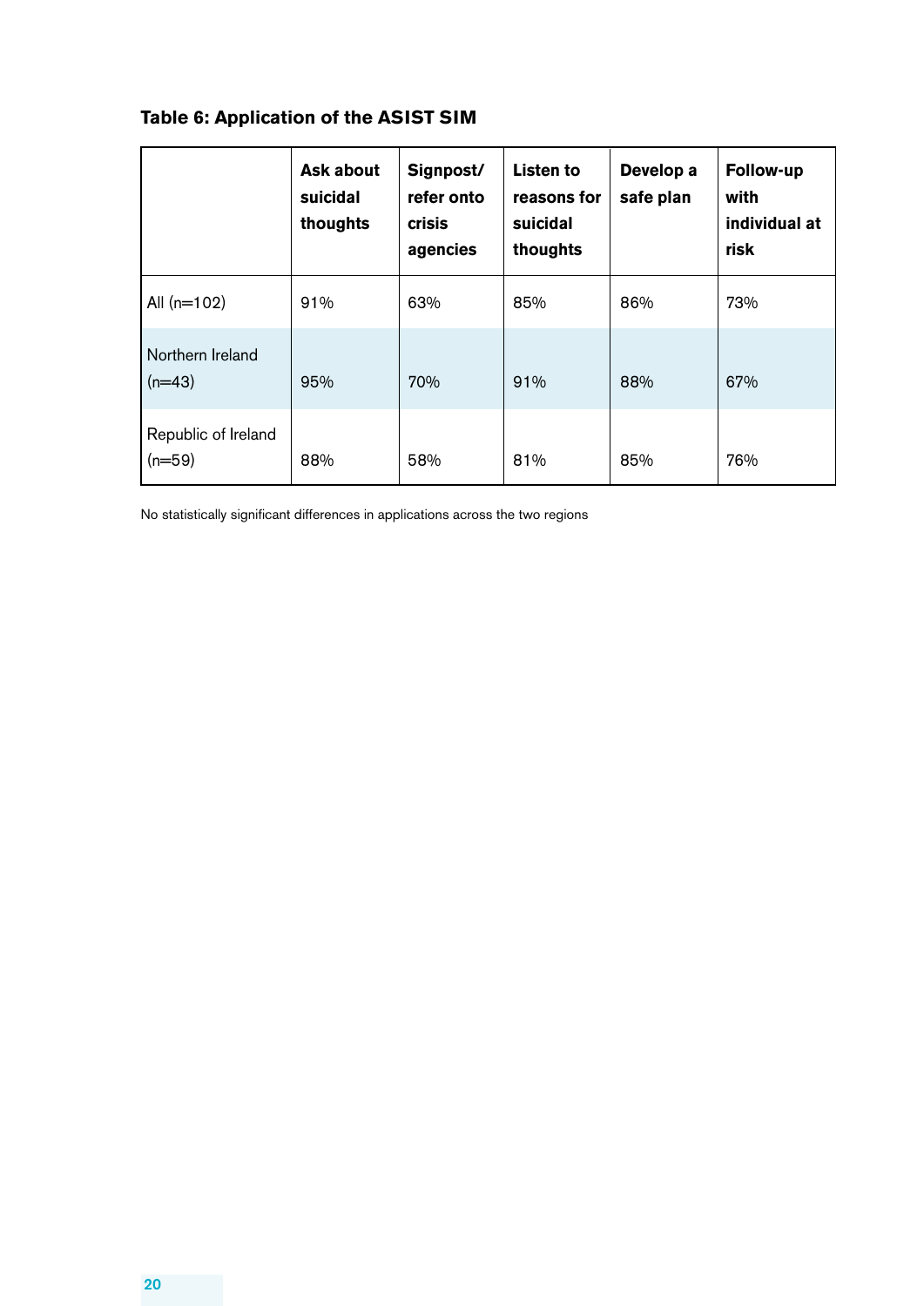**Table 6: Application of the ASIST SIM**

| | Ask about suicidal thoughts | Signpost/ refer onto crisis agencies | Listen to reasons for suicidal thoughts | Develop a safe plan | Follow-up with individual at risk |
|---|---|---|---|---|---|
| All (n=102) | 91% | 63% | 85% | 86% | 73% |
| Northern Ireland (n=43) | 95% | 70% | 91% | 88% | 67% |
| Republic of Ireland (n=59) | 88% | 58% | 81% | 85% | 76% |

No statistically significant differences in applications across the two regions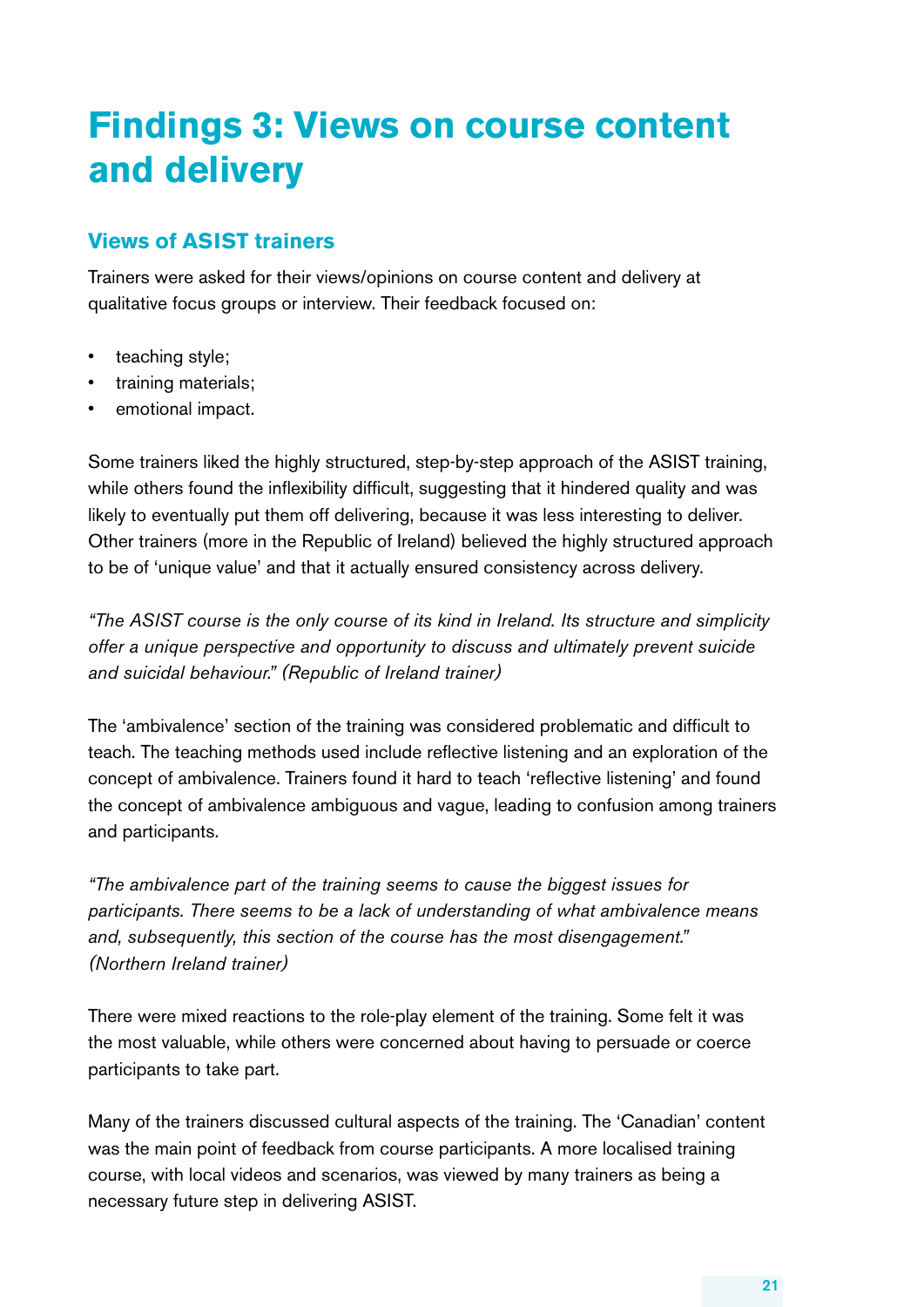# Findings 3: Views on course content and delivery

## Views of ASIST trainers

Trainers were asked for their views/opinions on course content and delivery at qualitative focus groups or interview. Their feedback focused on:

- teaching style;
- training materials;
- emotional impact.

Some trainers liked the highly structured, step-by-step approach of the ASIST training, while others found the inflexibility difficult, suggesting that it hindered quality and was likely to eventually put them off delivering, because it was less interesting to deliver. Other trainers (more in the Republic of Ireland) believed the highly structured approach to be of 'unique value' and that it actually ensured consistency across delivery.

*"The ASIST course is the only course of its kind in Ireland. Its structure and simplicity offer a unique perspective and opportunity to discuss and ultimately prevent suicide and suicidal behaviour." (Republic of Ireland trainer)*

The 'ambivalence' section of the training was considered problematic and difficult to teach. The teaching methods used include reflective listening and an exploration of the concept of ambivalence. Trainers found it hard to teach 'reflective listening' and found the concept of ambivalence ambiguous and vague, leading to confusion among trainers and participants.

*"The ambivalence part of the training seems to cause the biggest issues for participants. There seems to be a lack of understanding of what ambivalence means and, subsequently, this section of the course has the most disengagement." (Northern Ireland trainer)*

There were mixed reactions to the role-play element of the training. Some felt it was the most valuable, while others were concerned about having to persuade or coerce participants to take part.

Many of the trainers discussed cultural aspects of the training. The 'Canadian' content was the main point of feedback from course participants. A more localised training course, with local videos and scenarios, was viewed by many trainers as being a necessary future step in delivering ASIST.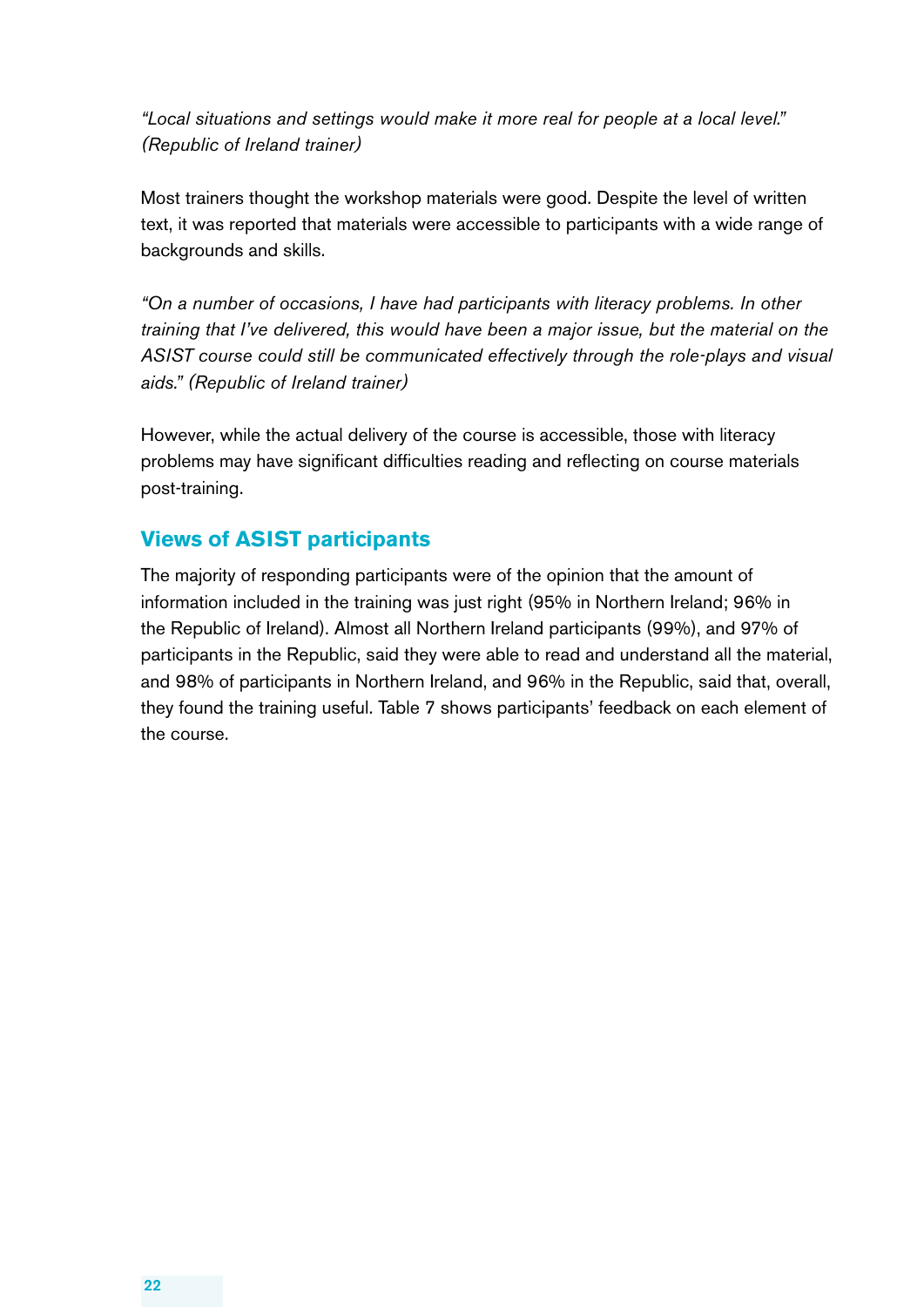*"Local situations and settings would make it more real for people at a local level." (Republic of Ireland trainer)*

Most trainers thought the workshop materials were good. Despite the level of written text, it was reported that materials were accessible to participants with a wide range of backgrounds and skills.

*"On a number of occasions, I have had participants with literacy problems. In other training that I've delivered, this would have been a major issue, but the material on the ASIST course could still be communicated effectively through the role-plays and visual aids." (Republic of Ireland trainer)*

However, while the actual delivery of the course is accessible, those with literacy problems may have significant difficulties reading and reflecting on course materials post-training.

## Views of ASIST participants

The majority of responding participants were of the opinion that the amount of information included in the training was just right (95% in Northern Ireland; 96% in the Republic of Ireland). Almost all Northern Ireland participants (99%), and 97% of participants in the Republic, said they were able to read and understand all the material, and 98% of participants in Northern Ireland, and 96% in the Republic, said that, overall, they found the training useful. Table 7 shows participants' feedback on each element of the course.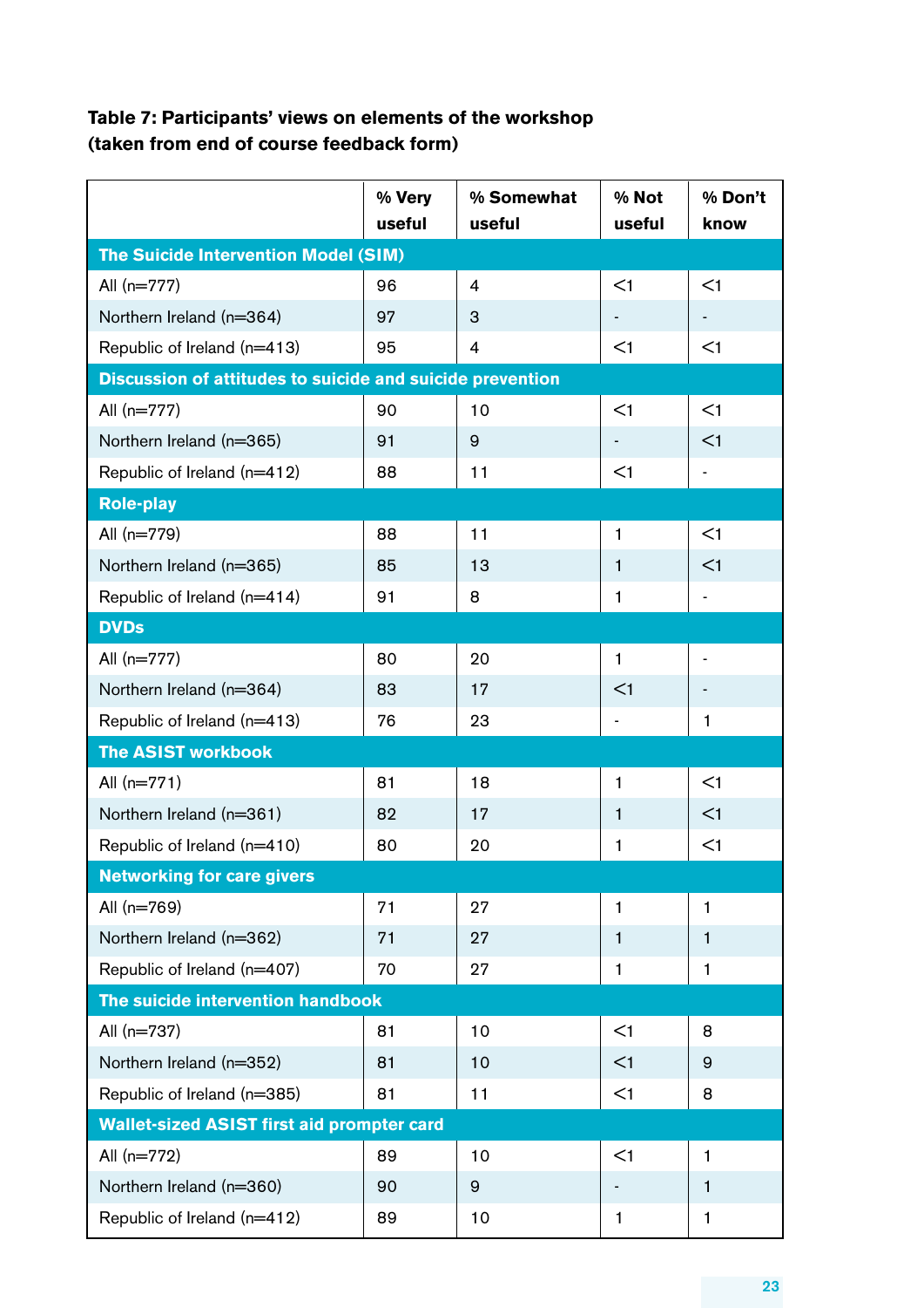**Table 7: Participants' views on elements of the workshop (taken from end of course feedback form)**

| | % Very useful | % Somewhat useful | % Not useful | % Don't know |
|---|---|---|---|---|
| **The Suicide Intervention Model (SIM)** | | | | |
| All (n=777) | 96 | 4 | <1 | <1 |
| Northern Ireland (n=364) | 97 | 3 | - | - |
| Republic of Ireland (n=413) | 95 | 4 | <1 | <1 |
| **Discussion of attitudes to suicide and suicide prevention** | | | | |
| All (n=777) | 90 | 10 | <1 | <1 |
| Northern Ireland (n=365) | 91 | 9 | - | <1 |
| Republic of Ireland (n=412) | 88 | 11 | <1 | - |
| **Role-play** | | | | |
| All (n=779) | 88 | 11 | 1 | <1 |
| Northern Ireland (n=365) | 85 | 13 | 1 | <1 |
| Republic of Ireland (n=414) | 91 | 8 | 1 | - |
| **DVDs** | | | | |
| All (n=777) | 80 | 20 | 1 | - |
| Northern Ireland (n=364) | 83 | 17 | <1 | - |
| Republic of Ireland (n=413) | 76 | 23 | - | 1 |
| **The ASIST workbook** | | | | |
| All (n=771) | 81 | 18 | 1 | <1 |
| Northern Ireland (n=361) | 82 | 17 | 1 | <1 |
| Republic of Ireland (n=410) | 80 | 20 | 1 | <1 |
| **Networking for care givers** | | | | |
| All (n=769) | 71 | 27 | 1 | 1 |
| Northern Ireland (n=362) | 71 | 27 | 1 | 1 |
| Republic of Ireland (n=407) | 70 | 27 | 1 | 1 |
| **The suicide intervention handbook** | | | | |
| All (n=737) | 81 | 10 | <1 | 8 |
| Northern Ireland (n=352) | 81 | 10 | <1 | 9 |
| Republic of Ireland (n=385) | 81 | 11 | <1 | 8 |
| **Wallet-sized ASIST first aid prompter card** | | | | |
| All (n=772) | 89 | 10 | <1 | 1 |
| Northern Ireland (n=360) | 90 | 9 | - | 1 |
| Republic of Ireland (n=412) | 89 | 10 | 1 | 1 |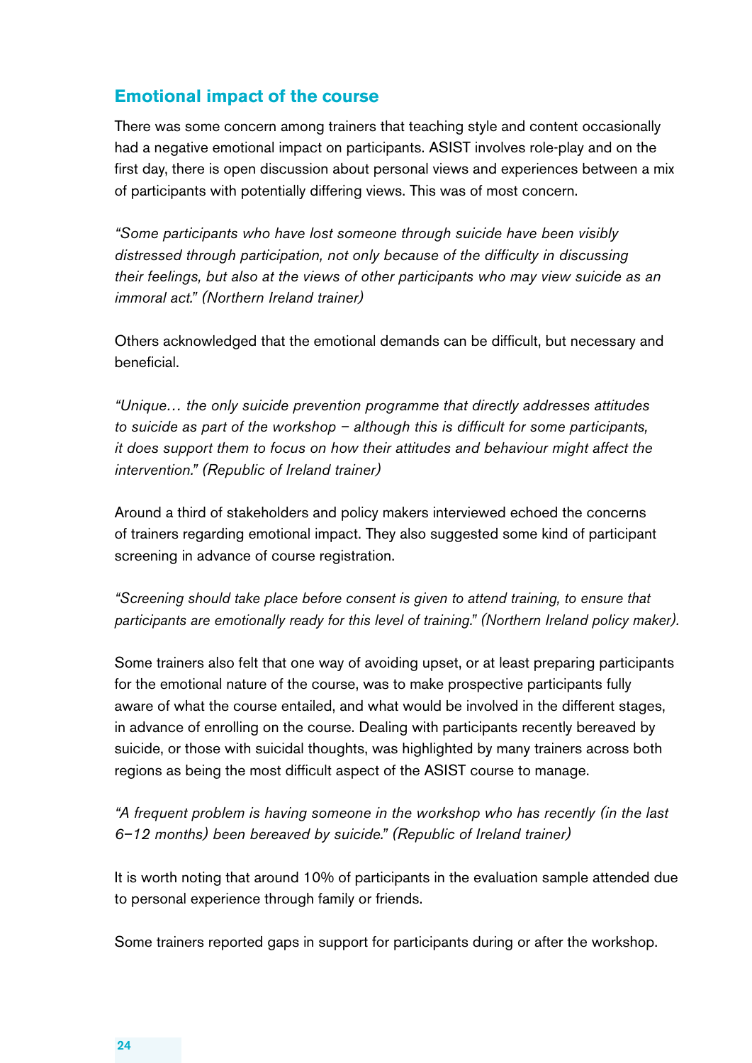## Emotional impact of the course

There was some concern among trainers that teaching style and content occasionally had a negative emotional impact on participants. ASIST involves role-play and on the first day, there is open discussion about personal views and experiences between a mix of participants with potentially differing views. This was of most concern.

*"Some participants who have lost someone through suicide have been visibly distressed through participation, not only because of the difficulty in discussing their feelings, but also at the views of other participants who may view suicide as an immoral act." (Northern Ireland trainer)*

Others acknowledged that the emotional demands can be difficult, but necessary and beneficial.

*"Unique… the only suicide prevention programme that directly addresses attitudes to suicide as part of the workshop – although this is difficult for some participants, it does support them to focus on how their attitudes and behaviour might affect the intervention." (Republic of Ireland trainer)*

Around a third of stakeholders and policy makers interviewed echoed the concerns of trainers regarding emotional impact. They also suggested some kind of participant screening in advance of course registration.

*"Screening should take place before consent is given to attend training, to ensure that participants are emotionally ready for this level of training." (Northern Ireland policy maker).*

Some trainers also felt that one way of avoiding upset, or at least preparing participants for the emotional nature of the course, was to make prospective participants fully aware of what the course entailed, and what would be involved in the different stages, in advance of enrolling on the course. Dealing with participants recently bereaved by suicide, or those with suicidal thoughts, was highlighted by many trainers across both regions as being the most difficult aspect of the ASIST course to manage.

*"A frequent problem is having someone in the workshop who has recently (in the last 6–12 months) been bereaved by suicide." (Republic of Ireland trainer)*

It is worth noting that around 10% of participants in the evaluation sample attended due to personal experience through family or friends.

Some trainers reported gaps in support for participants during or after the workshop.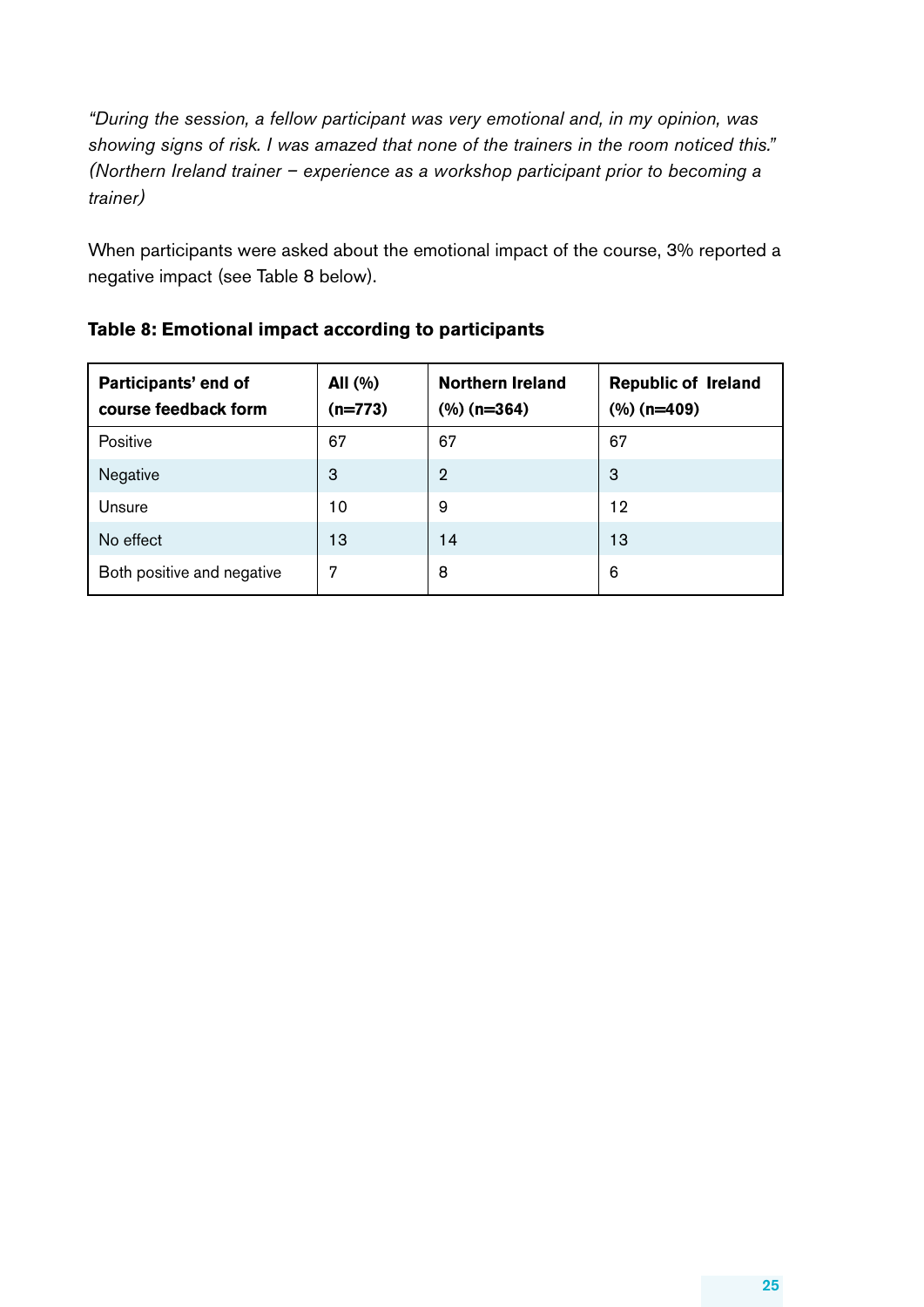*"During the session, a fellow participant was very emotional and, in my opinion, was showing signs of risk. I was amazed that none of the trainers in the room noticed this." (Northern Ireland trainer – experience as a workshop participant prior to becoming a trainer)*

When participants were asked about the emotional impact of the course, 3% reported a negative impact (see Table 8 below).

**Table 8: Emotional impact according to participants**

| Participants' end of course feedback form | All (%) (n=773) | Northern Ireland (%) (n=364) | Republic of Ireland (%) (n=409) |
|---|---|---|---|
| Positive | 67 | 67 | 67 |
| Negative | 3 | 2 | 3 |
| Unsure | 10 | 9 | 12 |
| No effect | 13 | 14 | 13 |
| Both positive and negative | 7 | 8 | 6 |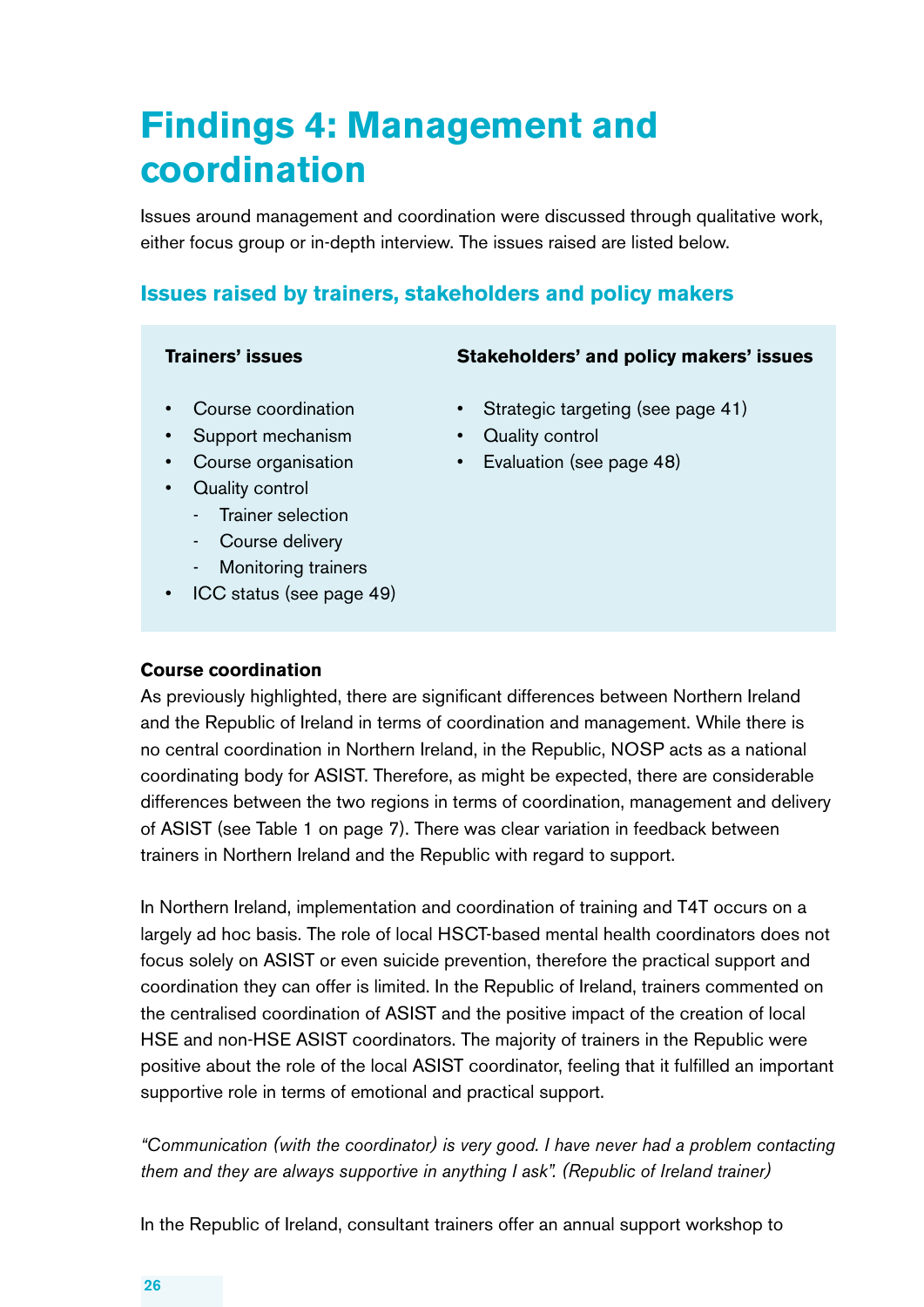# Findings 4: Management and coordination

Issues around management and coordination were discussed through qualitative work, either focus group or in-depth interview. The issues raised are listed below.

## Issues raised by trainers, stakeholders and policy makers

**Trainers' issues**

- Course coordination
- Support mechanism
- Course organisation
- Quality control
  - Trainer selection
  - Course delivery
  - Monitoring trainers
- ICC status (see page 49)

**Stakeholders' and policy makers' issues**

- Strategic targeting (see page 41)
- Quality control
- Evaluation (see page 48)

### Course coordination

As previously highlighted, there are significant differences between Northern Ireland and the Republic of Ireland in terms of coordination and management. While there is no central coordination in Northern Ireland, in the Republic, NOSP acts as a national coordinating body for ASIST. Therefore, as might be expected, there are considerable differences between the two regions in terms of coordination, management and delivery of ASIST (see Table 1 on page 7). There was clear variation in feedback between trainers in Northern Ireland and the Republic with regard to support.

In Northern Ireland, implementation and coordination of training and T4T occurs on a largely ad hoc basis. The role of local HSCT-based mental health coordinators does not focus solely on ASIST or even suicide prevention, therefore the practical support and coordination they can offer is limited. In the Republic of Ireland, trainers commented on the centralised coordination of ASIST and the positive impact of the creation of local HSE and non-HSE ASIST coordinators. The majority of trainers in the Republic were positive about the role of the local ASIST coordinator, feeling that it fulfilled an important supportive role in terms of emotional and practical support.

*"Communication (with the coordinator) is very good. I have never had a problem contacting them and they are always supportive in anything I ask". (Republic of Ireland trainer)*

In the Republic of Ireland, consultant trainers offer an annual support workshop to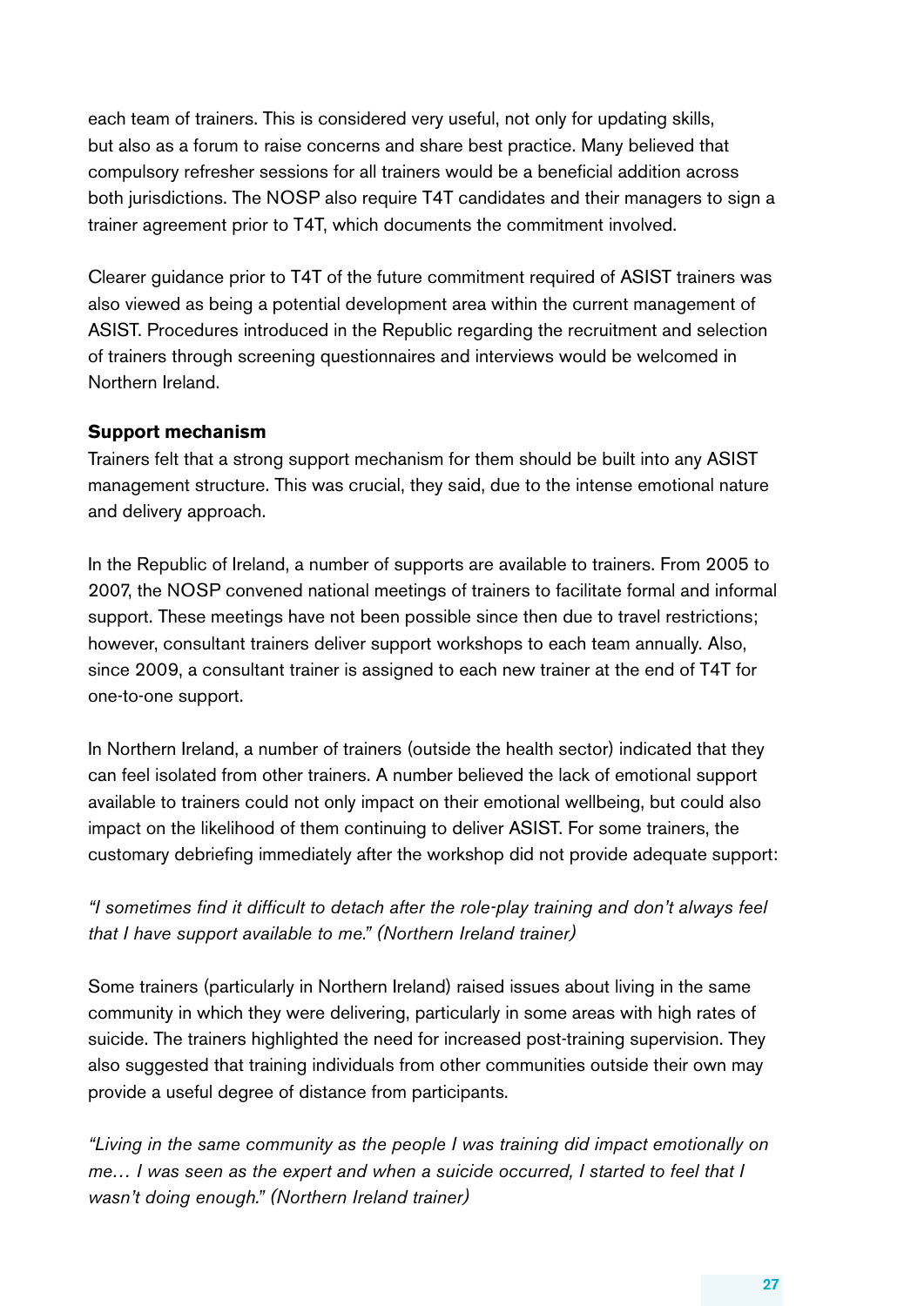each team of trainers. This is considered very useful, not only for updating skills, but also as a forum to raise concerns and share best practice. Many believed that compulsory refresher sessions for all trainers would be a beneficial addition across both jurisdictions. The NOSP also require T4T candidates and their managers to sign a trainer agreement prior to T4T, which documents the commitment involved.

Clearer guidance prior to T4T of the future commitment required of ASIST trainers was also viewed as being a potential development area within the current management of ASIST. Procedures introduced in the Republic regarding the recruitment and selection of trainers through screening questionnaires and interviews would be welcomed in Northern Ireland.

**Support mechanism**

Trainers felt that a strong support mechanism for them should be built into any ASIST management structure. This was crucial, they said, due to the intense emotional nature and delivery approach.

In the Republic of Ireland, a number of supports are available to trainers. From 2005 to 2007, the NOSP convened national meetings of trainers to facilitate formal and informal support. These meetings have not been possible since then due to travel restrictions; however, consultant trainers deliver support workshops to each team annually. Also, since 2009, a consultant trainer is assigned to each new trainer at the end of T4T for one-to-one support.

In Northern Ireland, a number of trainers (outside the health sector) indicated that they can feel isolated from other trainers. A number believed the lack of emotional support available to trainers could not only impact on their emotional wellbeing, but could also impact on the likelihood of them continuing to deliver ASIST. For some trainers, the customary debriefing immediately after the workshop did not provide adequate support:

*"I sometimes find it difficult to detach after the role-play training and don't always feel that I have support available to me." (Northern Ireland trainer)*

Some trainers (particularly in Northern Ireland) raised issues about living in the same community in which they were delivering, particularly in some areas with high rates of suicide. The trainers highlighted the need for increased post-training supervision. They also suggested that training individuals from other communities outside their own may provide a useful degree of distance from participants.

*"Living in the same community as the people I was training did impact emotionally on me… I was seen as the expert and when a suicide occurred, I started to feel that I wasn't doing enough." (Northern Ireland trainer)*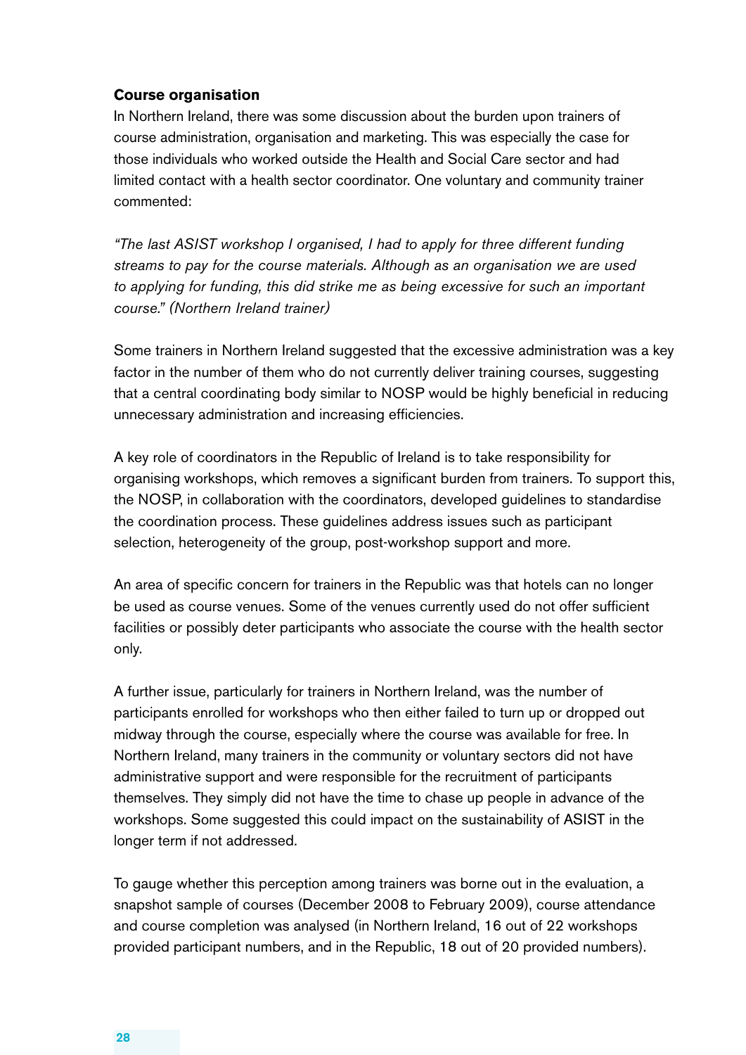**Course organisation**

In Northern Ireland, there was some discussion about the burden upon trainers of course administration, organisation and marketing. This was especially the case for those individuals who worked outside the Health and Social Care sector and had limited contact with a health sector coordinator. One voluntary and community trainer commented:

*"The last ASIST workshop I organised, I had to apply for three different funding streams to pay for the course materials. Although as an organisation we are used to applying for funding, this did strike me as being excessive for such an important course." (Northern Ireland trainer)*

Some trainers in Northern Ireland suggested that the excessive administration was a key factor in the number of them who do not currently deliver training courses, suggesting that a central coordinating body similar to NOSP would be highly beneficial in reducing unnecessary administration and increasing efficiencies.

A key role of coordinators in the Republic of Ireland is to take responsibility for organising workshops, which removes a significant burden from trainers. To support this, the NOSP, in collaboration with the coordinators, developed guidelines to standardise the coordination process. These guidelines address issues such as participant selection, heterogeneity of the group, post-workshop support and more.

An area of specific concern for trainers in the Republic was that hotels can no longer be used as course venues. Some of the venues currently used do not offer sufficient facilities or possibly deter participants who associate the course with the health sector only.

A further issue, particularly for trainers in Northern Ireland, was the number of participants enrolled for workshops who then either failed to turn up or dropped out midway through the course, especially where the course was available for free. In Northern Ireland, many trainers in the community or voluntary sectors did not have administrative support and were responsible for the recruitment of participants themselves. They simply did not have the time to chase up people in advance of the workshops. Some suggested this could impact on the sustainability of ASIST in the longer term if not addressed.

To gauge whether this perception among trainers was borne out in the evaluation, a snapshot sample of courses (December 2008 to February 2009), course attendance and course completion was analysed (in Northern Ireland, 16 out of 22 workshops provided participant numbers, and in the Republic, 18 out of 20 provided numbers).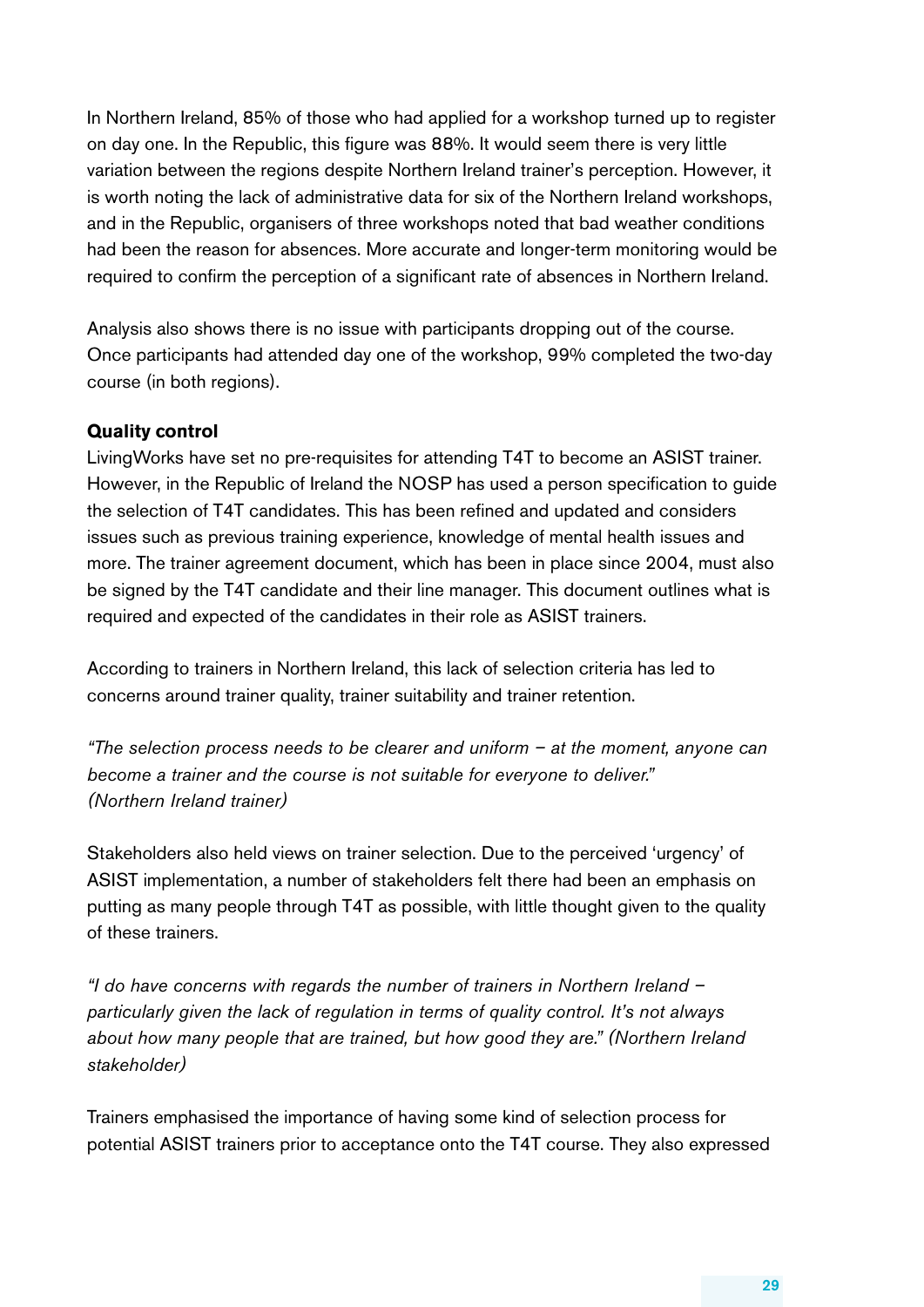In Northern Ireland, 85% of those who had applied for a workshop turned up to register on day one. In the Republic, this figure was 88%. It would seem there is very little variation between the regions despite Northern Ireland trainer's perception. However, it is worth noting the lack of administrative data for six of the Northern Ireland workshops, and in the Republic, organisers of three workshops noted that bad weather conditions had been the reason for absences. More accurate and longer-term monitoring would be required to confirm the perception of a significant rate of absences in Northern Ireland.

Analysis also shows there is no issue with participants dropping out of the course. Once participants had attended day one of the workshop, 99% completed the two-day course (in both regions).

**Quality control**

LivingWorks have set no pre-requisites for attending T4T to become an ASIST trainer. However, in the Republic of Ireland the NOSP has used a person specification to guide the selection of T4T candidates. This has been refined and updated and considers issues such as previous training experience, knowledge of mental health issues and more. The trainer agreement document, which has been in place since 2004, must also be signed by the T4T candidate and their line manager. This document outlines what is required and expected of the candidates in their role as ASIST trainers.

According to trainers in Northern Ireland, this lack of selection criteria has led to concerns around trainer quality, trainer suitability and trainer retention.

*"The selection process needs to be clearer and uniform – at the moment, anyone can become a trainer and the course is not suitable for everyone to deliver." (Northern Ireland trainer)*

Stakeholders also held views on trainer selection. Due to the perceived 'urgency' of ASIST implementation, a number of stakeholders felt there had been an emphasis on putting as many people through T4T as possible, with little thought given to the quality of these trainers.

*"I do have concerns with regards the number of trainers in Northern Ireland – particularly given the lack of regulation in terms of quality control. It's not always about how many people that are trained, but how good they are." (Northern Ireland stakeholder)*

Trainers emphasised the importance of having some kind of selection process for potential ASIST trainers prior to acceptance onto the T4T course. They also expressed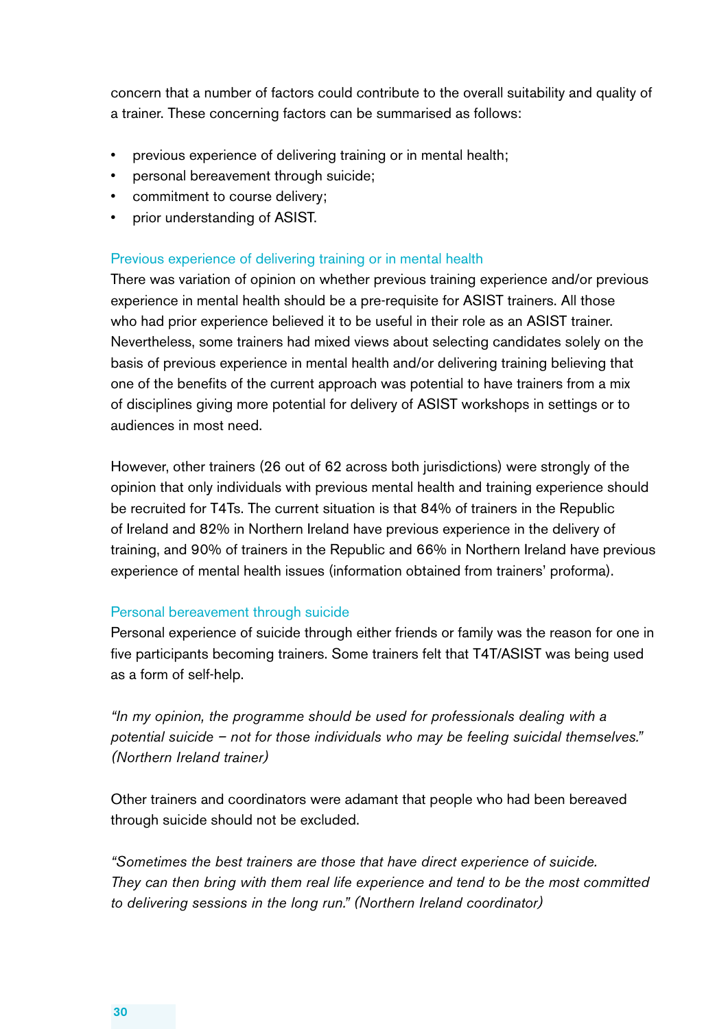concern that a number of factors could contribute to the overall suitability and quality of a trainer. These concerning factors can be summarised as follows:

- previous experience of delivering training or in mental health;
- personal bereavement through suicide;
- commitment to course delivery;
- prior understanding of ASIST.

### Previous experience of delivering training or in mental health

There was variation of opinion on whether previous training experience and/or previous experience in mental health should be a pre-requisite for ASIST trainers. All those who had prior experience believed it to be useful in their role as an ASIST trainer. Nevertheless, some trainers had mixed views about selecting candidates solely on the basis of previous experience in mental health and/or delivering training believing that one of the benefits of the current approach was potential to have trainers from a mix of disciplines giving more potential for delivery of ASIST workshops in settings or to audiences in most need.

However, other trainers (26 out of 62 across both jurisdictions) were strongly of the opinion that only individuals with previous mental health and training experience should be recruited for T4Ts. The current situation is that 84% of trainers in the Republic of Ireland and 82% in Northern Ireland have previous experience in the delivery of training, and 90% of trainers in the Republic and 66% in Northern Ireland have previous experience of mental health issues (information obtained from trainers' proforma).

### Personal bereavement through suicide

Personal experience of suicide through either friends or family was the reason for one in five participants becoming trainers. Some trainers felt that T4T/ASIST was being used as a form of self-help.

*"In my opinion, the programme should be used for professionals dealing with a potential suicide – not for those individuals who may be feeling suicidal themselves." (Northern Ireland trainer)*

Other trainers and coordinators were adamant that people who had been bereaved through suicide should not be excluded.

*"Sometimes the best trainers are those that have direct experience of suicide. They can then bring with them real life experience and tend to be the most committed to delivering sessions in the long run." (Northern Ireland coordinator)*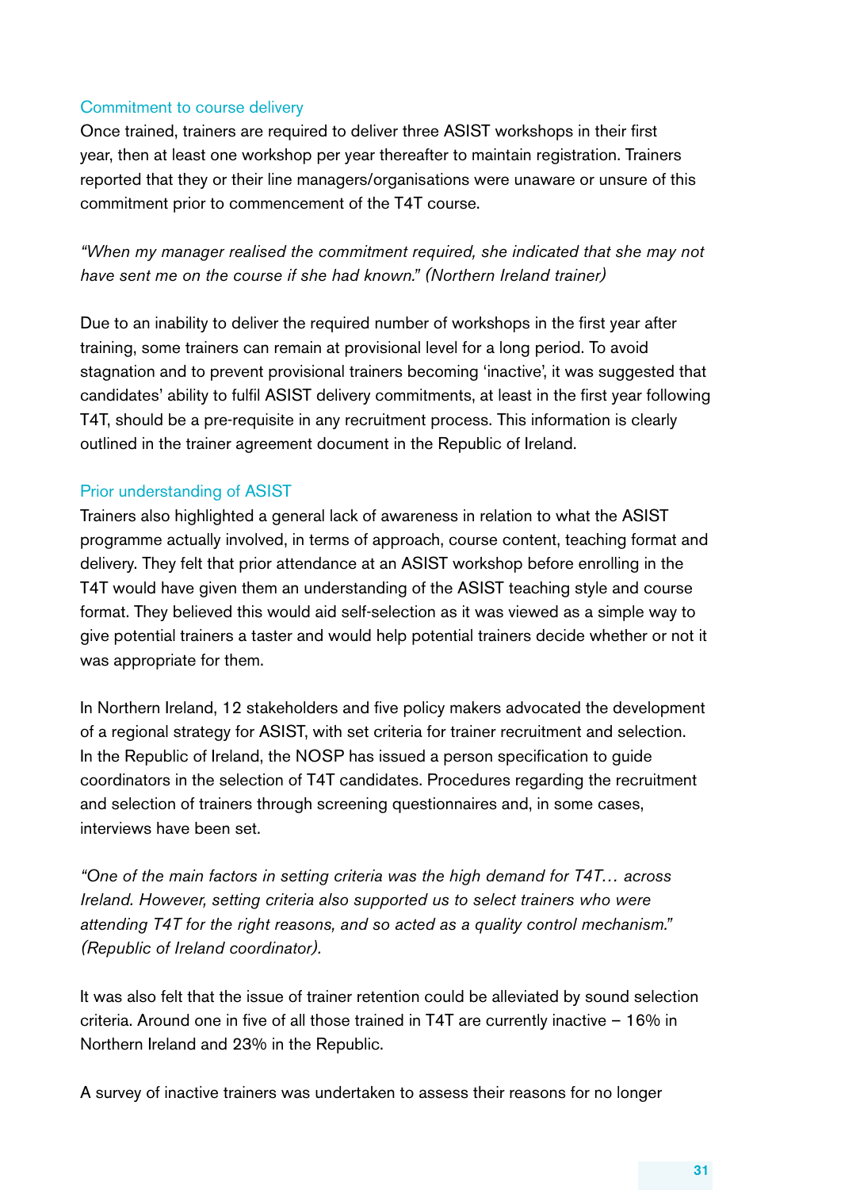### Commitment to course delivery

Once trained, trainers are required to deliver three ASIST workshops in their first year, then at least one workshop per year thereafter to maintain registration. Trainers reported that they or their line managers/organisations were unaware or unsure of this commitment prior to commencement of the T4T course.

*"When my manager realised the commitment required, she indicated that she may not have sent me on the course if she had known." (Northern Ireland trainer)*

Due to an inability to deliver the required number of workshops in the first year after training, some trainers can remain at provisional level for a long period. To avoid stagnation and to prevent provisional trainers becoming 'inactive', it was suggested that candidates' ability to fulfil ASIST delivery commitments, at least in the first year following T4T, should be a pre-requisite in any recruitment process. This information is clearly outlined in the trainer agreement document in the Republic of Ireland.

### Prior understanding of ASIST

Trainers also highlighted a general lack of awareness in relation to what the ASIST programme actually involved, in terms of approach, course content, teaching format and delivery. They felt that prior attendance at an ASIST workshop before enrolling in the T4T would have given them an understanding of the ASIST teaching style and course format. They believed this would aid self-selection as it was viewed as a simple way to give potential trainers a taster and would help potential trainers decide whether or not it was appropriate for them.

In Northern Ireland, 12 stakeholders and five policy makers advocated the development of a regional strategy for ASIST, with set criteria for trainer recruitment and selection. In the Republic of Ireland, the NOSP has issued a person specification to guide coordinators in the selection of T4T candidates. Procedures regarding the recruitment and selection of trainers through screening questionnaires and, in some cases, interviews have been set.

*"One of the main factors in setting criteria was the high demand for T4T… across Ireland. However, setting criteria also supported us to select trainers who were attending T4T for the right reasons, and so acted as a quality control mechanism." (Republic of Ireland coordinator).*

It was also felt that the issue of trainer retention could be alleviated by sound selection criteria. Around one in five of all those trained in T4T are currently inactive – 16% in Northern Ireland and 23% in the Republic.

A survey of inactive trainers was undertaken to assess their reasons for no longer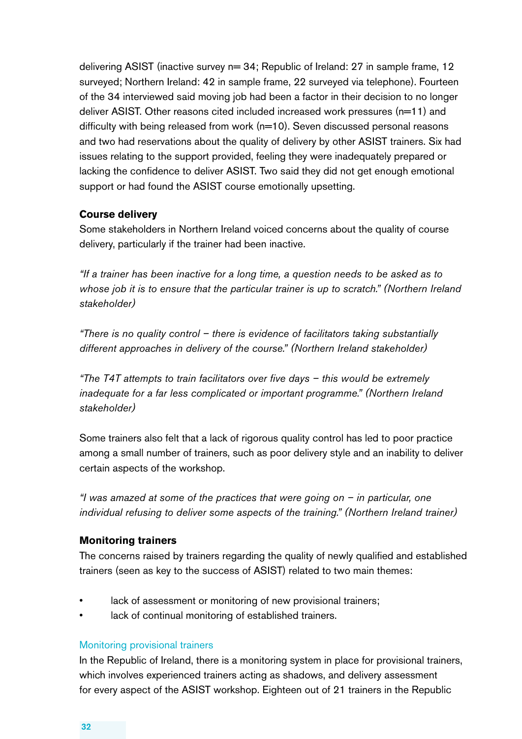delivering ASIST (inactive survey n= 34; Republic of Ireland: 27 in sample frame, 12 surveyed; Northern Ireland: 42 in sample frame, 22 surveyed via telephone). Fourteen of the 34 interviewed said moving job had been a factor in their decision to no longer deliver ASIST. Other reasons cited included increased work pressures (n=11) and difficulty with being released from work (n=10). Seven discussed personal reasons and two had reservations about the quality of delivery by other ASIST trainers. Six had issues relating to the support provided, feeling they were inadequately prepared or lacking the confidence to deliver ASIST. Two said they did not get enough emotional support or had found the ASIST course emotionally upsetting.

**Course delivery**

Some stakeholders in Northern Ireland voiced concerns about the quality of course delivery, particularly if the trainer had been inactive.

*"If a trainer has been inactive for a long time, a question needs to be asked as to whose job it is to ensure that the particular trainer is up to scratch." (Northern Ireland stakeholder)*

*"There is no quality control – there is evidence of facilitators taking substantially different approaches in delivery of the course." (Northern Ireland stakeholder)*

*"The T4T attempts to train facilitators over five days – this would be extremely inadequate for a far less complicated or important programme." (Northern Ireland stakeholder)*

Some trainers also felt that a lack of rigorous quality control has led to poor practice among a small number of trainers, such as poor delivery style and an inability to deliver certain aspects of the workshop.

*"I was amazed at some of the practices that were going on – in particular, one individual refusing to deliver some aspects of the training." (Northern Ireland trainer)*

**Monitoring trainers**

The concerns raised by trainers regarding the quality of newly qualified and established trainers (seen as key to the success of ASIST) related to two main themes:

- lack of assessment or monitoring of new provisional trainers;
- lack of continual monitoring of established trainers.

Monitoring provisional trainers

In the Republic of Ireland, there is a monitoring system in place for provisional trainers, which involves experienced trainers acting as shadows, and delivery assessment for every aspect of the ASIST workshop. Eighteen out of 21 trainers in the Republic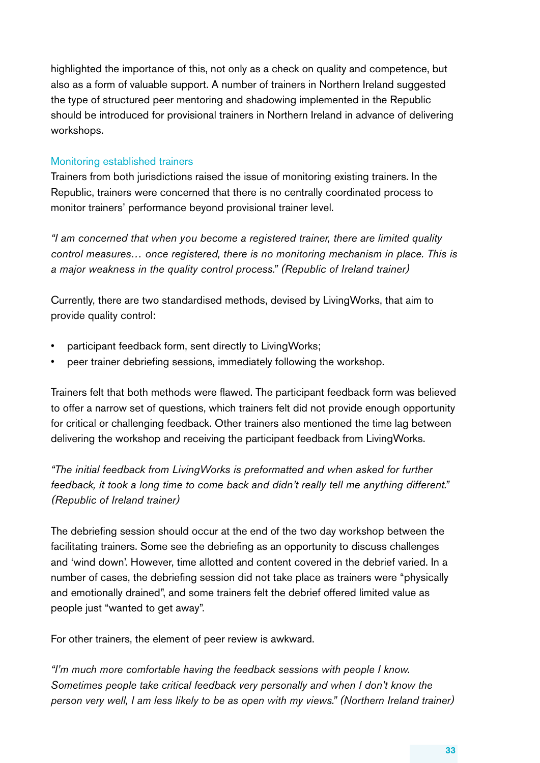highlighted the importance of this, not only as a check on quality and competence, but also as a form of valuable support. A number of trainers in Northern Ireland suggested the type of structured peer mentoring and shadowing implemented in the Republic should be introduced for provisional trainers in Northern Ireland in advance of delivering workshops.

### Monitoring established trainers

Trainers from both jurisdictions raised the issue of monitoring existing trainers. In the Republic, trainers were concerned that there is no centrally coordinated process to monitor trainers' performance beyond provisional trainer level.

*"I am concerned that when you become a registered trainer, there are limited quality control measures… once registered, there is no monitoring mechanism in place. This is a major weakness in the quality control process." (Republic of Ireland trainer)*

Currently, there are two standardised methods, devised by LivingWorks, that aim to provide quality control:

- participant feedback form, sent directly to LivingWorks;
- peer trainer debriefing sessions, immediately following the workshop.

Trainers felt that both methods were flawed. The participant feedback form was believed to offer a narrow set of questions, which trainers felt did not provide enough opportunity for critical or challenging feedback. Other trainers also mentioned the time lag between delivering the workshop and receiving the participant feedback from LivingWorks.

*"The initial feedback from LivingWorks is preformatted and when asked for further feedback, it took a long time to come back and didn't really tell me anything different." (Republic of Ireland trainer)*

The debriefing session should occur at the end of the two day workshop between the facilitating trainers. Some see the debriefing as an opportunity to discuss challenges and 'wind down'. However, time allotted and content covered in the debrief varied. In a number of cases, the debriefing session did not take place as trainers were "physically and emotionally drained", and some trainers felt the debrief offered limited value as people just "wanted to get away".

For other trainers, the element of peer review is awkward.

*"I'm much more comfortable having the feedback sessions with people I know. Sometimes people take critical feedback very personally and when I don't know the person very well, I am less likely to be as open with my views." (Northern Ireland trainer)*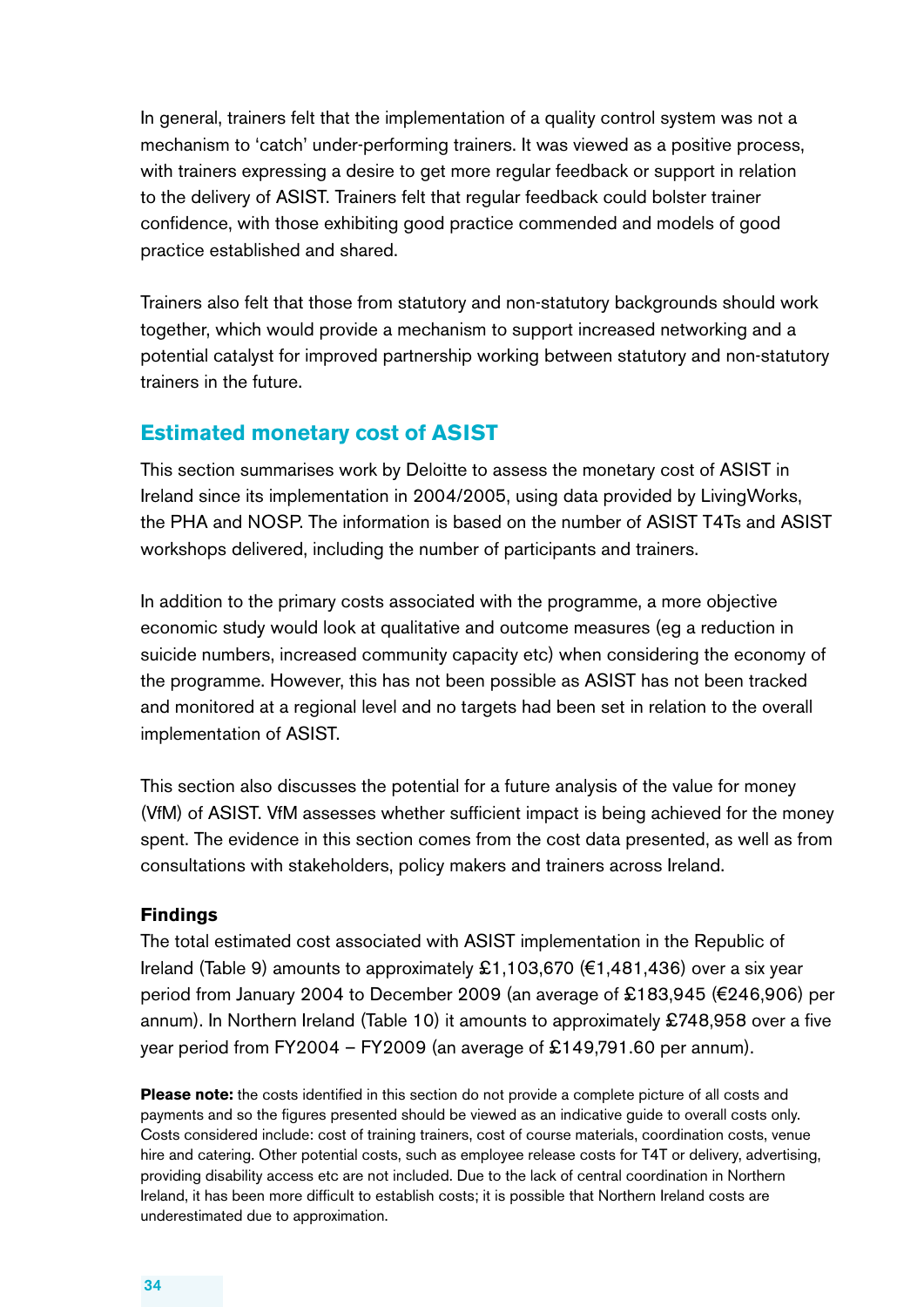In general, trainers felt that the implementation of a quality control system was not a mechanism to 'catch' under-performing trainers. It was viewed as a positive process, with trainers expressing a desire to get more regular feedback or support in relation to the delivery of ASIST. Trainers felt that regular feedback could bolster trainer confidence, with those exhibiting good practice commended and models of good practice established and shared.

Trainers also felt that those from statutory and non-statutory backgrounds should work together, which would provide a mechanism to support increased networking and a potential catalyst for improved partnership working between statutory and non-statutory trainers in the future.

## Estimated monetary cost of ASIST

This section summarises work by Deloitte to assess the monetary cost of ASIST in Ireland since its implementation in 2004/2005, using data provided by LivingWorks, the PHA and NOSP. The information is based on the number of ASIST T4Ts and ASIST workshops delivered, including the number of participants and trainers.

In addition to the primary costs associated with the programme, a more objective economic study would look at qualitative and outcome measures (eg a reduction in suicide numbers, increased community capacity etc) when considering the economy of the programme. However, this has not been possible as ASIST has not been tracked and monitored at a regional level and no targets had been set in relation to the overall implementation of ASIST.

This section also discusses the potential for a future analysis of the value for money (VfM) of ASIST. VfM assesses whether sufficient impact is being achieved for the money spent. The evidence in this section comes from the cost data presented, as well as from consultations with stakeholders, policy makers and trainers across Ireland.

### Findings

The total estimated cost associated with ASIST implementation in the Republic of Ireland (Table 9) amounts to approximately £1,103,670 (€1,481,436) over a six year period from January 2004 to December 2009 (an average of £183,945 (€246,906) per annum). In Northern Ireland (Table 10) it amounts to approximately £748,958 over a five year period from FY2004 – FY2009 (an average of £149,791.60 per annum).

**Please note:** the costs identified in this section do not provide a complete picture of all costs and payments and so the figures presented should be viewed as an indicative guide to overall costs only. Costs considered include: cost of training trainers, cost of course materials, coordination costs, venue hire and catering. Other potential costs, such as employee release costs for T4T or delivery, advertising, providing disability access etc are not included. Due to the lack of central coordination in Northern Ireland, it has been more difficult to establish costs; it is possible that Northern Ireland costs are underestimated due to approximation.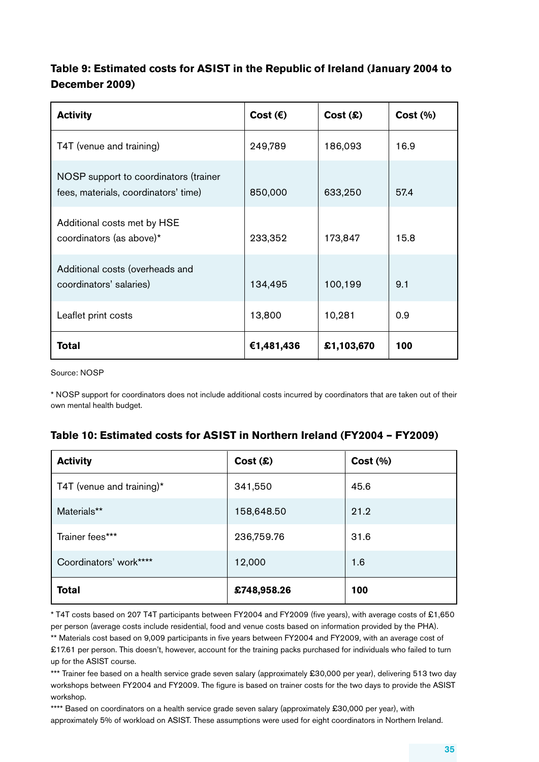**Table 9: Estimated costs for ASIST in the Republic of Ireland (January 2004 to December 2009)**

| Activity | Cost (€) | Cost (£) | Cost (%) |
|---|---|---|---|
| T4T (venue and training) | 249,789 | 186,093 | 16.9 |
| NOSP support to coordinators (trainer fees, materials, coordinators' time) | 850,000 | 633,250 | 57.4 |
| Additional costs met by HSE coordinators (as above)* | 233,352 | 173,847 | 15.8 |
| Additional costs (overheads and coordinators' salaries) | 134,495 | 100,199 | 9.1 |
| Leaflet print costs | 13,800 | 10,281 | 0.9 |
| **Total** | **€1,481,436** | **£1,103,670** | **100** |

Source: NOSP

* NOSP support for coordinators does not include additional costs incurred by coordinators that are taken out of their own mental health budget.

**Table 10: Estimated costs for ASIST in Northern Ireland (FY2004 – FY2009)**

| Activity | Cost (£) | Cost (%) |
|---|---|---|
| T4T (venue and training)* | 341,550 | 45.6 |
| Materials** | 158,648.50 | 21.2 |
| Trainer fees*** | 236,759.76 | 31.6 |
| Coordinators' work**** | 12,000 | 1.6 |
| **Total** | **£748,958.26** | **100** |

* T4T costs based on 207 T4T participants between FY2004 and FY2009 (five years), with average costs of £1,650 per person (average costs include residential, food and venue costs based on information provided by the PHA).

** Materials cost based on 9,009 participants in five years between FY2004 and FY2009, with an average cost of £17.61 per person. This doesn't, however, account for the training packs purchased for individuals who failed to turn up for the ASIST course.

*** Trainer fee based on a health service grade seven salary (approximately £30,000 per year), delivering 513 two day workshops between FY2004 and FY2009. The figure is based on trainer costs for the two days to provide the ASIST workshop.

**** Based on coordinators on a health service grade seven salary (approximately £30,000 per year), with approximately 5% of workload on ASIST. These assumptions were used for eight coordinators in Northern Ireland.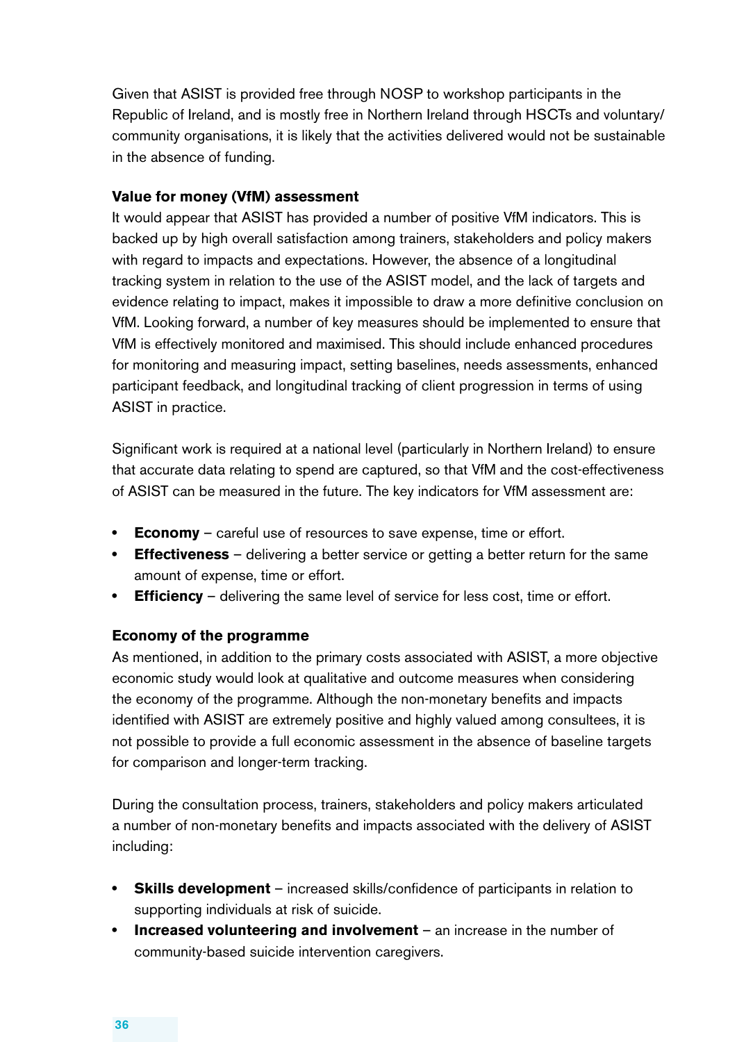Given that ASIST is provided free through NOSP to workshop participants in the Republic of Ireland, and is mostly free in Northern Ireland through HSCTs and voluntary/community organisations, it is likely that the activities delivered would not be sustainable in the absence of funding.

**Value for money (VfM) assessment**

It would appear that ASIST has provided a number of positive VfM indicators. This is backed up by high overall satisfaction among trainers, stakeholders and policy makers with regard to impacts and expectations. However, the absence of a longitudinal tracking system in relation to the use of the ASIST model, and the lack of targets and evidence relating to impact, makes it impossible to draw a more definitive conclusion on VfM. Looking forward, a number of key measures should be implemented to ensure that VfM is effectively monitored and maximised. This should include enhanced procedures for monitoring and measuring impact, setting baselines, needs assessments, enhanced participant feedback, and longitudinal tracking of client progression in terms of using ASIST in practice.

Significant work is required at a national level (particularly in Northern Ireland) to ensure that accurate data relating to spend are captured, so that VfM and the cost-effectiveness of ASIST can be measured in the future. The key indicators for VfM assessment are:

- **Economy** – careful use of resources to save expense, time or effort.
- **Effectiveness** – delivering a better service or getting a better return for the same amount of expense, time or effort.
- **Efficiency** – delivering the same level of service for less cost, time or effort.

**Economy of the programme**

As mentioned, in addition to the primary costs associated with ASIST, a more objective economic study would look at qualitative and outcome measures when considering the economy of the programme. Although the non-monetary benefits and impacts identified with ASIST are extremely positive and highly valued among consultees, it is not possible to provide a full economic assessment in the absence of baseline targets for comparison and longer-term tracking.

During the consultation process, trainers, stakeholders and policy makers articulated a number of non-monetary benefits and impacts associated with the delivery of ASIST including:

- **Skills development** – increased skills/confidence of participants in relation to supporting individuals at risk of suicide.
- **Increased volunteering and involvement** – an increase in the number of community-based suicide intervention caregivers.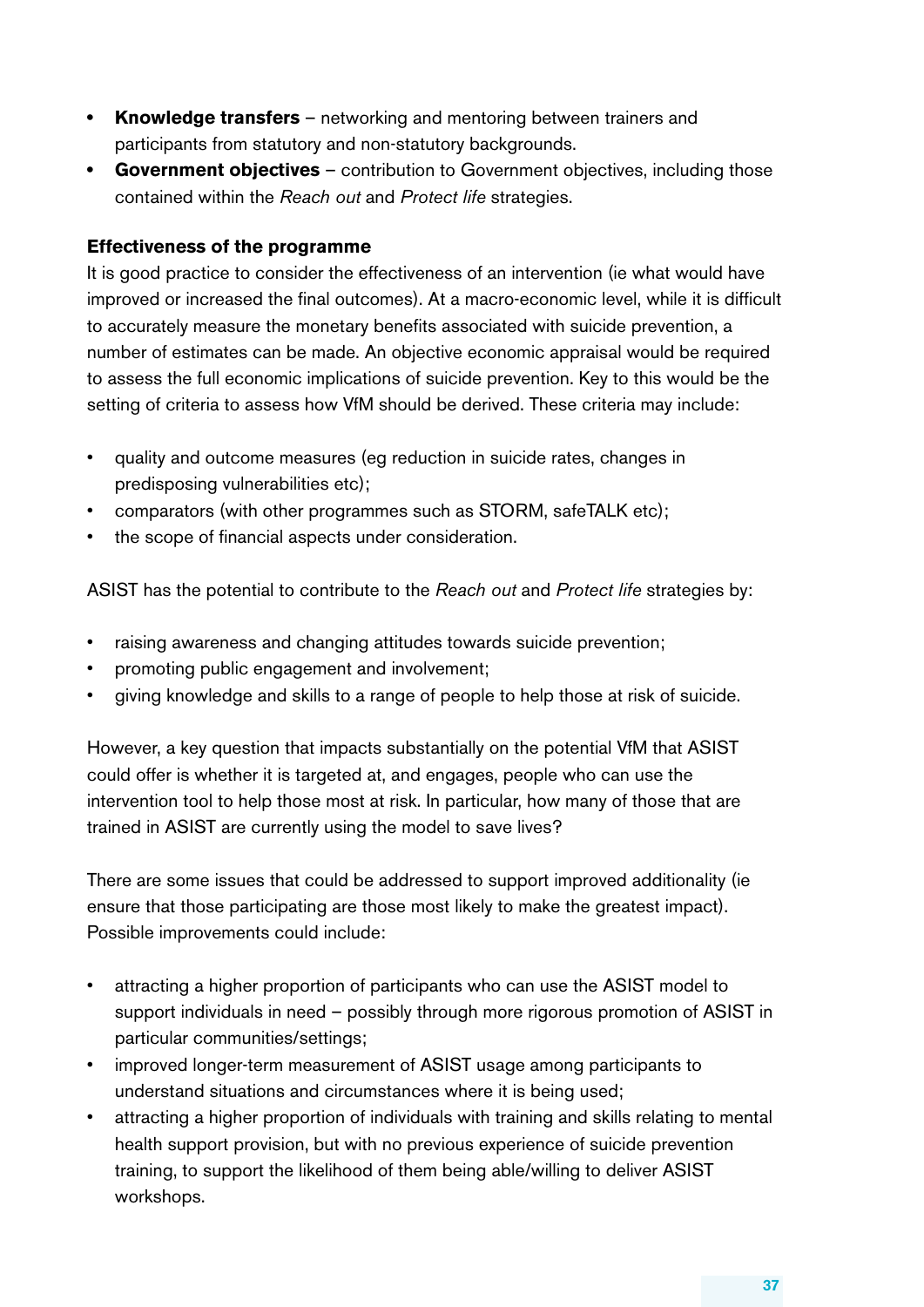- **Knowledge transfers** – networking and mentoring between trainers and participants from statutory and non-statutory backgrounds.
- **Government objectives** – contribution to Government objectives, including those contained within the *Reach out* and *Protect life* strategies.

**Effectiveness of the programme**

It is good practice to consider the effectiveness of an intervention (ie what would have improved or increased the final outcomes). At a macro-economic level, while it is difficult to accurately measure the monetary benefits associated with suicide prevention, a number of estimates can be made. An objective economic appraisal would be required to assess the full economic implications of suicide prevention. Key to this would be the setting of criteria to assess how VfM should be derived. These criteria may include:

- quality and outcome measures (eg reduction in suicide rates, changes in predisposing vulnerabilities etc);
- comparators (with other programmes such as STORM, safeTALK etc);
- the scope of financial aspects under consideration.

ASIST has the potential to contribute to the *Reach out* and *Protect life* strategies by:

- raising awareness and changing attitudes towards suicide prevention;
- promoting public engagement and involvement;
- giving knowledge and skills to a range of people to help those at risk of suicide.

However, a key question that impacts substantially on the potential VfM that ASIST could offer is whether it is targeted at, and engages, people who can use the intervention tool to help those most at risk. In particular, how many of those that are trained in ASIST are currently using the model to save lives?

There are some issues that could be addressed to support improved additionality (ie ensure that those participating are those most likely to make the greatest impact). Possible improvements could include:

- attracting a higher proportion of participants who can use the ASIST model to support individuals in need – possibly through more rigorous promotion of ASIST in particular communities/settings;
- improved longer-term measurement of ASIST usage among participants to understand situations and circumstances where it is being used;
- attracting a higher proportion of individuals with training and skills relating to mental health support provision, but with no previous experience of suicide prevention training, to support the likelihood of them being able/willing to deliver ASIST workshops.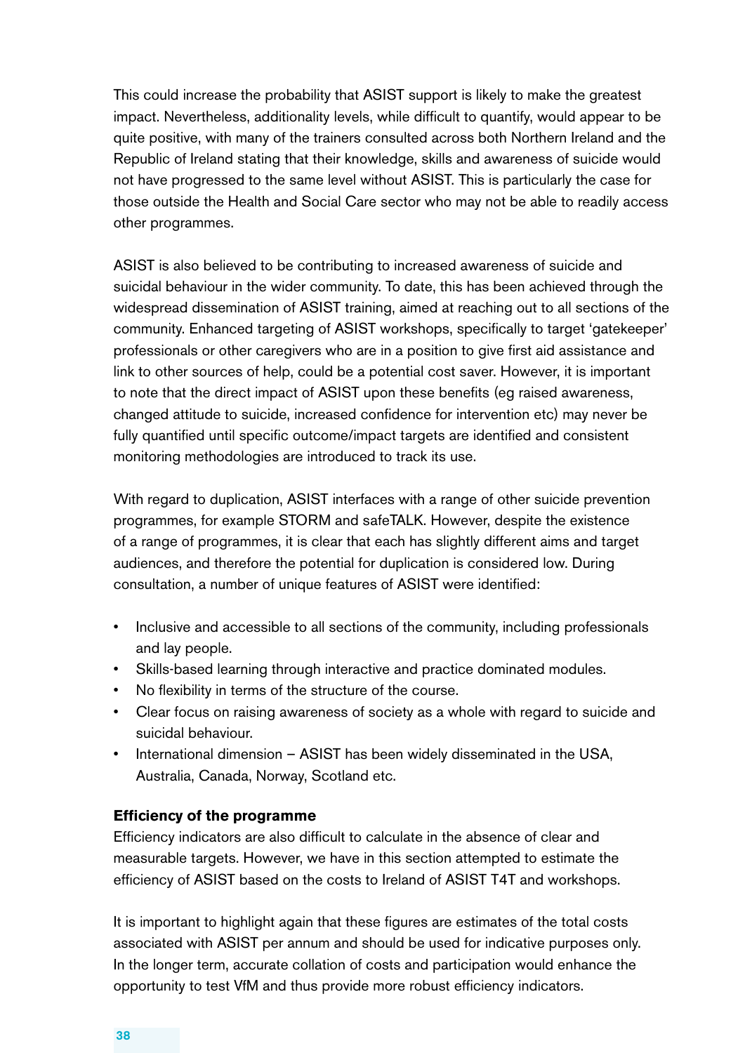This could increase the probability that ASIST support is likely to make the greatest impact. Nevertheless, additionality levels, while difficult to quantify, would appear to be quite positive, with many of the trainers consulted across both Northern Ireland and the Republic of Ireland stating that their knowledge, skills and awareness of suicide would not have progressed to the same level without ASIST. This is particularly the case for those outside the Health and Social Care sector who may not be able to readily access other programmes.

ASIST is also believed to be contributing to increased awareness of suicide and suicidal behaviour in the wider community. To date, this has been achieved through the widespread dissemination of ASIST training, aimed at reaching out to all sections of the community. Enhanced targeting of ASIST workshops, specifically to target 'gatekeeper' professionals or other caregivers who are in a position to give first aid assistance and link to other sources of help, could be a potential cost saver. However, it is important to note that the direct impact of ASIST upon these benefits (eg raised awareness, changed attitude to suicide, increased confidence for intervention etc) may never be fully quantified until specific outcome/impact targets are identified and consistent monitoring methodologies are introduced to track its use.

With regard to duplication, ASIST interfaces with a range of other suicide prevention programmes, for example STORM and safeTALK. However, despite the existence of a range of programmes, it is clear that each has slightly different aims and target audiences, and therefore the potential for duplication is considered low. During consultation, a number of unique features of ASIST were identified:

- Inclusive and accessible to all sections of the community, including professionals and lay people.
- Skills-based learning through interactive and practice dominated modules.
- No flexibility in terms of the structure of the course.
- Clear focus on raising awareness of society as a whole with regard to suicide and suicidal behaviour.
- International dimension – ASIST has been widely disseminated in the USA, Australia, Canada, Norway, Scotland etc.

**Efficiency of the programme**

Efficiency indicators are also difficult to calculate in the absence of clear and measurable targets. However, we have in this section attempted to estimate the efficiency of ASIST based on the costs to Ireland of ASIST T4T and workshops.

It is important to highlight again that these figures are estimates of the total costs associated with ASIST per annum and should be used for indicative purposes only. In the longer term, accurate collation of costs and participation would enhance the opportunity to test VfM and thus provide more robust efficiency indicators.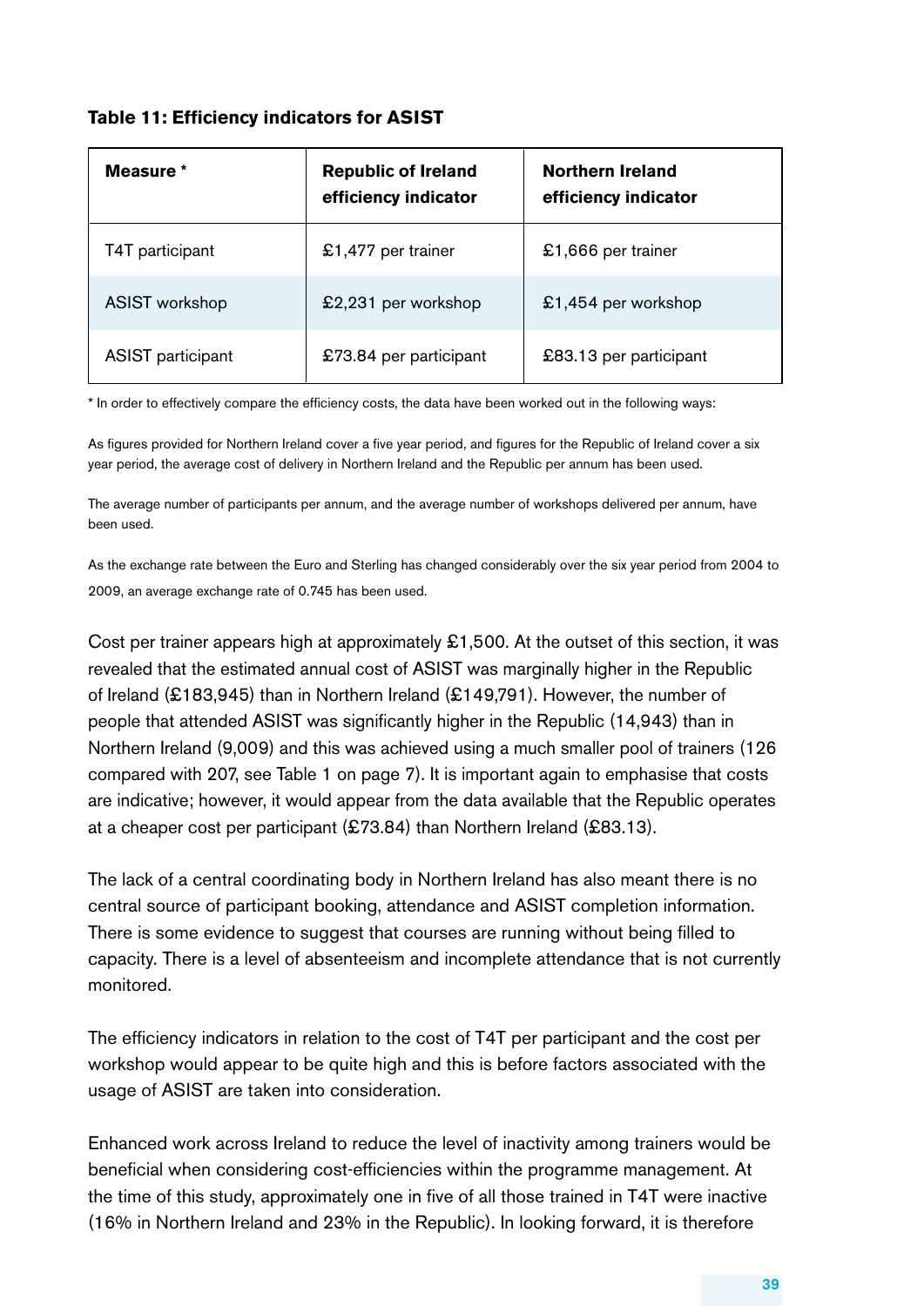**Table 11: Efficiency indicators for ASIST**

| Measure * | Republic of Ireland efficiency indicator | Northern Ireland efficiency indicator |
|---|---|---|
| T4T participant | £1,477 per trainer | £1,666 per trainer |
| ASIST workshop | £2,231 per workshop | £1,454 per workshop |
| ASIST participant | £73.84 per participant | £83.13 per participant |

* In order to effectively compare the efficiency costs, the data have been worked out in the following ways:

As figures provided for Northern Ireland cover a five year period, and figures for the Republic of Ireland cover a six year period, the average cost of delivery in Northern Ireland and the Republic per annum has been used.

The average number of participants per annum, and the average number of workshops delivered per annum, have been used.

As the exchange rate between the Euro and Sterling has changed considerably over the six year period from 2004 to 2009, an average exchange rate of 0.745 has been used.

Cost per trainer appears high at approximately £1,500. At the outset of this section, it was revealed that the estimated annual cost of ASIST was marginally higher in the Republic of Ireland (£183,945) than in Northern Ireland (£149,791). However, the number of people that attended ASIST was significantly higher in the Republic (14,943) than in Northern Ireland (9,009) and this was achieved using a much smaller pool of trainers (126 compared with 207, see Table 1 on page 7). It is important again to emphasise that costs are indicative; however, it would appear from the data available that the Republic operates at a cheaper cost per participant (£73.84) than Northern Ireland (£83.13).

The lack of a central coordinating body in Northern Ireland has also meant there is no central source of participant booking, attendance and ASIST completion information. There is some evidence to suggest that courses are running without being filled to capacity. There is a level of absenteeism and incomplete attendance that is not currently monitored.

The efficiency indicators in relation to the cost of T4T per participant and the cost per workshop would appear to be quite high and this is before factors associated with the usage of ASIST are taken into consideration.

Enhanced work across Ireland to reduce the level of inactivity among trainers would be beneficial when considering cost-efficiencies within the programme management. At the time of this study, approximately one in five of all those trained in T4T were inactive (16% in Northern Ireland and 23% in the Republic). In looking forward, it is therefore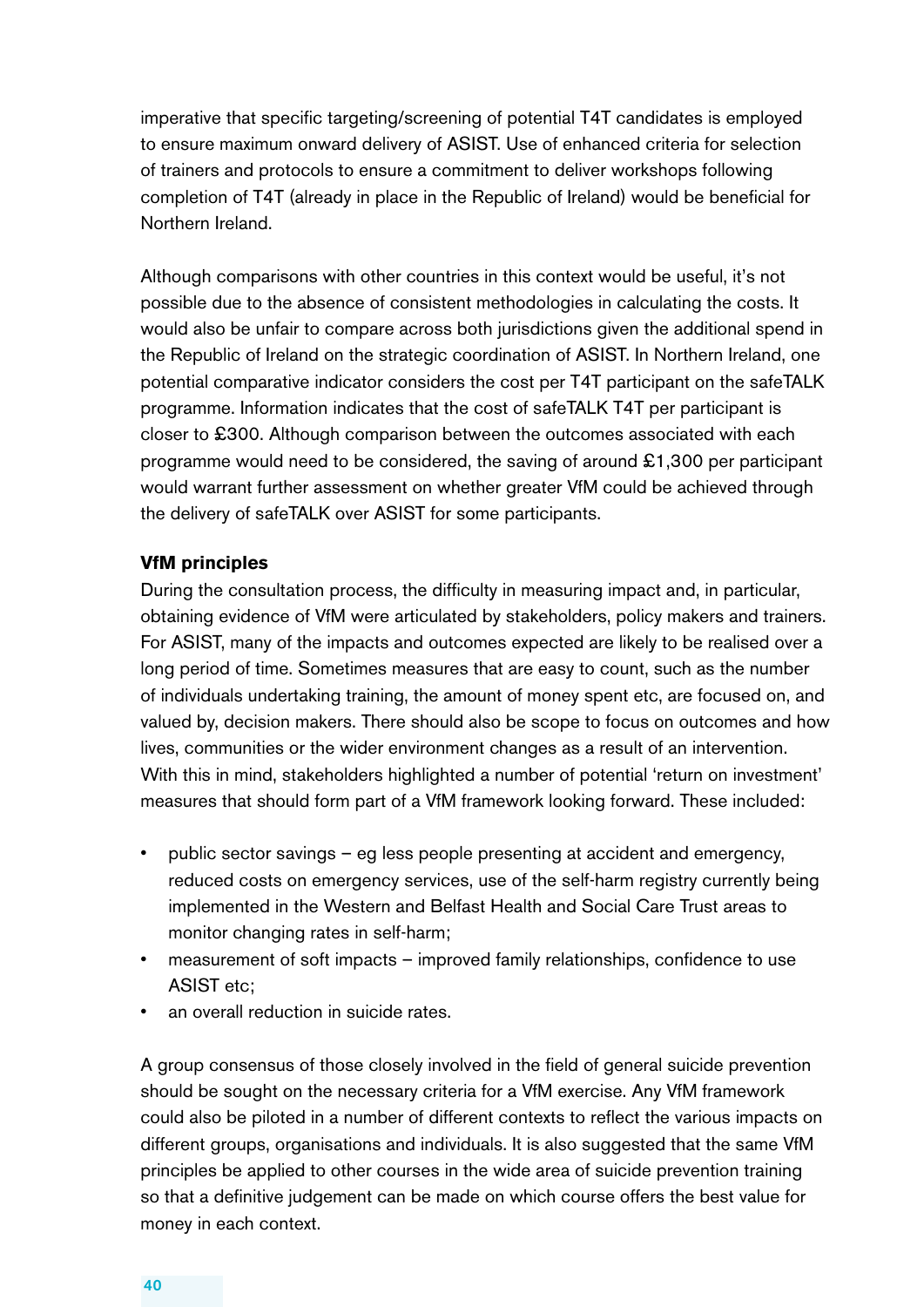imperative that specific targeting/screening of potential T4T candidates is employed to ensure maximum onward delivery of ASIST. Use of enhanced criteria for selection of trainers and protocols to ensure a commitment to deliver workshops following completion of T4T (already in place in the Republic of Ireland) would be beneficial for Northern Ireland.

Although comparisons with other countries in this context would be useful, it's not possible due to the absence of consistent methodologies in calculating the costs. It would also be unfair to compare across both jurisdictions given the additional spend in the Republic of Ireland on the strategic coordination of ASIST. In Northern Ireland, one potential comparative indicator considers the cost per T4T participant on the safeTALK programme. Information indicates that the cost of safeTALK T4T per participant is closer to £300. Although comparison between the outcomes associated with each programme would need to be considered, the saving of around £1,300 per participant would warrant further assessment on whether greater VfM could be achieved through the delivery of safeTALK over ASIST for some participants.

**VfM principles**

During the consultation process, the difficulty in measuring impact and, in particular, obtaining evidence of VfM were articulated by stakeholders, policy makers and trainers. For ASIST, many of the impacts and outcomes expected are likely to be realised over a long period of time. Sometimes measures that are easy to count, such as the number of individuals undertaking training, the amount of money spent etc, are focused on, and valued by, decision makers. There should also be scope to focus on outcomes and how lives, communities or the wider environment changes as a result of an intervention. With this in mind, stakeholders highlighted a number of potential 'return on investment' measures that should form part of a VfM framework looking forward. These included:

- public sector savings – eg less people presenting at accident and emergency, reduced costs on emergency services, use of the self-harm registry currently being implemented in the Western and Belfast Health and Social Care Trust areas to monitor changing rates in self-harm;
- measurement of soft impacts – improved family relationships, confidence to use ASIST etc;
- an overall reduction in suicide rates.

A group consensus of those closely involved in the field of general suicide prevention should be sought on the necessary criteria for a VfM exercise. Any VfM framework could also be piloted in a number of different contexts to reflect the various impacts on different groups, organisations and individuals. It is also suggested that the same VfM principles be applied to other courses in the wide area of suicide prevention training so that a definitive judgement can be made on which course offers the best value for money in each context.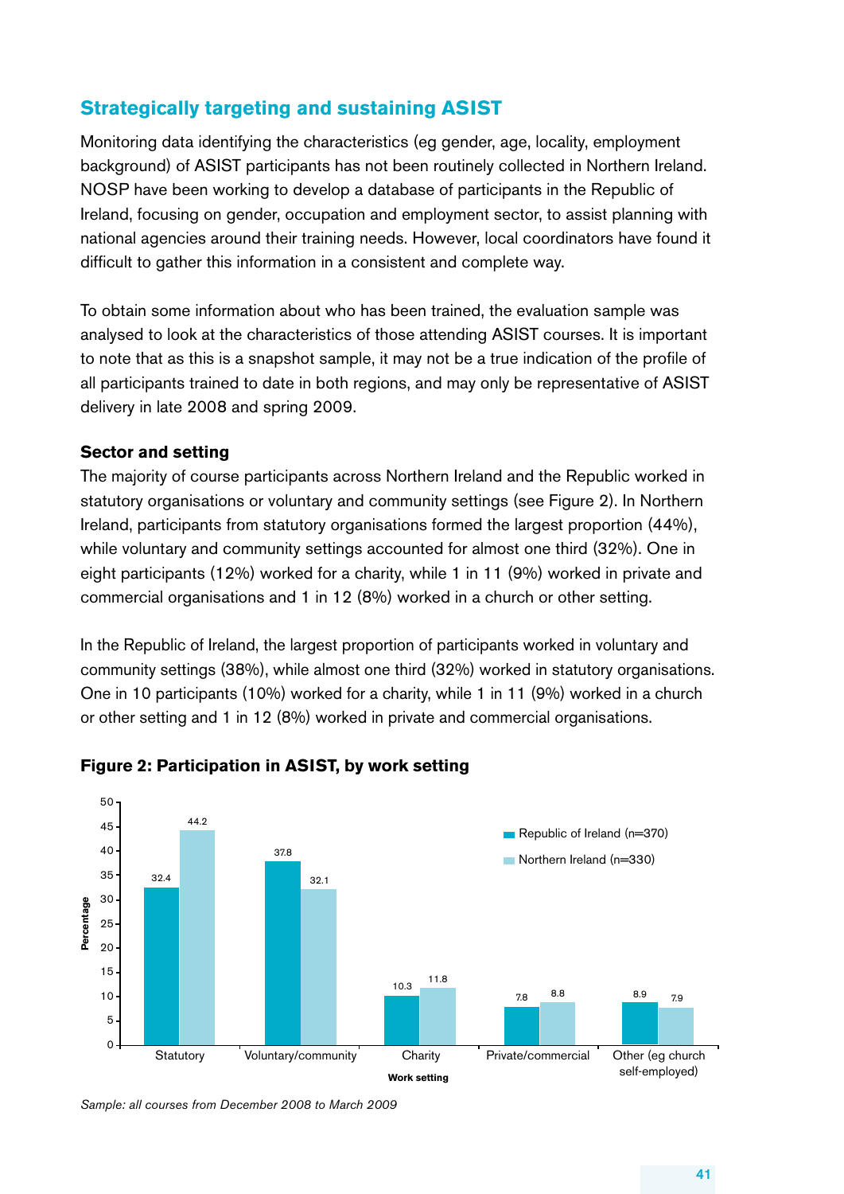## Strategically targeting and sustaining ASIST

Monitoring data identifying the characteristics (eg gender, age, locality, employment background) of ASIST participants has not been routinely collected in Northern Ireland. NOSP have been working to develop a database of participants in the Republic of Ireland, focusing on gender, occupation and employment sector, to assist planning with national agencies around their training needs. However, local coordinators have found it difficult to gather this information in a consistent and complete way.

To obtain some information about who has been trained, the evaluation sample was analysed to look at the characteristics of those attending ASIST courses. It is important to note that as this is a snapshot sample, it may not be a true indication of the profile of all participants trained to date in both regions, and may only be representative of ASIST delivery in late 2008 and spring 2009.

### Sector and setting

The majority of course participants across Northern Ireland and the Republic worked in statutory organisations or voluntary and community settings (see Figure 2). In Northern Ireland, participants from statutory organisations formed the largest proportion (44%), while voluntary and community settings accounted for almost one third (32%). One in eight participants (12%) worked for a charity, while 1 in 11 (9%) worked in private and commercial organisations and 1 in 12 (8%) worked in a church or other setting.

In the Republic of Ireland, the largest proportion of participants worked in voluntary and community settings (38%), while almost one third (32%) worked in statutory organisations. One in 10 participants (10%) worked for a charity, while 1 in 11 (9%) worked in a church or other setting and 1 in 12 (8%) worked in private and commercial organisations.

**Figure 2: Participation in ASIST, by work setting**

| Work setting | Republic of Ireland (n=370) | Northern Ireland (n=330) |
|---|---|---|
| Statutory | 32.4 | 44.2 |
| Voluntary/community | 37.8 | 32.1 |
| Charity | 10.3 | 11.8 |
| Private/commercial | 7.8 | 8.8 |
| Other (eg church self-employed) | 8.9 | 7.9 |

*Sample: all courses from December 2008 to March 2009*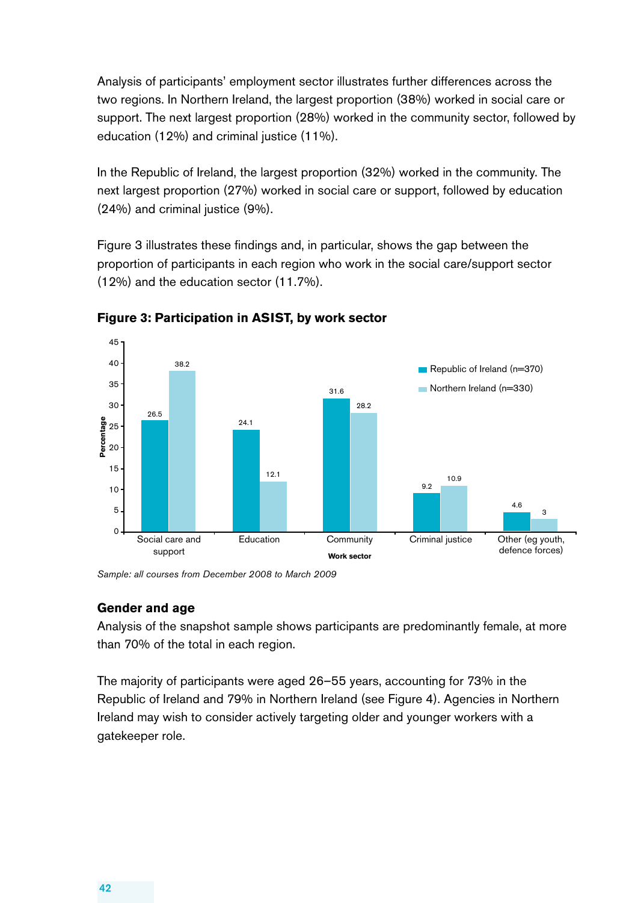Analysis of participants' employment sector illustrates further differences across the two regions. In Northern Ireland, the largest proportion (38%) worked in social care or support. The next largest proportion (28%) worked in the community sector, followed by education (12%) and criminal justice (11%).

In the Republic of Ireland, the largest proportion (32%) worked in the community. The next largest proportion (27%) worked in social care or support, followed by education (24%) and criminal justice (9%).

Figure 3 illustrates these findings and, in particular, shows the gap between the proportion of participants in each region who work in the social care/support sector (12%) and the education sector (11.7%).

**Figure 3: Participation in ASIST, by work sector**

| Work sector | Republic of Ireland (n=370) | Northern Ireland (n=330) |
|---|---|---|
| Social care and support | 26.5 | 38.2 |
| Education | 24.1 | 12.1 |
| Community | 31.6 | 28.2 |
| Criminal justice | 9.2 | 10.9 |
| Other (eg youth, defence forces) | 4.6 | 3 |

*Sample: all courses from December 2008 to March 2009*

### Gender and age

Analysis of the snapshot sample shows participants are predominantly female, at more than 70% of the total in each region.

The majority of participants were aged 26–55 years, accounting for 73% in the Republic of Ireland and 79% in Northern Ireland (see Figure 4). Agencies in Northern Ireland may wish to consider actively targeting older and younger workers with a gatekeeper role.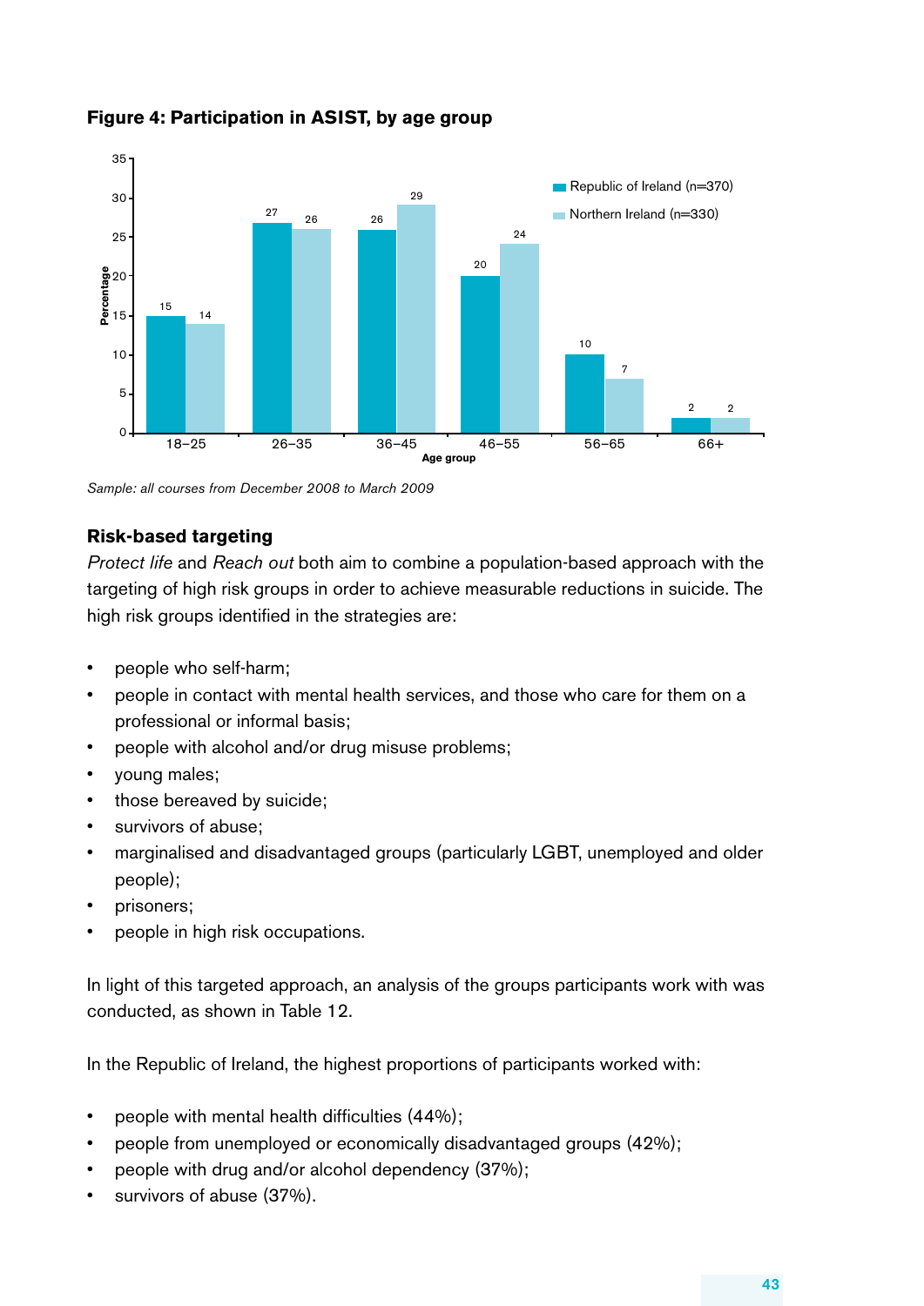**Figure 4: Participation in ASIST, by age group**

| Age group | Republic of Ireland (n=370) | Northern Ireland (n=330) |
|---|---|---|
| 18–25 | 15 | 14 |
| 26–35 | 27 | 26 |
| 36–45 | 26 | 29 |
| 46–55 | 20 | 24 |
| 56–65 | 10 | 7 |
| 66+ | 2 | 2 |

*Sample: all courses from December 2008 to March 2009*

## Risk-based targeting

*Protect life* and *Reach out* both aim to combine a population-based approach with the targeting of high risk groups in order to achieve measurable reductions in suicide. The high risk groups identified in the strategies are:

- people who self-harm;
- people in contact with mental health services, and those who care for them on a professional or informal basis;
- people with alcohol and/or drug misuse problems;
- young males;
- those bereaved by suicide;
- survivors of abuse;
- marginalised and disadvantaged groups (particularly LGBT, unemployed and older people);
- prisoners;
- people in high risk occupations.

In light of this targeted approach, an analysis of the groups participants work with was conducted, as shown in Table 12.

In the Republic of Ireland, the highest proportions of participants worked with:

- people with mental health difficulties (44%);
- people from unemployed or economically disadvantaged groups (42%);
- people with drug and/or alcohol dependency (37%);
- survivors of abuse (37%).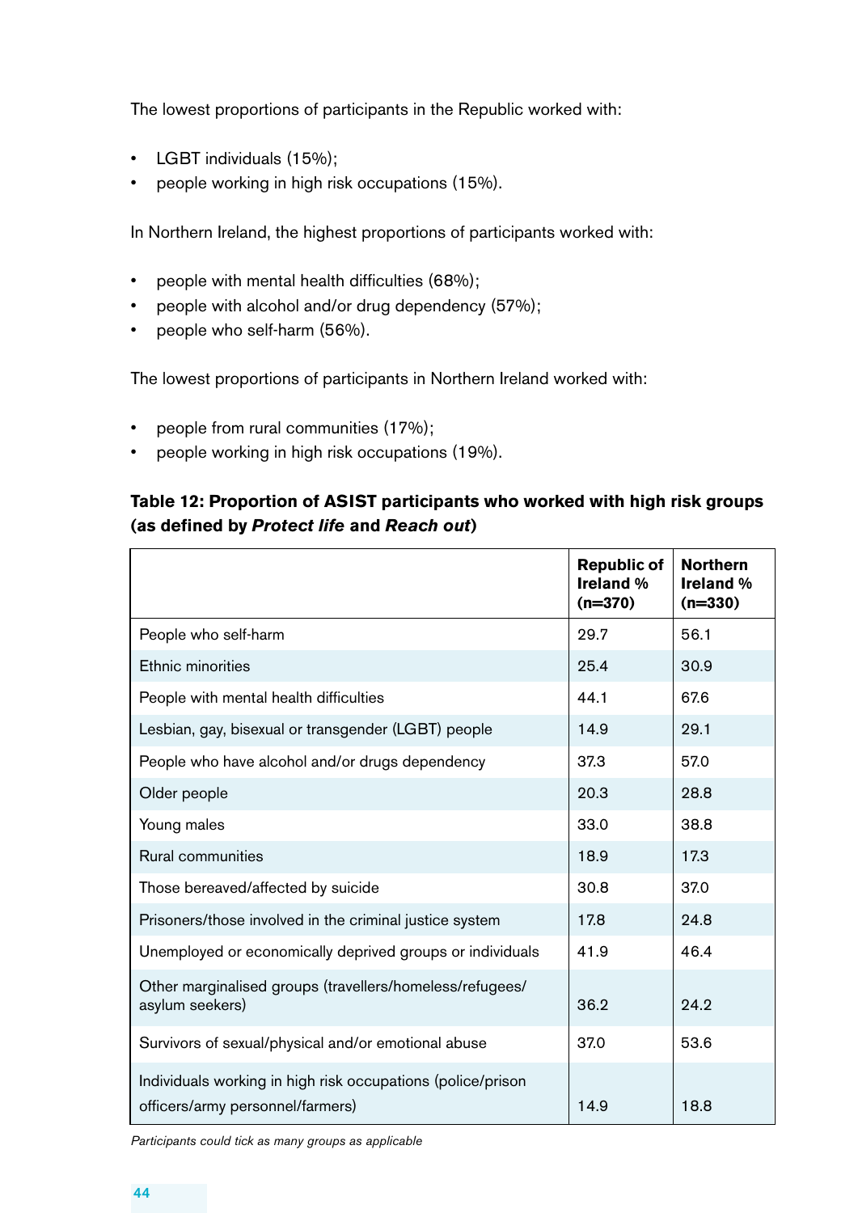The lowest proportions of participants in the Republic worked with:

- LGBT individuals (15%);
- people working in high risk occupations (15%).

In Northern Ireland, the highest proportions of participants worked with:

- people with mental health difficulties (68%);
- people with alcohol and/or drug dependency (57%);
- people who self-harm (56%).

The lowest proportions of participants in Northern Ireland worked with:

- people from rural communities (17%);
- people working in high risk occupations (19%).

**Table 12: Proportion of ASIST participants who worked with high risk groups (as defined by *Protect life* and *Reach out*)**

| | Republic of Ireland % (n=370) | Northern Ireland % (n=330) |
|---|---|---|
| People who self-harm | 29.7 | 56.1 |
| Ethnic minorities | 25.4 | 30.9 |
| People with mental health difficulties | 44.1 | 67.6 |
| Lesbian, gay, bisexual or transgender (LGBT) people | 14.9 | 29.1 |
| People who have alcohol and/or drugs dependency | 37.3 | 57.0 |
| Older people | 20.3 | 28.8 |
| Young males | 33.0 | 38.8 |
| Rural communities | 18.9 | 17.3 |
| Those bereaved/affected by suicide | 30.8 | 37.0 |
| Prisoners/those involved in the criminal justice system | 17.8 | 24.8 |
| Unemployed or economically deprived groups or individuals | 41.9 | 46.4 |
| Other marginalised groups (travellers/homeless/refugees/ asylum seekers) | 36.2 | 24.2 |
| Survivors of sexual/physical and/or emotional abuse | 37.0 | 53.6 |
| Individuals working in high risk occupations (police/prison officers/army personnel/farmers) | 14.9 | 18.8 |

*Participants could tick as many groups as applicable*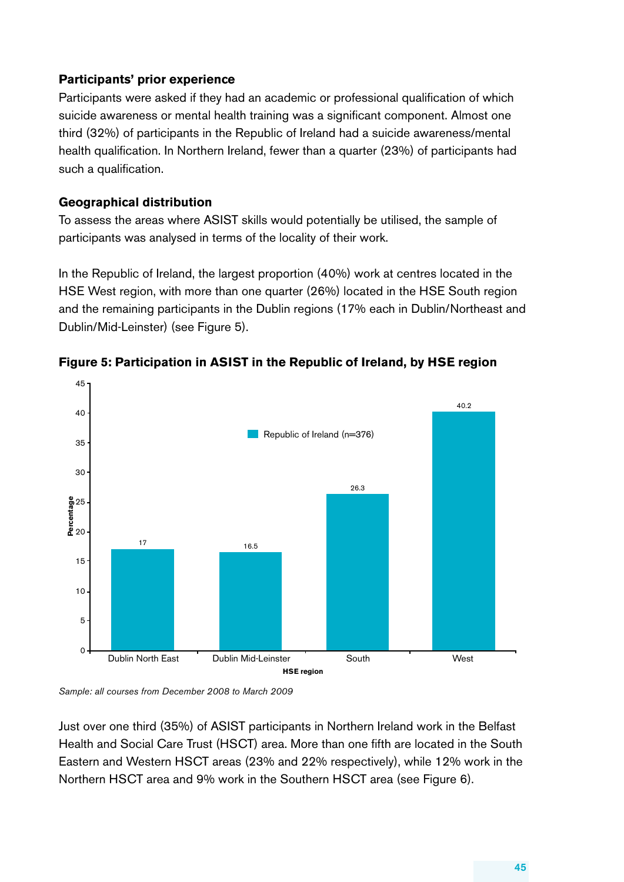### Participants' prior experience

Participants were asked if they had an academic or professional qualification of which suicide awareness or mental health training was a significant component. Almost one third (32%) of participants in the Republic of Ireland had a suicide awareness/mental health qualification. In Northern Ireland, fewer than a quarter (23%) of participants had such a qualification.

### Geographical distribution

To assess the areas where ASIST skills would potentially be utilised, the sample of participants was analysed in terms of the locality of their work.

In the Republic of Ireland, the largest proportion (40%) work at centres located in the HSE West region, with more than one quarter (26%) located in the HSE South region and the remaining participants in the Dublin regions (17% each in Dublin/Northeast and Dublin/Mid-Leinster) (see Figure 5).

**Figure 5: Participation in ASIST in the Republic of Ireland, by HSE region**

| HSE region | Republic of Ireland (n=376) Percentage |
|---|---|
| Dublin North East | 17 |
| Dublin Mid-Leinster | 16.5 |
| South | 26.3 |
| West | 40.2 |

*Sample: all courses from December 2008 to March 2009*

Just over one third (35%) of ASIST participants in Northern Ireland work in the Belfast Health and Social Care Trust (HSCT) area. More than one fifth are located in the South Eastern and Western HSCT areas (23% and 22% respectively), while 12% work in the Northern HSCT area and 9% work in the Southern HSCT area (see Figure 6).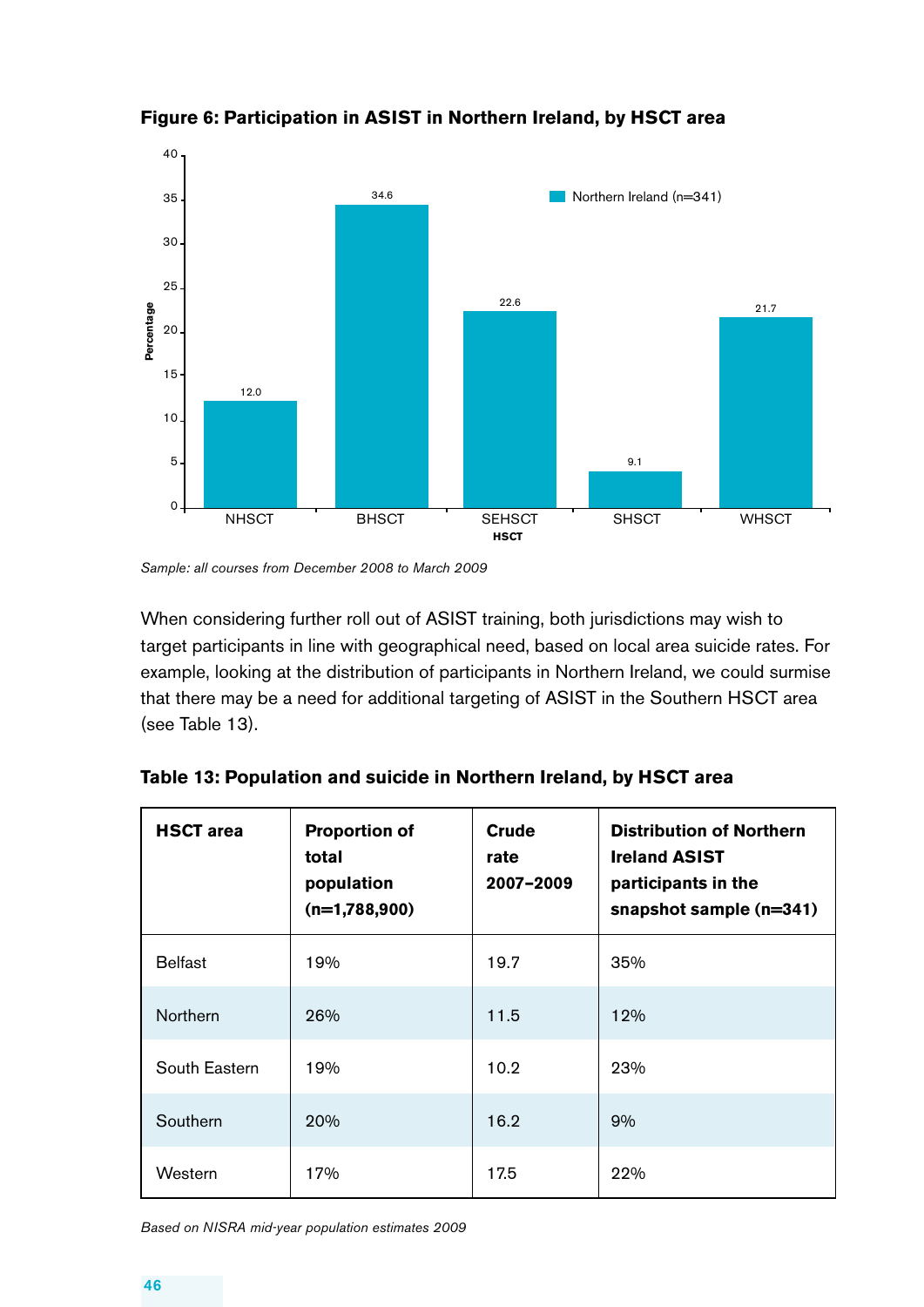**Figure 6: Participation in ASIST in Northern Ireland, by HSCT area**

| HSCT | Northern Ireland (n=341) Percentage |
|---|---|
| NHSCT | 12.0 |
| BHSCT | 34.6 |
| SEHSCT | 22.6 |
| SHSCT | 9.1 |
| WHSCT | 21.7 |

*Sample: all courses from December 2008 to March 2009*

When considering further roll out of ASIST training, both jurisdictions may wish to target participants in line with geographical need, based on local area suicide rates. For example, looking at the distribution of participants in Northern Ireland, we could surmise that there may be a need for additional targeting of ASIST in the Southern HSCT area (see Table 13).

**Table 13: Population and suicide in Northern Ireland, by HSCT area**

| HSCT area | Proportion of total population (n=1,788,900) | Crude rate 2007–2009 | Distribution of Northern Ireland ASIST participants in the snapshot sample (n=341) |
|---|---|---|---|
| Belfast | 19% | 19.7 | 35% |
| Northern | 26% | 11.5 | 12% |
| South Eastern | 19% | 10.2 | 23% |
| Southern | 20% | 16.2 | 9% |
| Western | 17% | 17.5 | 22% |

*Based on NISRA mid-year population estimates 2009*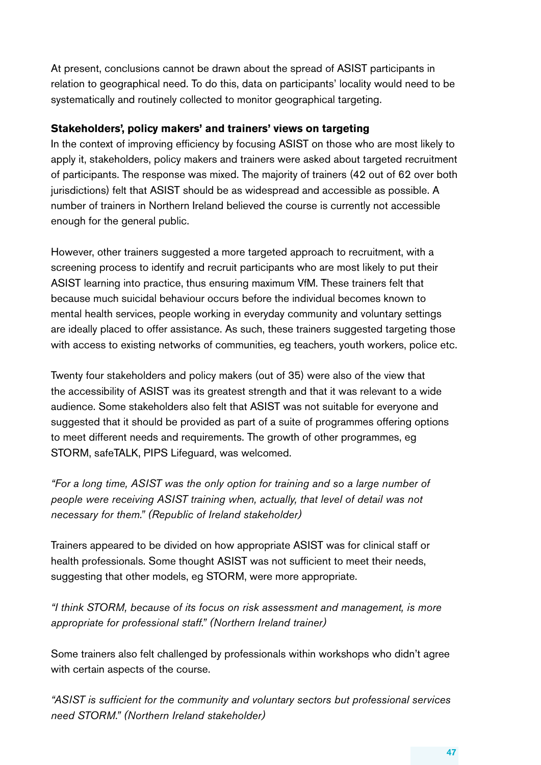At present, conclusions cannot be drawn about the spread of ASIST participants in relation to geographical need. To do this, data on participants' locality would need to be systematically and routinely collected to monitor geographical targeting.

**Stakeholders', policy makers' and trainers' views on targeting**

In the context of improving efficiency by focusing ASIST on those who are most likely to apply it, stakeholders, policy makers and trainers were asked about targeted recruitment of participants. The response was mixed. The majority of trainers (42 out of 62 over both jurisdictions) felt that ASIST should be as widespread and accessible as possible. A number of trainers in Northern Ireland believed the course is currently not accessible enough for the general public.

However, other trainers suggested a more targeted approach to recruitment, with a screening process to identify and recruit participants who are most likely to put their ASIST learning into practice, thus ensuring maximum VfM. These trainers felt that because much suicidal behaviour occurs before the individual becomes known to mental health services, people working in everyday community and voluntary settings are ideally placed to offer assistance. As such, these trainers suggested targeting those with access to existing networks of communities, eg teachers, youth workers, police etc.

Twenty four stakeholders and policy makers (out of 35) were also of the view that the accessibility of ASIST was its greatest strength and that it was relevant to a wide audience. Some stakeholders also felt that ASIST was not suitable for everyone and suggested that it should be provided as part of a suite of programmes offering options to meet different needs and requirements. The growth of other programmes, eg STORM, safeTALK, PIPS Lifeguard, was welcomed.

*"For a long time, ASIST was the only option for training and so a large number of people were receiving ASIST training when, actually, that level of detail was not necessary for them." (Republic of Ireland stakeholder)*

Trainers appeared to be divided on how appropriate ASIST was for clinical staff or health professionals. Some thought ASIST was not sufficient to meet their needs, suggesting that other models, eg STORM, were more appropriate.

*"I think STORM, because of its focus on risk assessment and management, is more appropriate for professional staff." (Northern Ireland trainer)*

Some trainers also felt challenged by professionals within workshops who didn't agree with certain aspects of the course.

*"ASIST is sufficient for the community and voluntary sectors but professional services need STORM." (Northern Ireland stakeholder)*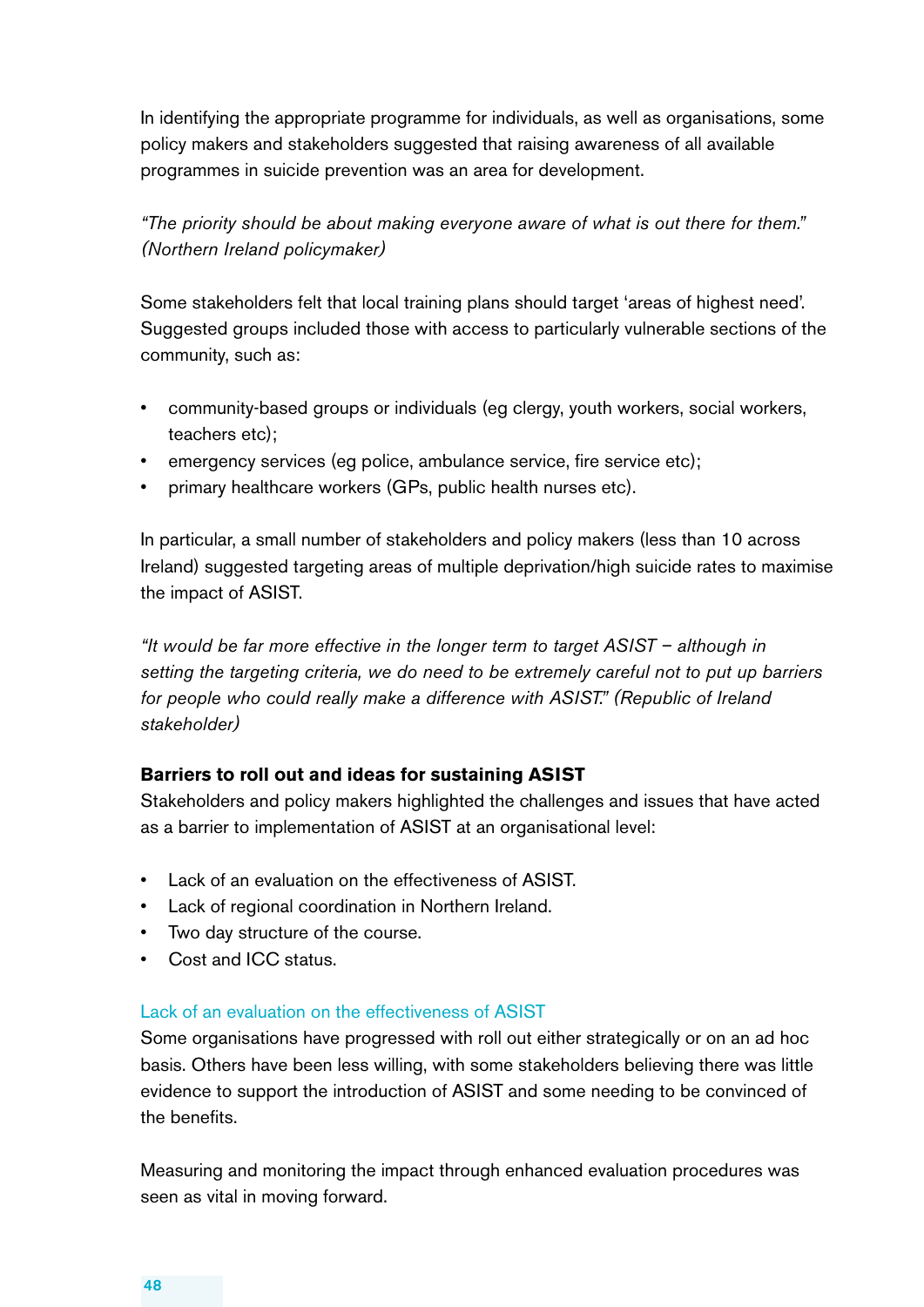In identifying the appropriate programme for individuals, as well as organisations, some policy makers and stakeholders suggested that raising awareness of all available programmes in suicide prevention was an area for development.

*"The priority should be about making everyone aware of what is out there for them." (Northern Ireland policymaker)*

Some stakeholders felt that local training plans should target 'areas of highest need'. Suggested groups included those with access to particularly vulnerable sections of the community, such as:

- community-based groups or individuals (eg clergy, youth workers, social workers, teachers etc);
- emergency services (eg police, ambulance service, fire service etc);
- primary healthcare workers (GPs, public health nurses etc).

In particular, a small number of stakeholders and policy makers (less than 10 across Ireland) suggested targeting areas of multiple deprivation/high suicide rates to maximise the impact of ASIST.

*"It would be far more effective in the longer term to target ASIST – although in setting the targeting criteria, we do need to be extremely careful not to put up barriers for people who could really make a difference with ASIST." (Republic of Ireland stakeholder)*

**Barriers to roll out and ideas for sustaining ASIST**

Stakeholders and policy makers highlighted the challenges and issues that have acted as a barrier to implementation of ASIST at an organisational level:

- Lack of an evaluation on the effectiveness of ASIST.
- Lack of regional coordination in Northern Ireland.
- Two day structure of the course.
- Cost and ICC status.

### Lack of an evaluation on the effectiveness of ASIST

Some organisations have progressed with roll out either strategically or on an ad hoc basis. Others have been less willing, with some stakeholders believing there was little evidence to support the introduction of ASIST and some needing to be convinced of the benefits.

Measuring and monitoring the impact through enhanced evaluation procedures was seen as vital in moving forward.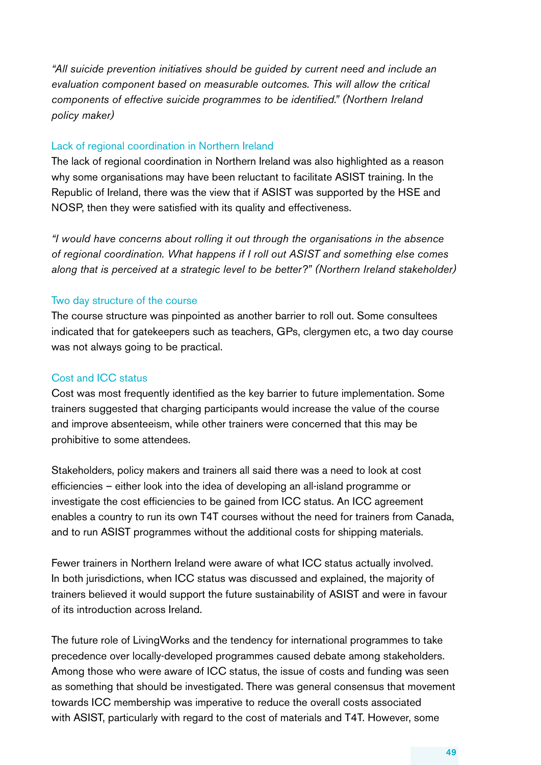*"All suicide prevention initiatives should be guided by current need and include an evaluation component based on measurable outcomes. This will allow the critical components of effective suicide programmes to be identified." (Northern Ireland policy maker)*

### Lack of regional coordination in Northern Ireland

The lack of regional coordination in Northern Ireland was also highlighted as a reason why some organisations may have been reluctant to facilitate ASIST training. In the Republic of Ireland, there was the view that if ASIST was supported by the HSE and NOSP, then they were satisfied with its quality and effectiveness.

*"I would have concerns about rolling it out through the organisations in the absence of regional coordination. What happens if I roll out ASIST and something else comes along that is perceived at a strategic level to be better?" (Northern Ireland stakeholder)*

### Two day structure of the course

The course structure was pinpointed as another barrier to roll out. Some consultees indicated that for gatekeepers such as teachers, GPs, clergymen etc, a two day course was not always going to be practical.

### Cost and ICC status

Cost was most frequently identified as the key barrier to future implementation. Some trainers suggested that charging participants would increase the value of the course and improve absenteeism, while other trainers were concerned that this may be prohibitive to some attendees.

Stakeholders, policy makers and trainers all said there was a need to look at cost efficiencies – either look into the idea of developing an all-island programme or investigate the cost efficiencies to be gained from ICC status. An ICC agreement enables a country to run its own T4T courses without the need for trainers from Canada, and to run ASIST programmes without the additional costs for shipping materials.

Fewer trainers in Northern Ireland were aware of what ICC status actually involved. In both jurisdictions, when ICC status was discussed and explained, the majority of trainers believed it would support the future sustainability of ASIST and were in favour of its introduction across Ireland.

The future role of LivingWorks and the tendency for international programmes to take precedence over locally-developed programmes caused debate among stakeholders. Among those who were aware of ICC status, the issue of costs and funding was seen as something that should be investigated. There was general consensus that movement towards ICC membership was imperative to reduce the overall costs associated with ASIST, particularly with regard to the cost of materials and T4T. However, some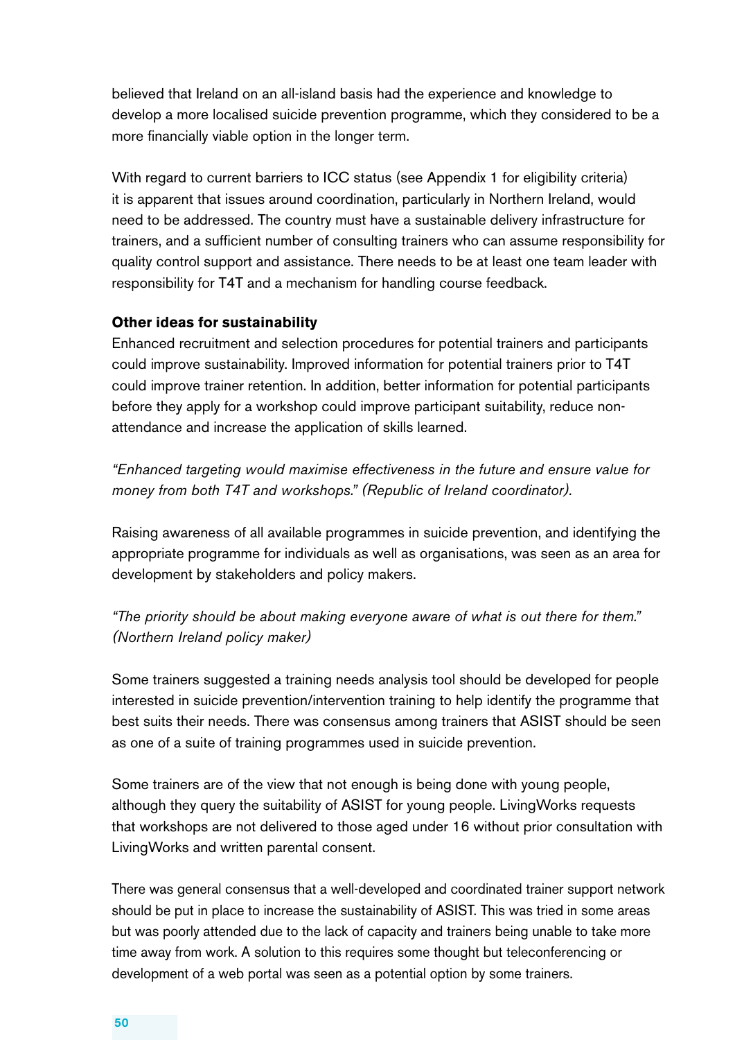believed that Ireland on an all-island basis had the experience and knowledge to develop a more localised suicide prevention programme, which they considered to be a more financially viable option in the longer term.

With regard to current barriers to ICC status (see Appendix 1 for eligibility criteria) it is apparent that issues around coordination, particularly in Northern Ireland, would need to be addressed. The country must have a sustainable delivery infrastructure for trainers, and a sufficient number of consulting trainers who can assume responsibility for quality control support and assistance. There needs to be at least one team leader with responsibility for T4T and a mechanism for handling course feedback.

**Other ideas for sustainability**

Enhanced recruitment and selection procedures for potential trainers and participants could improve sustainability. Improved information for potential trainers prior to T4T could improve trainer retention. In addition, better information for potential participants before they apply for a workshop could improve participant suitability, reduce non-attendance and increase the application of skills learned.

*"Enhanced targeting would maximise effectiveness in the future and ensure value for money from both T4T and workshops." (Republic of Ireland coordinator).*

Raising awareness of all available programmes in suicide prevention, and identifying the appropriate programme for individuals as well as organisations, was seen as an area for development by stakeholders and policy makers.

*"The priority should be about making everyone aware of what is out there for them." (Northern Ireland policy maker)*

Some trainers suggested a training needs analysis tool should be developed for people interested in suicide prevention/intervention training to help identify the programme that best suits their needs. There was consensus among trainers that ASIST should be seen as one of a suite of training programmes used in suicide prevention.

Some trainers are of the view that not enough is being done with young people, although they query the suitability of ASIST for young people. LivingWorks requests that workshops are not delivered to those aged under 16 without prior consultation with LivingWorks and written parental consent.

There was general consensus that a well-developed and coordinated trainer support network should be put in place to increase the sustainability of ASIST. This was tried in some areas but was poorly attended due to the lack of capacity and trainers being unable to take more time away from work. A solution to this requires some thought but teleconferencing or development of a web portal was seen as a potential option by some trainers.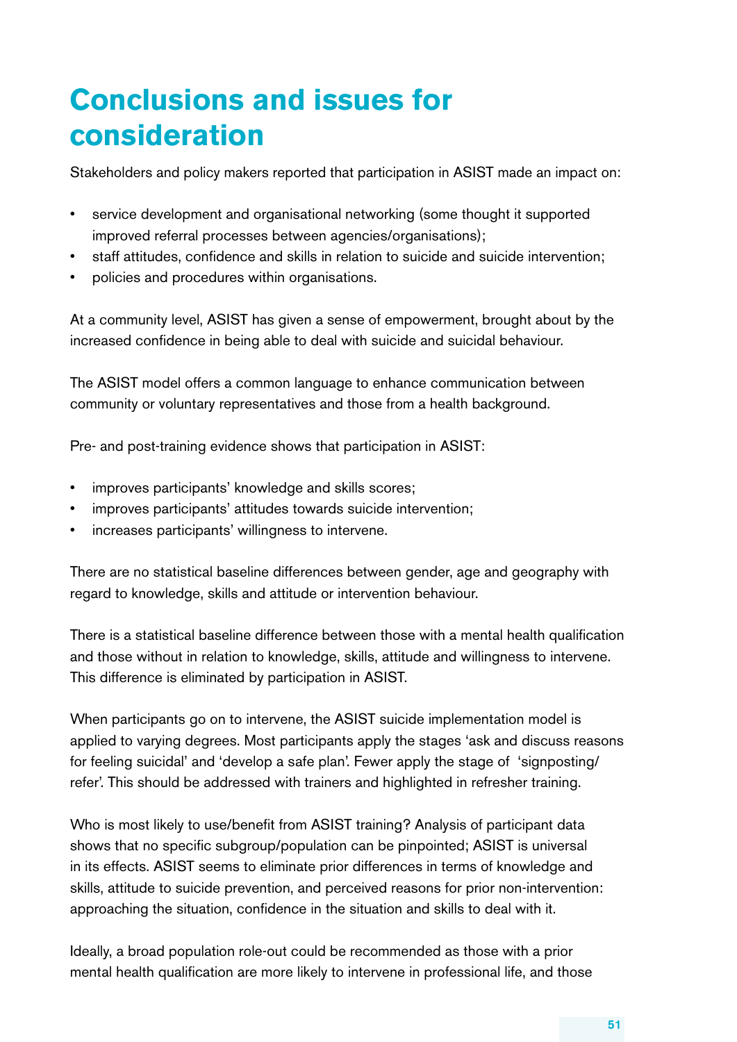# Conclusions and issues for consideration

Stakeholders and policy makers reported that participation in ASIST made an impact on:

- service development and organisational networking (some thought it supported improved referral processes between agencies/organisations);
- staff attitudes, confidence and skills in relation to suicide and suicide intervention;
- policies and procedures within organisations.

At a community level, ASIST has given a sense of empowerment, brought about by the increased confidence in being able to deal with suicide and suicidal behaviour.

The ASIST model offers a common language to enhance communication between community or voluntary representatives and those from a health background.

Pre- and post-training evidence shows that participation in ASIST:

- improves participants' knowledge and skills scores;
- improves participants' attitudes towards suicide intervention;
- increases participants' willingness to intervene.

There are no statistical baseline differences between gender, age and geography with regard to knowledge, skills and attitude or intervention behaviour.

There is a statistical baseline difference between those with a mental health qualification and those without in relation to knowledge, skills, attitude and willingness to intervene. This difference is eliminated by participation in ASIST.

When participants go on to intervene, the ASIST suicide implementation model is applied to varying degrees. Most participants apply the stages 'ask and discuss reasons for feeling suicidal' and 'develop a safe plan'. Fewer apply the stage of 'signposting/refer'. This should be addressed with trainers and highlighted in refresher training.

Who is most likely to use/benefit from ASIST training? Analysis of participant data shows that no specific subgroup/population can be pinpointed; ASIST is universal in its effects. ASIST seems to eliminate prior differences in terms of knowledge and skills, attitude to suicide prevention, and perceived reasons for prior non-intervention: approaching the situation, confidence in the situation and skills to deal with it.

Ideally, a broad population role-out could be recommended as those with a prior mental health qualification are more likely to intervene in professional life, and those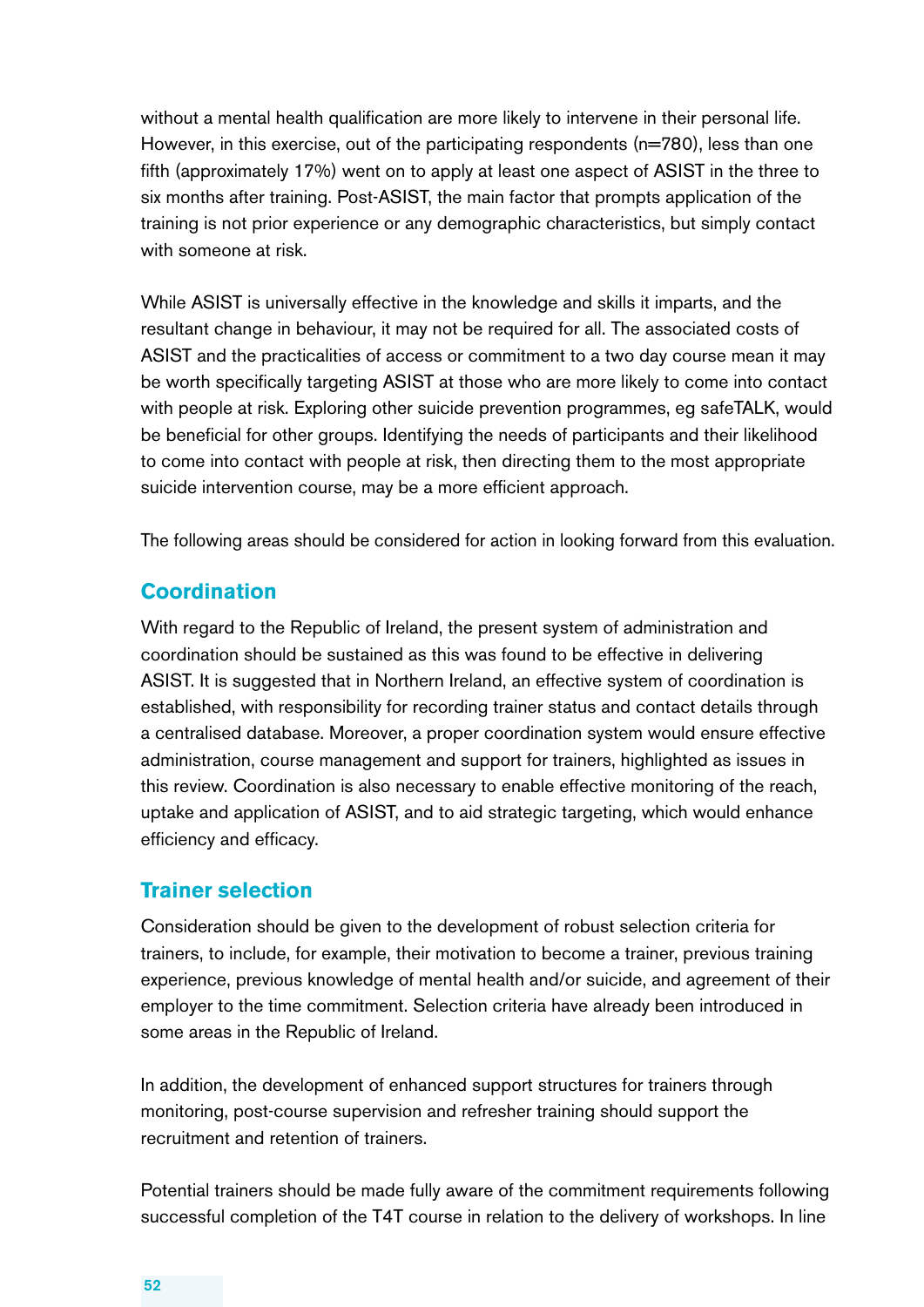without a mental health qualification are more likely to intervene in their personal life. However, in this exercise, out of the participating respondents (n=780), less than one fifth (approximately 17%) went on to apply at least one aspect of ASIST in the three to six months after training. Post-ASIST, the main factor that prompts application of the training is not prior experience or any demographic characteristics, but simply contact with someone at risk.

While ASIST is universally effective in the knowledge and skills it imparts, and the resultant change in behaviour, it may not be required for all. The associated costs of ASIST and the practicalities of access or commitment to a two day course mean it may be worth specifically targeting ASIST at those who are more likely to come into contact with people at risk. Exploring other suicide prevention programmes, eg safeTALK, would be beneficial for other groups. Identifying the needs of participants and their likelihood to come into contact with people at risk, then directing them to the most appropriate suicide intervention course, may be a more efficient approach.

The following areas should be considered for action in looking forward from this evaluation.

## Coordination

With regard to the Republic of Ireland, the present system of administration and coordination should be sustained as this was found to be effective in delivering ASIST. It is suggested that in Northern Ireland, an effective system of coordination is established, with responsibility for recording trainer status and contact details through a centralised database. Moreover, a proper coordination system would ensure effective administration, course management and support for trainers, highlighted as issues in this review. Coordination is also necessary to enable effective monitoring of the reach, uptake and application of ASIST, and to aid strategic targeting, which would enhance efficiency and efficacy.

## Trainer selection

Consideration should be given to the development of robust selection criteria for trainers, to include, for example, their motivation to become a trainer, previous training experience, previous knowledge of mental health and/or suicide, and agreement of their employer to the time commitment. Selection criteria have already been introduced in some areas in the Republic of Ireland.

In addition, the development of enhanced support structures for trainers through monitoring, post-course supervision and refresher training should support the recruitment and retention of trainers.

Potential trainers should be made fully aware of the commitment requirements following successful completion of the T4T course in relation to the delivery of workshops. In line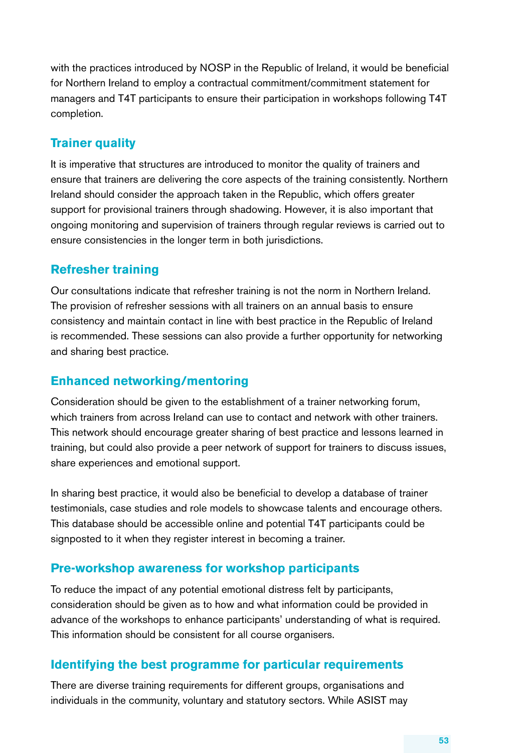with the practices introduced by NOSP in the Republic of Ireland, it would be beneficial for Northern Ireland to employ a contractual commitment/commitment statement for managers and T4T participants to ensure their participation in workshops following T4T completion.

## Trainer quality

It is imperative that structures are introduced to monitor the quality of trainers and ensure that trainers are delivering the core aspects of the training consistently. Northern Ireland should consider the approach taken in the Republic, which offers greater support for provisional trainers through shadowing. However, it is also important that ongoing monitoring and supervision of trainers through regular reviews is carried out to ensure consistencies in the longer term in both jurisdictions.

## Refresher training

Our consultations indicate that refresher training is not the norm in Northern Ireland. The provision of refresher sessions with all trainers on an annual basis to ensure consistency and maintain contact in line with best practice in the Republic of Ireland is recommended. These sessions can also provide a further opportunity for networking and sharing best practice.

## Enhanced networking/mentoring

Consideration should be given to the establishment of a trainer networking forum, which trainers from across Ireland can use to contact and network with other trainers. This network should encourage greater sharing of best practice and lessons learned in training, but could also provide a peer network of support for trainers to discuss issues, share experiences and emotional support.

In sharing best practice, it would also be beneficial to develop a database of trainer testimonials, case studies and role models to showcase talents and encourage others. This database should be accessible online and potential T4T participants could be signposted to it when they register interest in becoming a trainer.

## Pre-workshop awareness for workshop participants

To reduce the impact of any potential emotional distress felt by participants, consideration should be given as to how and what information could be provided in advance of the workshops to enhance participants' understanding of what is required. This information should be consistent for all course organisers.

## Identifying the best programme for particular requirements

There are diverse training requirements for different groups, organisations and individuals in the community, voluntary and statutory sectors. While ASIST may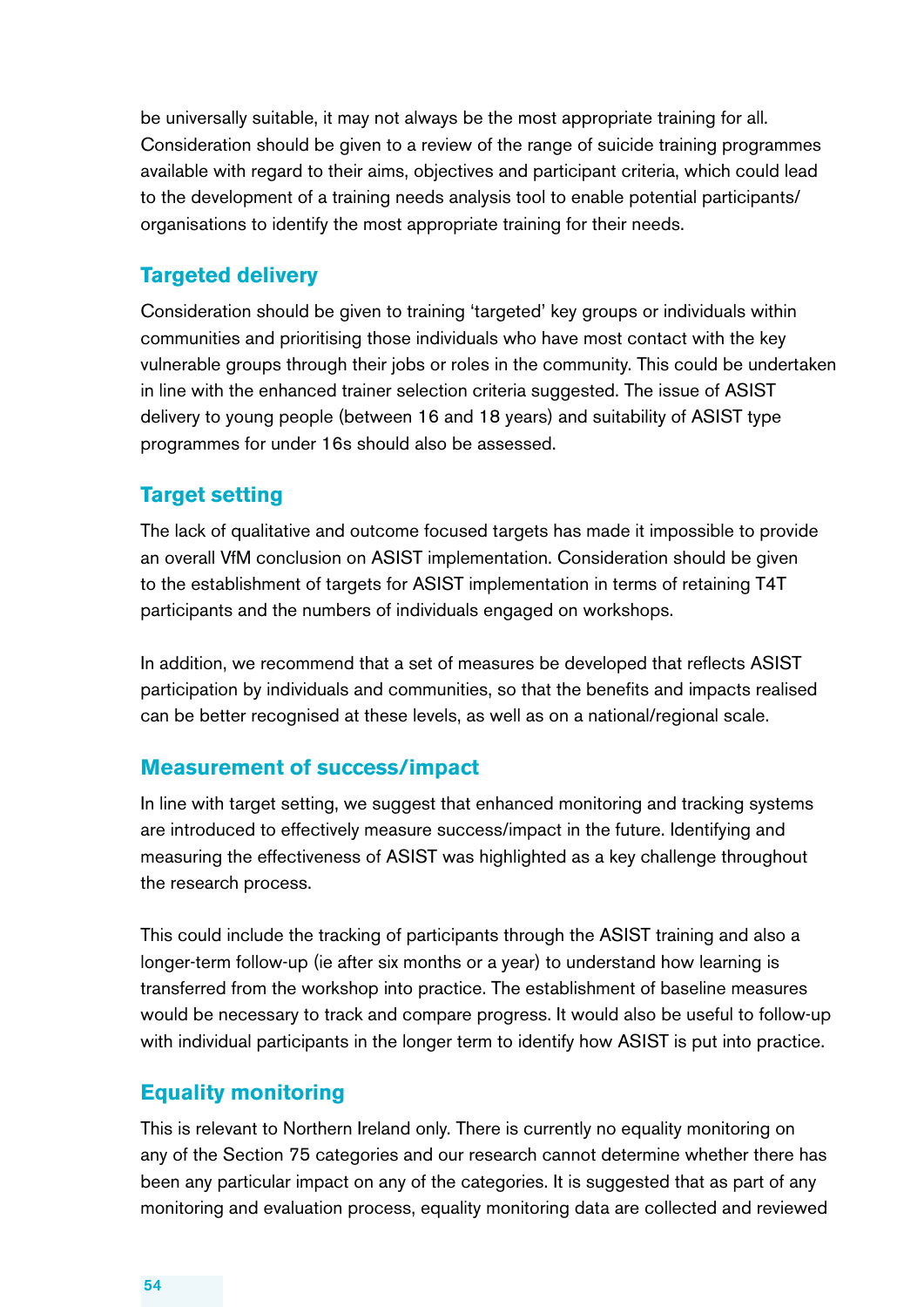be universally suitable, it may not always be the most appropriate training for all. Consideration should be given to a review of the range of suicide training programmes available with regard to their aims, objectives and participant criteria, which could lead to the development of a training needs analysis tool to enable potential participants/ organisations to identify the most appropriate training for their needs.

## Targeted delivery

Consideration should be given to training 'targeted' key groups or individuals within communities and prioritising those individuals who have most contact with the key vulnerable groups through their jobs or roles in the community. This could be undertaken in line with the enhanced trainer selection criteria suggested. The issue of ASIST delivery to young people (between 16 and 18 years) and suitability of ASIST type programmes for under 16s should also be assessed.

## Target setting

The lack of qualitative and outcome focused targets has made it impossible to provide an overall VfM conclusion on ASIST implementation. Consideration should be given to the establishment of targets for ASIST implementation in terms of retaining T4T participants and the numbers of individuals engaged on workshops.

In addition, we recommend that a set of measures be developed that reflects ASIST participation by individuals and communities, so that the benefits and impacts realised can be better recognised at these levels, as well as on a national/regional scale.

## Measurement of success/impact

In line with target setting, we suggest that enhanced monitoring and tracking systems are introduced to effectively measure success/impact in the future. Identifying and measuring the effectiveness of ASIST was highlighted as a key challenge throughout the research process.

This could include the tracking of participants through the ASIST training and also a longer-term follow-up (ie after six months or a year) to understand how learning is transferred from the workshop into practice. The establishment of baseline measures would be necessary to track and compare progress. It would also be useful to follow-up with individual participants in the longer term to identify how ASIST is put into practice.

## Equality monitoring

This is relevant to Northern Ireland only. There is currently no equality monitoring on any of the Section 75 categories and our research cannot determine whether there has been any particular impact on any of the categories. It is suggested that as part of any monitoring and evaluation process, equality monitoring data are collected and reviewed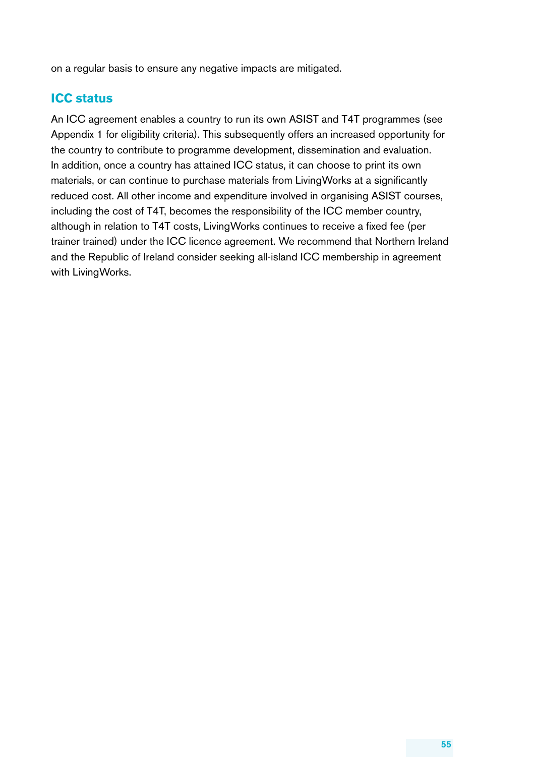on a regular basis to ensure any negative impacts are mitigated.

## ICC status

An ICC agreement enables a country to run its own ASIST and T4T programmes (see Appendix 1 for eligibility criteria). This subsequently offers an increased opportunity for the country to contribute to programme development, dissemination and evaluation. In addition, once a country has attained ICC status, it can choose to print its own materials, or can continue to purchase materials from LivingWorks at a significantly reduced cost. All other income and expenditure involved in organising ASIST courses, including the cost of T4T, becomes the responsibility of the ICC member country, although in relation to T4T costs, LivingWorks continues to receive a fixed fee (per trainer trained) under the ICC licence agreement. We recommend that Northern Ireland and the Republic of Ireland consider seeking all-island ICC membership in agreement with LivingWorks.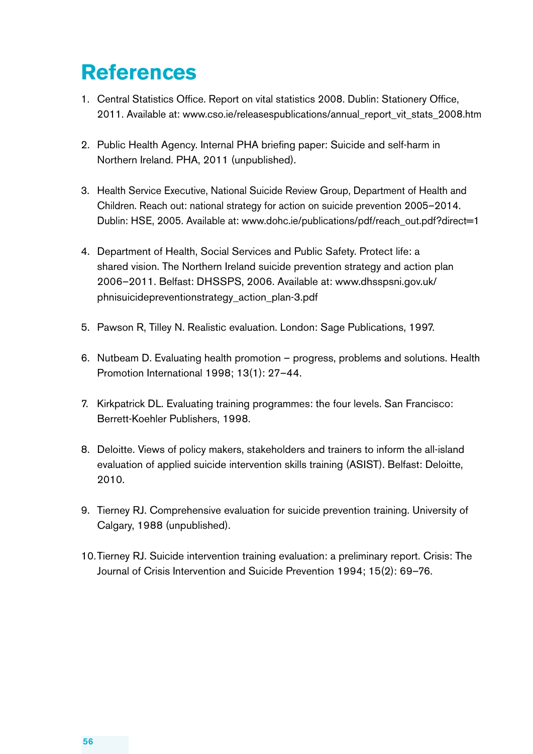# References

1. Central Statistics Office. Report on vital statistics 2008. Dublin: Stationery Office, 2011. Available at: www.cso.ie/releasespublications/annual_report_vit_stats_2008.htm

2. Public Health Agency. Internal PHA briefing paper: Suicide and self-harm in Northern Ireland. PHA, 2011 (unpublished).

3. Health Service Executive, National Suicide Review Group, Department of Health and Children. Reach out: national strategy for action on suicide prevention 2005–2014. Dublin: HSE, 2005. Available at: www.dohc.ie/publications/pdf/reach_out.pdf?direct=1

4. Department of Health, Social Services and Public Safety. Protect life: a shared vision. The Northern Ireland suicide prevention strategy and action plan 2006–2011. Belfast: DHSSPS, 2006. Available at: www.dhsspsni.gov.uk/phnisuicidepreventionstrategy_action_plan-3.pdf

5. Pawson R, Tilley N. Realistic evaluation. London: Sage Publications, 1997.

6. Nutbeam D. Evaluating health promotion – progress, problems and solutions. Health Promotion International 1998; 13(1): 27–44.

7. Kirkpatrick DL. Evaluating training programmes: the four levels. San Francisco: Berrett-Koehler Publishers, 1998.

8. Deloitte. Views of policy makers, stakeholders and trainers to inform the all-island evaluation of applied suicide intervention skills training (ASIST). Belfast: Deloitte, 2010.

9. Tierney RJ. Comprehensive evaluation for suicide prevention training. University of Calgary, 1988 (unpublished).

10. Tierney RJ. Suicide intervention training evaluation: a preliminary report. Crisis: The Journal of Crisis Intervention and Suicide Prevention 1994; 15(2): 69–76.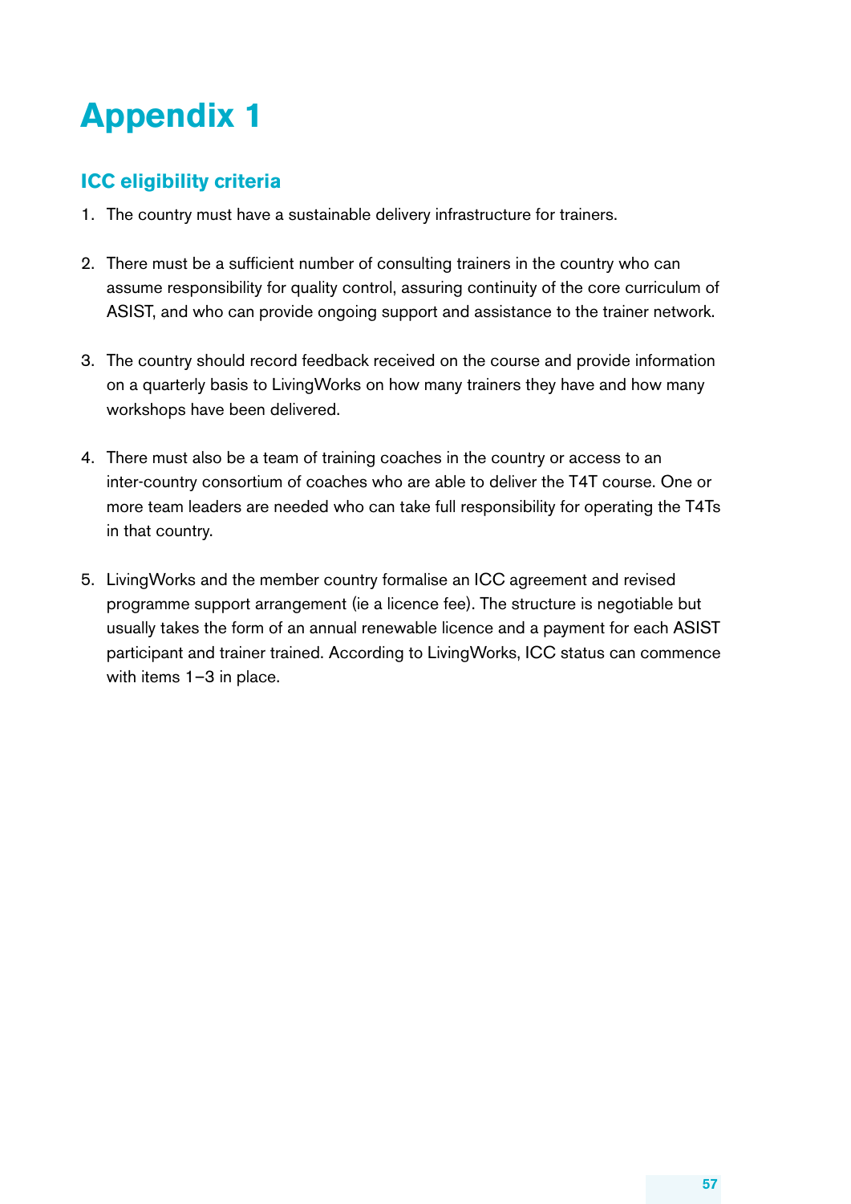# Appendix 1

## ICC eligibility criteria

1. The country must have a sustainable delivery infrastructure for trainers.

2. There must be a sufficient number of consulting trainers in the country who can assume responsibility for quality control, assuring continuity of the core curriculum of ASIST, and who can provide ongoing support and assistance to the trainer network.

3. The country should record feedback received on the course and provide information on a quarterly basis to LivingWorks on how many trainers they have and how many workshops have been delivered.

4. There must also be a team of training coaches in the country or access to an inter-country consortium of coaches who are able to deliver the T4T course. One or more team leaders are needed who can take full responsibility for operating the T4Ts in that country.

5. LivingWorks and the member country formalise an ICC agreement and revised programme support arrangement (ie a licence fee). The structure is negotiable but usually takes the form of an annual renewable licence and a payment for each ASIST participant and trainer trained. According to LivingWorks, ICC status can commence with items 1–3 in place.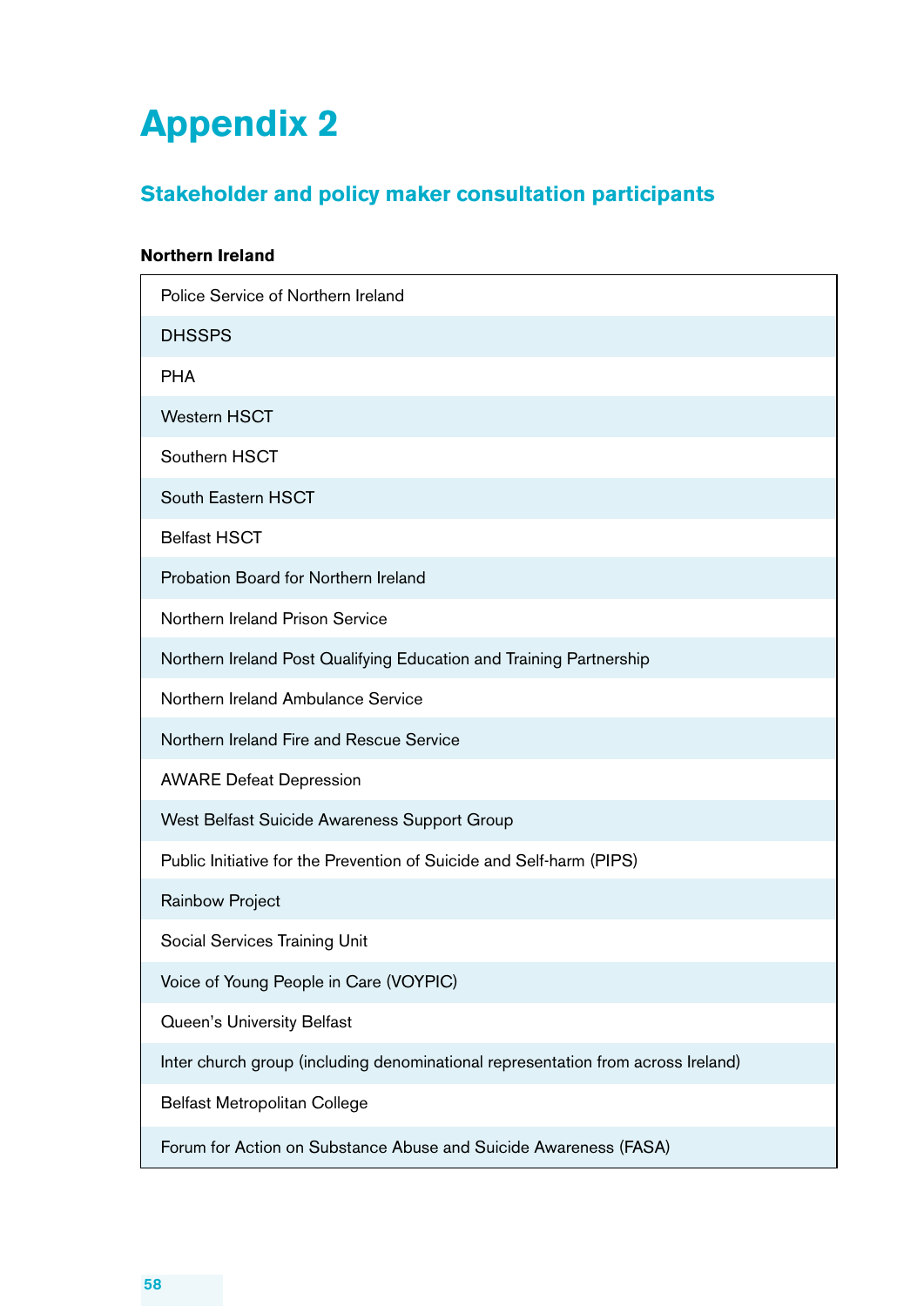# Appendix 2

## Stakeholder and policy maker consultation participants

**Northern Ireland**

| |
|---|
| Police Service of Northern Ireland |
| DHSSPS |
| PHA |
| Western HSCT |
| Southern HSCT |
| South Eastern HSCT |
| Belfast HSCT |
| Probation Board for Northern Ireland |
| Northern Ireland Prison Service |
| Northern Ireland Post Qualifying Education and Training Partnership |
| Northern Ireland Ambulance Service |
| Northern Ireland Fire and Rescue Service |
| AWARE Defeat Depression |
| West Belfast Suicide Awareness Support Group |
| Public Initiative for the Prevention of Suicide and Self-harm (PIPS) |
| Rainbow Project |
| Social Services Training Unit |
| Voice of Young People in Care (VOYPIC) |
| Queen's University Belfast |
| Inter church group (including denominational representation from across Ireland) |
| Belfast Metropolitan College |
| Forum for Action on Substance Abuse and Suicide Awareness (FASA) |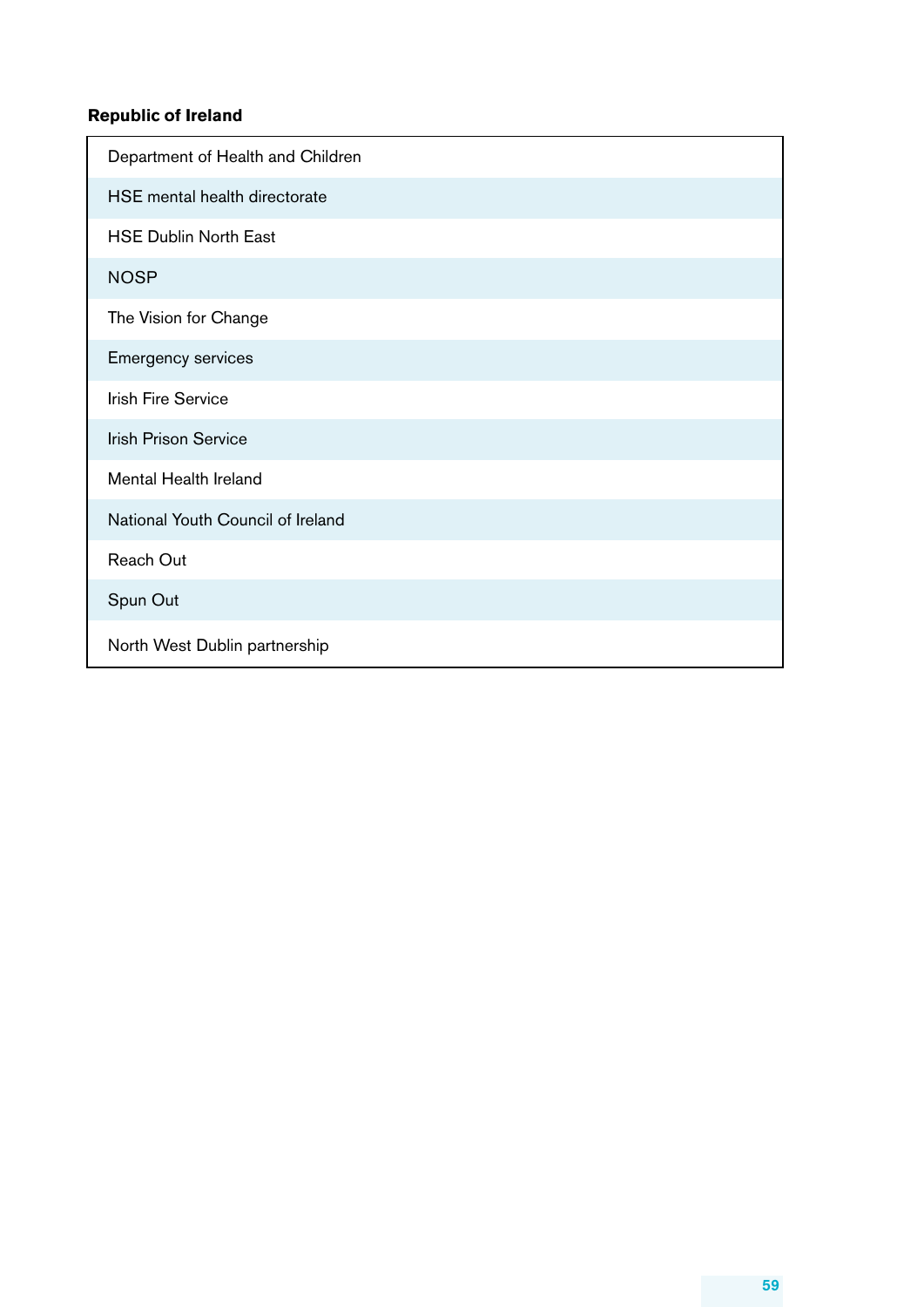**Republic of Ireland**

| |
|---|
| Department of Health and Children |
| HSE mental health directorate |
| HSE Dublin North East |
| NOSP |
| The Vision for Change |
| Emergency services |
| Irish Fire Service |
| Irish Prison Service |
| Mental Health Ireland |
| National Youth Council of Ireland |
| Reach Out |
| Spun Out |
| North West Dublin partnership |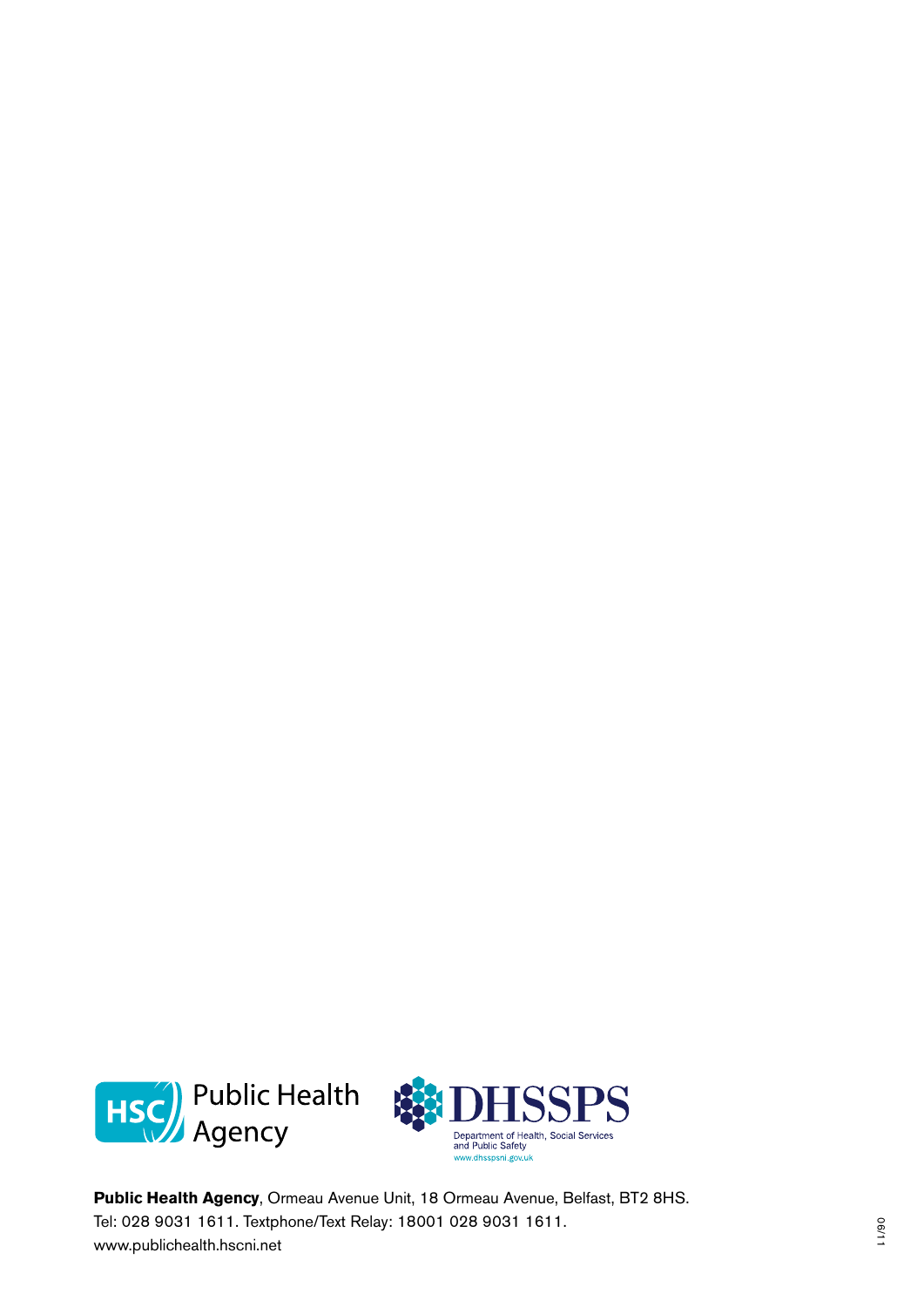HSC Public Health Agency

DHSSPS
Department of Health, Social Services and Public Safety
www.dhsspsni.gov.uk

**Public Health Agency**, Ormeau Avenue Unit, 18 Ormeau Avenue, Belfast, BT2 8HS.
Tel: 028 9031 1611. Textphone/Text Relay: 18001 028 9031 1611.
www.publichealth.hscni.net

06/11